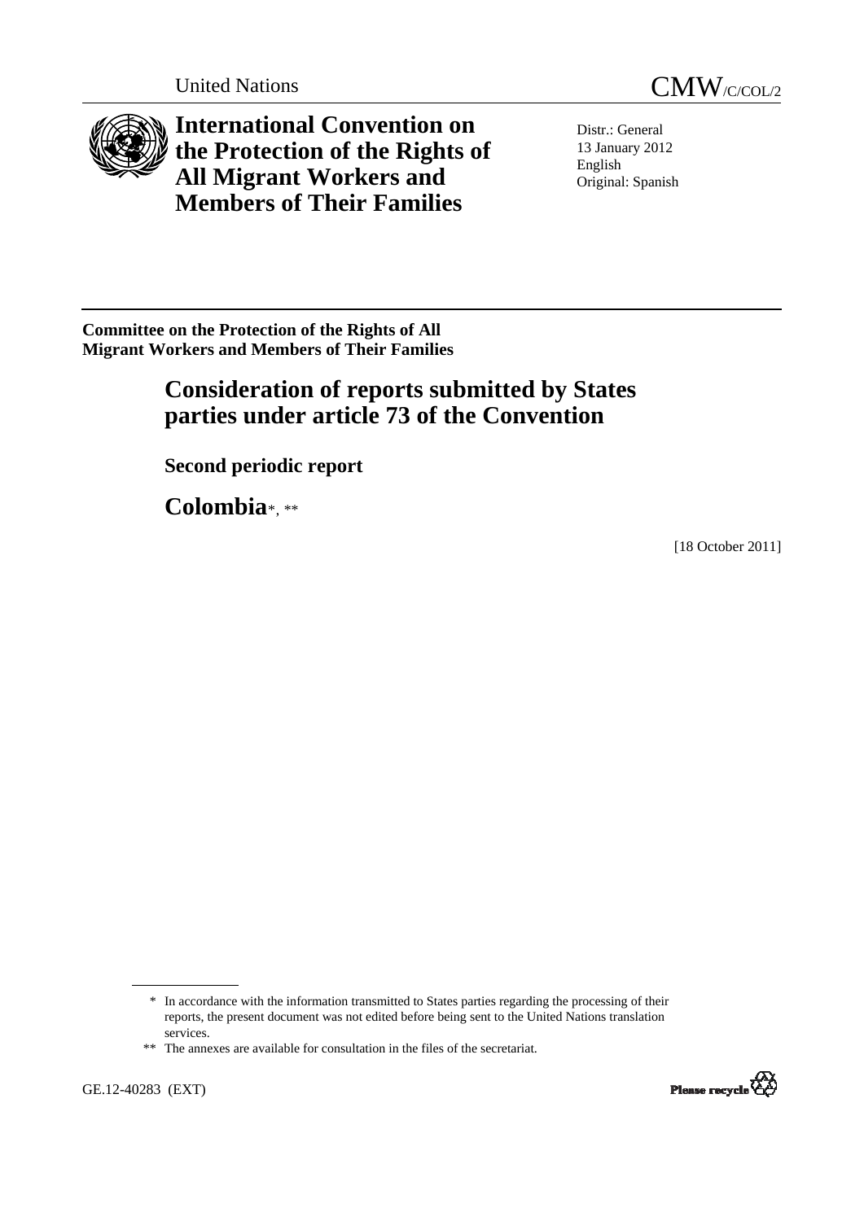United Nations

CMW/C/COL/2

# International Convention on the Protection of the Rights of All Migrant Workers and Members of Their Families

Distr.: General
13 January 2012
English
Original: Spanish

**Committee on the Protection of the Rights of All Migrant Workers and Members of Their Families**

## Consideration of reports submitted by States parties under article 73 of the Convention

### Second periodic report

## Colombia*, **

[18 October 2011]

\* In accordance with the information transmitted to States parties regarding the processing of their reports, the present document was not edited before being sent to the United Nations translation services.

\*\* The annexes are available for consultation in the files of the secretariat.

GE.12-40283 (EXT)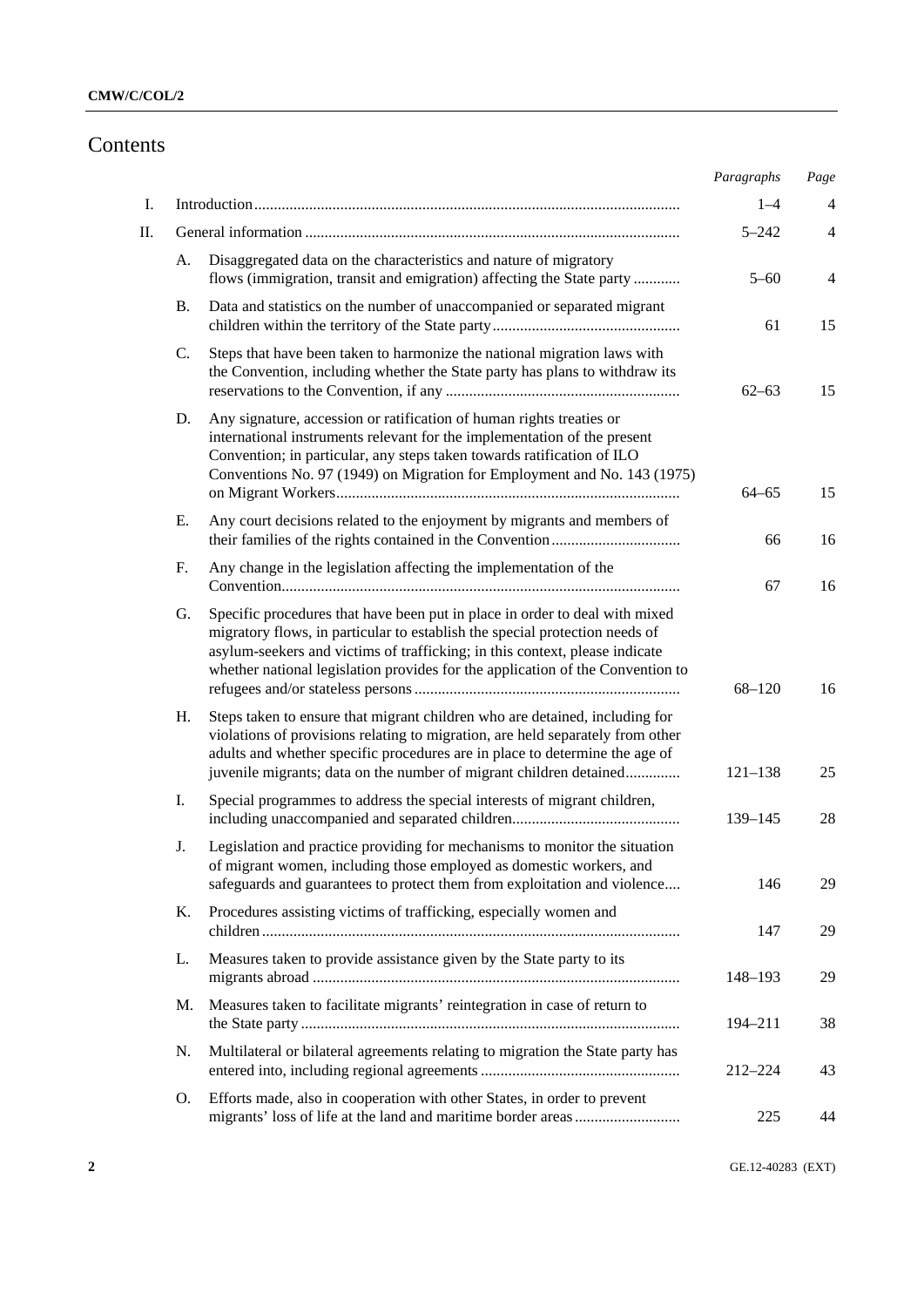# Contents

| | | | Paragraphs | Page |
|---|---|---|---|---|
| I. | | Introduction | 1–4 | 4 |
| II. | | General information | 5–242 | 4 |
| | A. | Disaggregated data on the characteristics and nature of migratory flows (immigration, transit and emigration) affecting the State party | 5–60 | 4 |
| | B. | Data and statistics on the number of unaccompanied or separated migrant children within the territory of the State party | 61 | 15 |
| | C. | Steps that have been taken to harmonize the national migration laws with the Convention, including whether the State party has plans to withdraw its reservations to the Convention, if any | 62–63 | 15 |
| | D. | Any signature, accession or ratification of human rights treaties or international instruments relevant for the implementation of the present Convention; in particular, any steps taken towards ratification of ILO Conventions No. 97 (1949) on Migration for Employment and No. 143 (1975) on Migrant Workers | 64–65 | 15 |
| | E. | Any court decisions related to the enjoyment by migrants and members of their families of the rights contained in the Convention | 66 | 16 |
| | F. | Any change in the legislation affecting the implementation of the Convention | 67 | 16 |
| | G. | Specific procedures that have been put in place in order to deal with mixed migratory flows, in particular to establish the special protection needs of asylum-seekers and victims of trafficking; in this context, please indicate whether national legislation provides for the application of the Convention to refugees and/or stateless persons | 68–120 | 16 |
| | H. | Steps taken to ensure that migrant children who are detained, including for violations of provisions relating to migration, are held separately from other adults and whether specific procedures are in place to determine the age of juvenile migrants; data on the number of migrant children detained | 121–138 | 25 |
| | I. | Special programmes to address the special interests of migrant children, including unaccompanied and separated children | 139–145 | 28 |
| | J. | Legislation and practice providing for mechanisms to monitor the situation of migrant women, including those employed as domestic workers, and safeguards and guarantees to protect them from exploitation and violence | 146 | 29 |
| | K. | Procedures assisting victims of trafficking, especially women and children | 147 | 29 |
| | L. | Measures taken to provide assistance given by the State party to its migrants abroad | 148–193 | 29 |
| | M. | Measures taken to facilitate migrants' reintegration in case of return to the State party | 194–211 | 38 |
| | N. | Multilateral or bilateral agreements relating to migration the State party has entered into, including regional agreements | 212–224 | 43 |
| | O. | Efforts made, also in cooperation with other States, in order to prevent migrants' loss of life at the land and maritime border areas | 225 | 44 |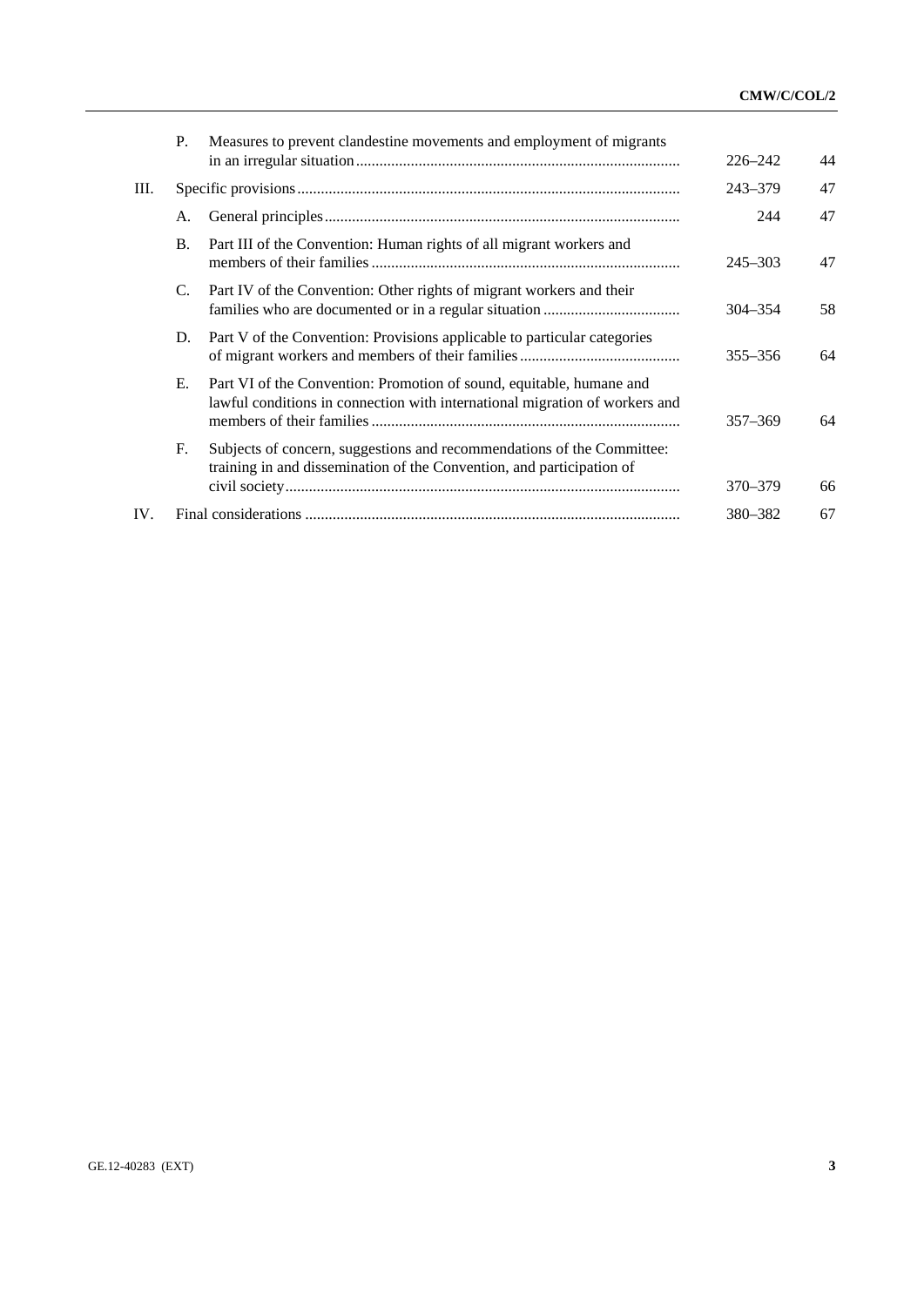|  |  |  |  |  |
|---|---|---|---|---|
|  | P. | Measures to prevent clandestine movements and employment of migrants in an irregular situation | 226–242 | 44 |
| III. |  | Specific provisions | 243–379 | 47 |
|  | A. | General principles | 244 | 47 |
|  | B. | Part III of the Convention: Human rights of all migrant workers and members of their families | 245–303 | 47 |
|  | C. | Part IV of the Convention: Other rights of migrant workers and their families who are documented or in a regular situation | 304–354 | 58 |
|  | D. | Part V of the Convention: Provisions applicable to particular categories of migrant workers and members of their families | 355–356 | 64 |
|  | E. | Part VI of the Convention: Promotion of sound, equitable, humane and lawful conditions in connection with international migration of workers and members of their families | 357–369 | 64 |
|  | F. | Subjects of concern, suggestions and recommendations of the Committee: training in and dissemination of the Convention, and participation of civil society | 370–379 | 66 |
| IV. |  | Final considerations | 380–382 | 67 |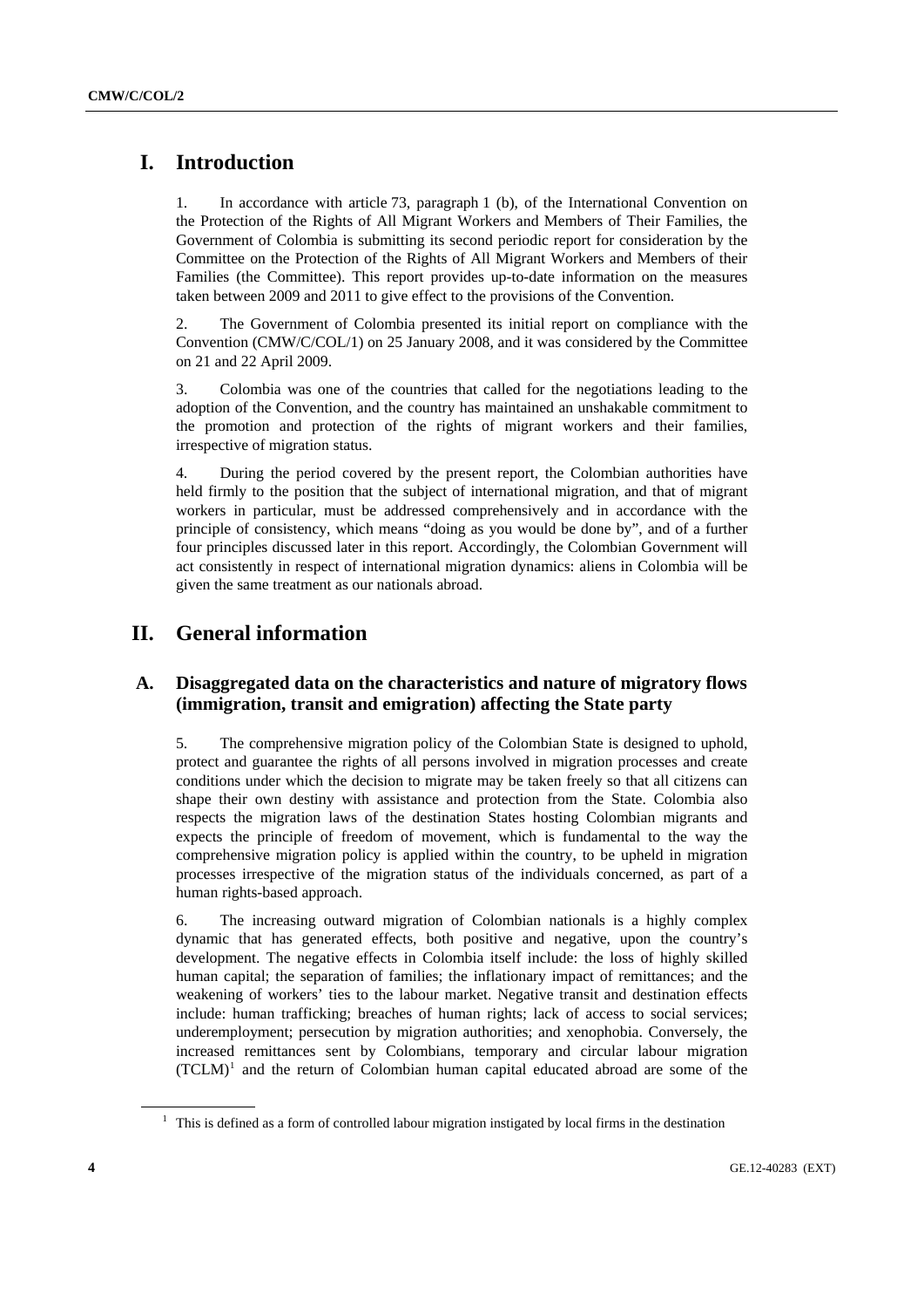# I. Introduction

1. In accordance with article 73, paragraph 1 (b), of the International Convention on the Protection of the Rights of All Migrant Workers and Members of Their Families, the Government of Colombia is submitting its second periodic report for consideration by the Committee on the Protection of the Rights of All Migrant Workers and Members of their Families (the Committee). This report provides up-to-date information on the measures taken between 2009 and 2011 to give effect to the provisions of the Convention.

2. The Government of Colombia presented its initial report on compliance with the Convention (CMW/C/COL/1) on 25 January 2008, and it was considered by the Committee on 21 and 22 April 2009.

3. Colombia was one of the countries that called for the negotiations leading to the adoption of the Convention, and the country has maintained an unshakable commitment to the promotion and protection of the rights of migrant workers and their families, irrespective of migration status.

4. During the period covered by the present report, the Colombian authorities have held firmly to the position that the subject of international migration, and that of migrant workers in particular, must be addressed comprehensively and in accordance with the principle of consistency, which means "doing as you would be done by", and of a further four principles discussed later in this report. Accordingly, the Colombian Government will act consistently in respect of international migration dynamics: aliens in Colombia will be given the same treatment as our nationals abroad.

# II. General information

## A. Disaggregated data on the characteristics and nature of migratory flows (immigration, transit and emigration) affecting the State party

5. The comprehensive migration policy of the Colombian State is designed to uphold, protect and guarantee the rights of all persons involved in migration processes and create conditions under which the decision to migrate may be taken freely so that all citizens can shape their own destiny with assistance and protection from the State. Colombia also respects the migration laws of the destination States hosting Colombian migrants and expects the principle of freedom of movement, which is fundamental to the way the comprehensive migration policy is applied within the country, to be upheld in migration processes irrespective of the migration status of the individuals concerned, as part of a human rights-based approach.

6. The increasing outward migration of Colombian nationals is a highly complex dynamic that has generated effects, both positive and negative, upon the country's development. The negative effects in Colombia itself include: the loss of highly skilled human capital; the separation of families; the inflationary impact of remittances; and the weakening of workers' ties to the labour market. Negative transit and destination effects include: human trafficking; breaches of human rights; lack of access to social services; underemployment; persecution by migration authorities; and xenophobia. Conversely, the increased remittances sent by Colombians, temporary and circular labour migration (TCLM)[1] and the return of Colombian human capital educated abroad are some of the

[1] This is defined as a form of controlled labour migration instigated by local firms in the destination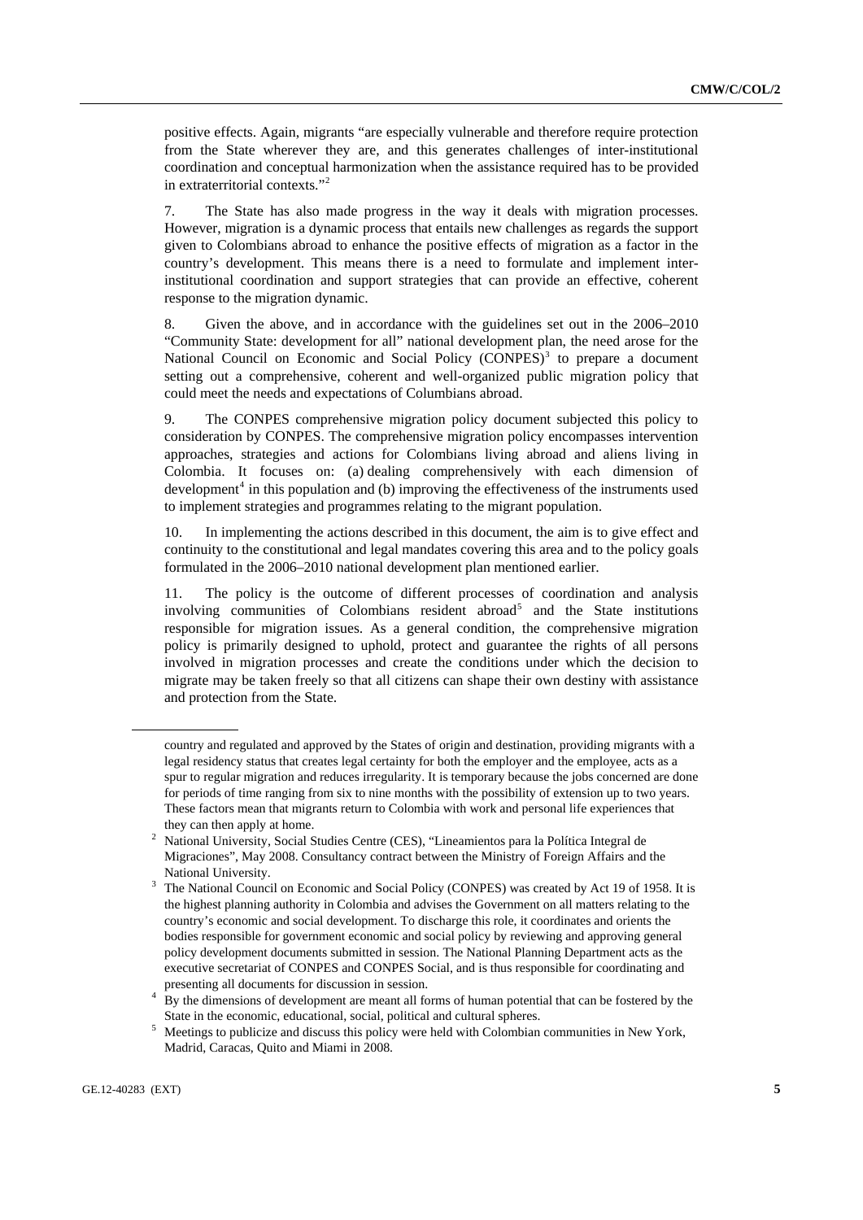positive effects. Again, migrants "are especially vulnerable and therefore require protection from the State wherever they are, and this generates challenges of inter-institutional coordination and conceptual harmonization when the assistance required has to be provided in extraterritorial contexts."[2]

7. The State has also made progress in the way it deals with migration processes. However, migration is a dynamic process that entails new challenges as regards the support given to Colombians abroad to enhance the positive effects of migration as a factor in the country's development. This means there is a need to formulate and implement inter-institutional coordination and support strategies that can provide an effective, coherent response to the migration dynamic.

8. Given the above, and in accordance with the guidelines set out in the 2006–2010 "Community State: development for all" national development plan, the need arose for the National Council on Economic and Social Policy (CONPES)[3] to prepare a document setting out a comprehensive, coherent and well-organized public migration policy that could meet the needs and expectations of Columbians abroad.

9. The CONPES comprehensive migration policy document subjected this policy to consideration by CONPES. The comprehensive migration policy encompasses intervention approaches, strategies and actions for Colombians living abroad and aliens living in Colombia. It focuses on: (a) dealing comprehensively with each dimension of development[4] in this population and (b) improving the effectiveness of the instruments used to implement strategies and programmes relating to the migrant population.

10. In implementing the actions described in this document, the aim is to give effect and continuity to the constitutional and legal mandates covering this area and to the policy goals formulated in the 2006–2010 national development plan mentioned earlier.

11. The policy is the outcome of different processes of coordination and analysis involving communities of Colombians resident abroad[5] and the State institutions responsible for migration issues. As a general condition, the comprehensive migration policy is primarily designed to uphold, protect and guarantee the rights of all persons involved in migration processes and create the conditions under which the decision to migrate may be taken freely so that all citizens can shape their own destiny with assistance and protection from the State.

---

country and regulated and approved by the States of origin and destination, providing migrants with a legal residency status that creates legal certainty for both the employer and the employee, acts as a spur to regular migration and reduces irregularity. It is temporary because the jobs concerned are done for periods of time ranging from six to nine months with the possibility of extension up to two years. These factors mean that migrants return to Colombia with work and personal life experiences that they can then apply at home.

[2] National University, Social Studies Centre (CES), "Lineamientos para la Política Integral de Migraciones", May 2008. Consultancy contract between the Ministry of Foreign Affairs and the National University.

[3] The National Council on Economic and Social Policy (CONPES) was created by Act 19 of 1958. It is the highest planning authority in Colombia and advises the Government on all matters relating to the country's economic and social development. To discharge this role, it coordinates and orients the bodies responsible for government economic and social policy by reviewing and approving general policy development documents submitted in session. The National Planning Department acts as the executive secretariat of CONPES and CONPES Social, and is thus responsible for coordinating and presenting all documents for discussion in session.

[4] By the dimensions of development are meant all forms of human potential that can be fostered by the State in the economic, educational, social, political and cultural spheres.

[5] Meetings to publicize and discuss this policy were held with Colombian communities in New York, Madrid, Caracas, Quito and Miami in 2008.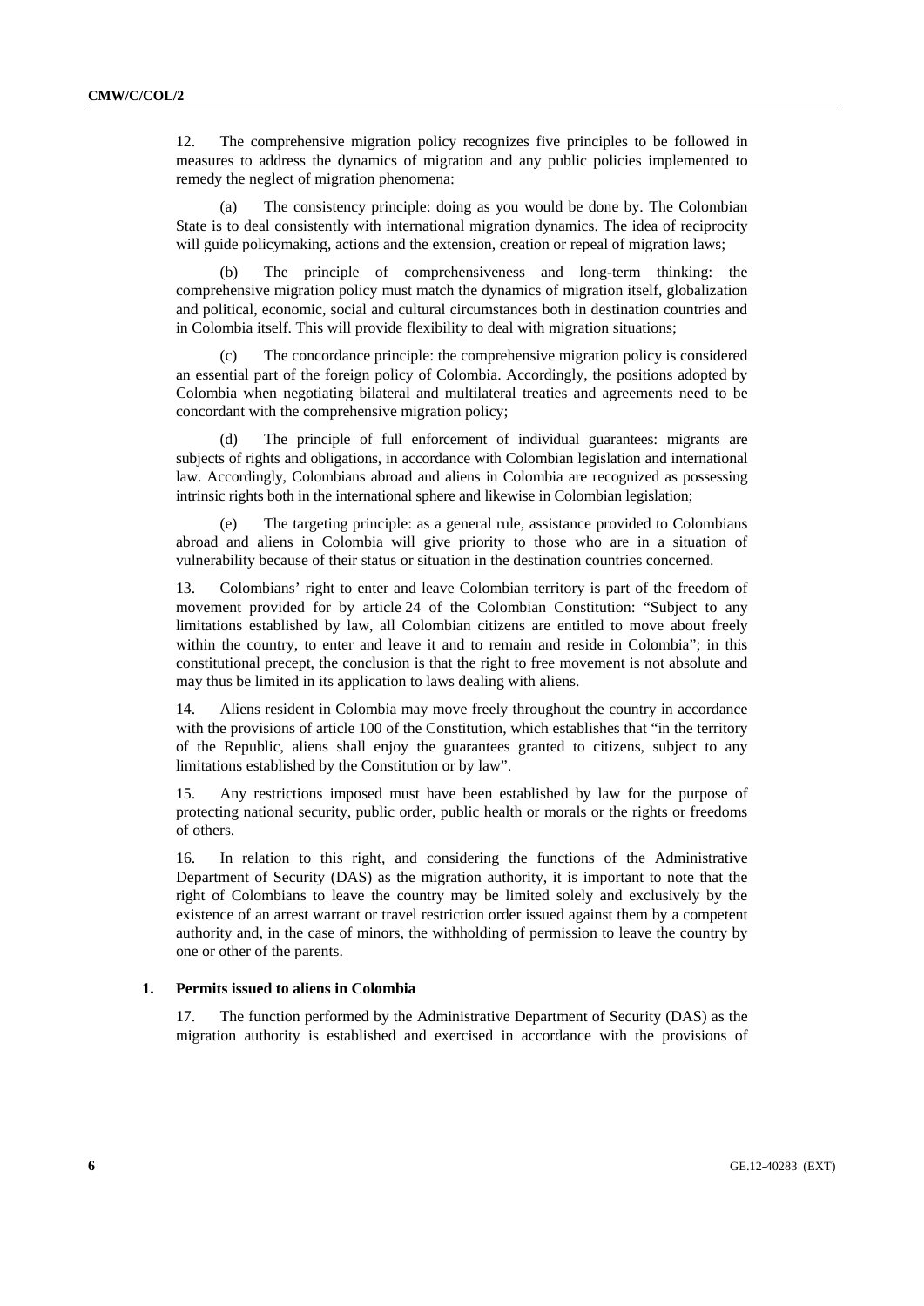12. The comprehensive migration policy recognizes five principles to be followed in measures to address the dynamics of migration and any public policies implemented to remedy the neglect of migration phenomena:

(a) The consistency principle: doing as you would be done by. The Colombian State is to deal consistently with international migration dynamics. The idea of reciprocity will guide policymaking, actions and the extension, creation or repeal of migration laws;

(b) The principle of comprehensiveness and long-term thinking: the comprehensive migration policy must match the dynamics of migration itself, globalization and political, economic, social and cultural circumstances both in destination countries and in Colombia itself. This will provide flexibility to deal with migration situations;

(c) The concordance principle: the comprehensive migration policy is considered an essential part of the foreign policy of Colombia. Accordingly, the positions adopted by Colombia when negotiating bilateral and multilateral treaties and agreements need to be concordant with the comprehensive migration policy;

(d) The principle of full enforcement of individual guarantees: migrants are subjects of rights and obligations, in accordance with Colombian legislation and international law. Accordingly, Colombians abroad and aliens in Colombia are recognized as possessing intrinsic rights both in the international sphere and likewise in Colombian legislation;

(e) The targeting principle: as a general rule, assistance provided to Colombians abroad and aliens in Colombia will give priority to those who are in a situation of vulnerability because of their status or situation in the destination countries concerned.

13. Colombians' right to enter and leave Colombian territory is part of the freedom of movement provided for by article 24 of the Colombian Constitution: "Subject to any limitations established by law, all Colombian citizens are entitled to move about freely within the country, to enter and leave it and to remain and reside in Colombia"; in this constitutional precept, the conclusion is that the right to free movement is not absolute and may thus be limited in its application to laws dealing with aliens.

14. Aliens resident in Colombia may move freely throughout the country in accordance with the provisions of article 100 of the Constitution, which establishes that "in the territory of the Republic, aliens shall enjoy the guarantees granted to citizens, subject to any limitations established by the Constitution or by law".

15. Any restrictions imposed must have been established by law for the purpose of protecting national security, public order, public health or morals or the rights or freedoms of others.

16. In relation to this right, and considering the functions of the Administrative Department of Security (DAS) as the migration authority, it is important to note that the right of Colombians to leave the country may be limited solely and exclusively by the existence of an arrest warrant or travel restriction order issued against them by a competent authority and, in the case of minors, the withholding of permission to leave the country by one or other of the parents.

### 1. Permits issued to aliens in Colombia

17. The function performed by the Administrative Department of Security (DAS) as the migration authority is established and exercised in accordance with the provisions of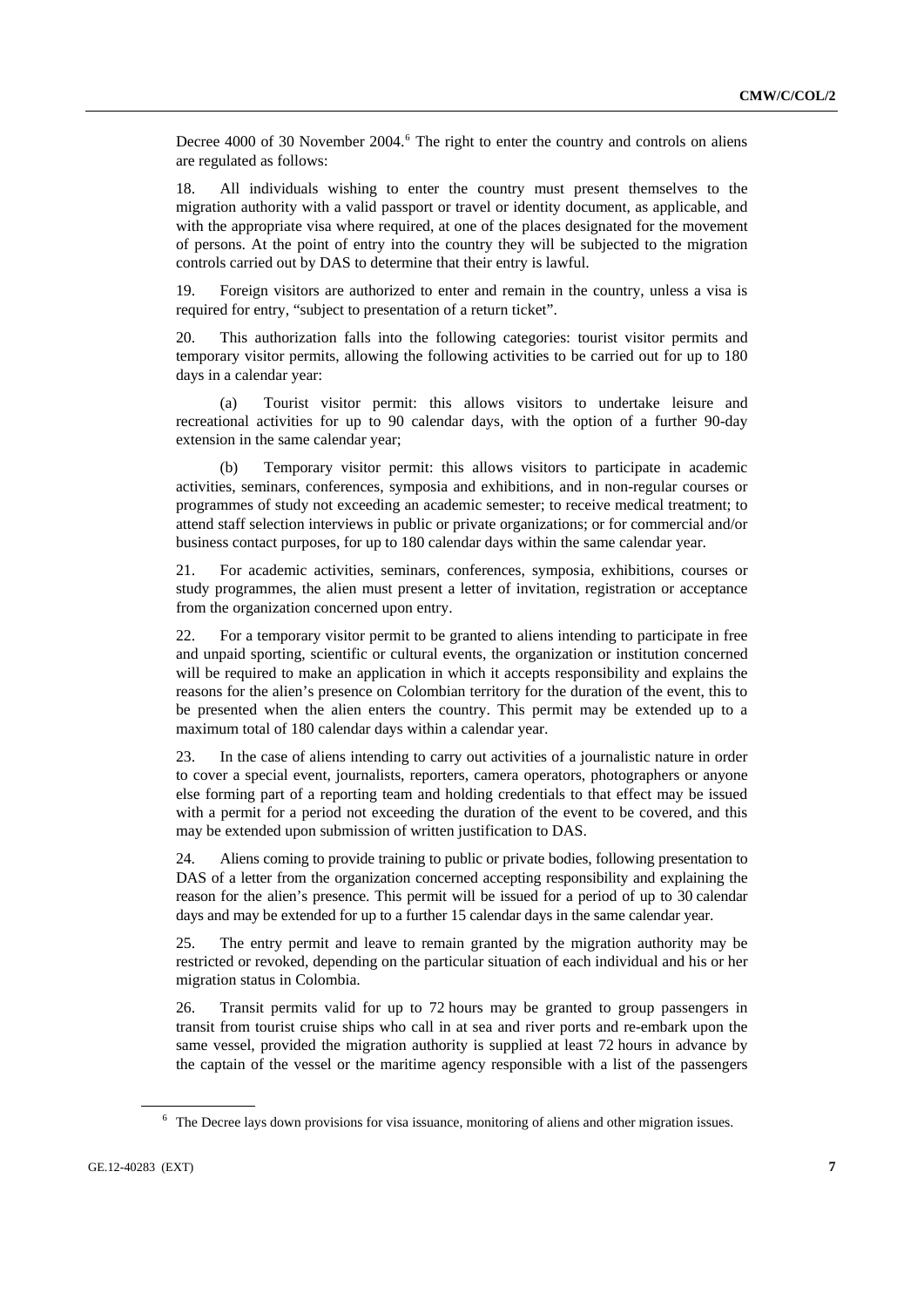Decree 4000 of 30 November 2004.[6] The right to enter the country and controls on aliens are regulated as follows:

18. All individuals wishing to enter the country must present themselves to the migration authority with a valid passport or travel or identity document, as applicable, and with the appropriate visa where required, at one of the places designated for the movement of persons. At the point of entry into the country they will be subjected to the migration controls carried out by DAS to determine that their entry is lawful.

19. Foreign visitors are authorized to enter and remain in the country, unless a visa is required for entry, "subject to presentation of a return ticket".

20. This authorization falls into the following categories: tourist visitor permits and temporary visitor permits, allowing the following activities to be carried out for up to 180 days in a calendar year:

(a) Tourist visitor permit: this allows visitors to undertake leisure and recreational activities for up to 90 calendar days, with the option of a further 90-day extension in the same calendar year;

(b) Temporary visitor permit: this allows visitors to participate in academic activities, seminars, conferences, symposia and exhibitions, and in non-regular courses or programmes of study not exceeding an academic semester; to receive medical treatment; to attend staff selection interviews in public or private organizations; or for commercial and/or business contact purposes, for up to 180 calendar days within the same calendar year.

21. For academic activities, seminars, conferences, symposia, exhibitions, courses or study programmes, the alien must present a letter of invitation, registration or acceptance from the organization concerned upon entry.

22. For a temporary visitor permit to be granted to aliens intending to participate in free and unpaid sporting, scientific or cultural events, the organization or institution concerned will be required to make an application in which it accepts responsibility and explains the reasons for the alien's presence on Colombian territory for the duration of the event, this to be presented when the alien enters the country. This permit may be extended up to a maximum total of 180 calendar days within a calendar year.

23. In the case of aliens intending to carry out activities of a journalistic nature in order to cover a special event, journalists, reporters, camera operators, photographers or anyone else forming part of a reporting team and holding credentials to that effect may be issued with a permit for a period not exceeding the duration of the event to be covered, and this may be extended upon submission of written justification to DAS.

24. Aliens coming to provide training to public or private bodies, following presentation to DAS of a letter from the organization concerned accepting responsibility and explaining the reason for the alien's presence. This permit will be issued for a period of up to 30 calendar days and may be extended for up to a further 15 calendar days in the same calendar year.

25. The entry permit and leave to remain granted by the migration authority may be restricted or revoked, depending on the particular situation of each individual and his or her migration status in Colombia.

26. Transit permits valid for up to 72 hours may be granted to group passengers in transit from tourist cruise ships who call in at sea and river ports and re-embark upon the same vessel, provided the migration authority is supplied at least 72 hours in advance by the captain of the vessel or the maritime agency responsible with a list of the passengers

[6] The Decree lays down provisions for visa issuance, monitoring of aliens and other migration issues.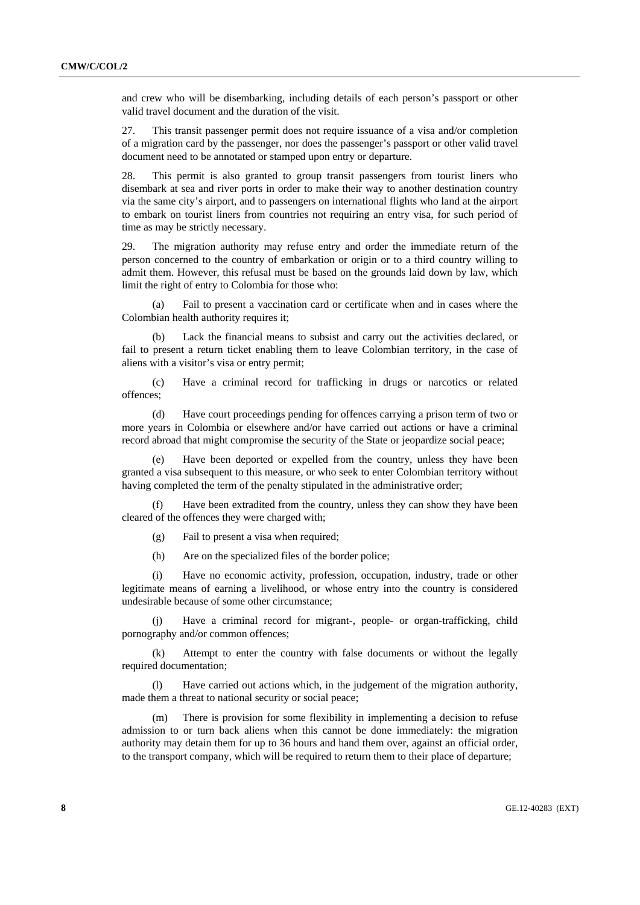and crew who will be disembarking, including details of each person's passport or other valid travel document and the duration of the visit.

27. This transit passenger permit does not require issuance of a visa and/or completion of a migration card by the passenger, nor does the passenger's passport or other valid travel document need to be annotated or stamped upon entry or departure.

28. This permit is also granted to group transit passengers from tourist liners who disembark at sea and river ports in order to make their way to another destination country via the same city's airport, and to passengers on international flights who land at the airport to embark on tourist liners from countries not requiring an entry visa, for such period of time as may be strictly necessary.

29. The migration authority may refuse entry and order the immediate return of the person concerned to the country of embarkation or origin or to a third country willing to admit them. However, this refusal must be based on the grounds laid down by law, which limit the right of entry to Colombia for those who:

(a) Fail to present a vaccination card or certificate when and in cases where the Colombian health authority requires it;

(b) Lack the financial means to subsist and carry out the activities declared, or fail to present a return ticket enabling them to leave Colombian territory, in the case of aliens with a visitor's visa or entry permit;

(c) Have a criminal record for trafficking in drugs or narcotics or related offences;

(d) Have court proceedings pending for offences carrying a prison term of two or more years in Colombia or elsewhere and/or have carried out actions or have a criminal record abroad that might compromise the security of the State or jeopardize social peace;

(e) Have been deported or expelled from the country, unless they have been granted a visa subsequent to this measure, or who seek to enter Colombian territory without having completed the term of the penalty stipulated in the administrative order;

(f) Have been extradited from the country, unless they can show they have been cleared of the offences they were charged with;

(g) Fail to present a visa when required;

(h) Are on the specialized files of the border police;

(i) Have no economic activity, profession, occupation, industry, trade or other legitimate means of earning a livelihood, or whose entry into the country is considered undesirable because of some other circumstance;

(j) Have a criminal record for migrant-, people- or organ-trafficking, child pornography and/or common offences;

(k) Attempt to enter the country with false documents or without the legally required documentation;

(l) Have carried out actions which, in the judgement of the migration authority, made them a threat to national security or social peace;

(m) There is provision for some flexibility in implementing a decision to refuse admission to or turn back aliens when this cannot be done immediately: the migration authority may detain them for up to 36 hours and hand them over, against an official order, to the transport company, which will be required to return them to their place of departure;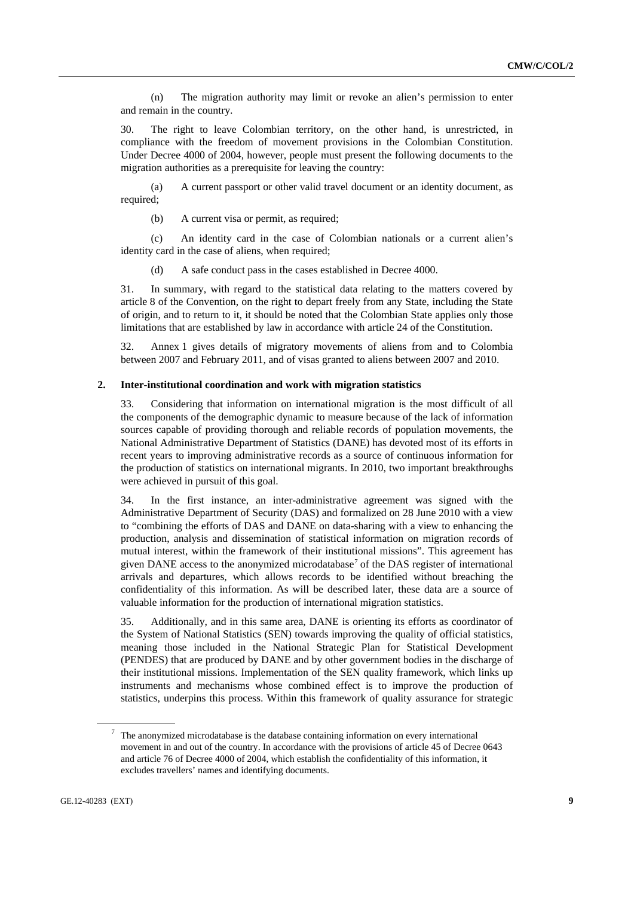(n) The migration authority may limit or revoke an alien's permission to enter and remain in the country.

30. The right to leave Colombian territory, on the other hand, is unrestricted, in compliance with the freedom of movement provisions in the Colombian Constitution. Under Decree 4000 of 2004, however, people must present the following documents to the migration authorities as a prerequisite for leaving the country:

(a) A current passport or other valid travel document or an identity document, as required;

(b) A current visa or permit, as required;

(c) An identity card in the case of Colombian nationals or a current alien's identity card in the case of aliens, when required;

(d) A safe conduct pass in the cases established in Decree 4000.

31. In summary, with regard to the statistical data relating to the matters covered by article 8 of the Convention, on the right to depart freely from any State, including the State of origin, and to return to it, it should be noted that the Colombian State applies only those limitations that are established by law in accordance with article 24 of the Constitution.

32. Annex 1 gives details of migratory movements of aliens from and to Colombia between 2007 and February 2011, and of visas granted to aliens between 2007 and 2010.

## 2. Inter-institutional coordination and work with migration statistics

33. Considering that information on international migration is the most difficult of all the components of the demographic dynamic to measure because of the lack of information sources capable of providing thorough and reliable records of population movements, the National Administrative Department of Statistics (DANE) has devoted most of its efforts in recent years to improving administrative records as a source of continuous information for the production of statistics on international migrants. In 2010, two important breakthroughs were achieved in pursuit of this goal.

34. In the first instance, an inter-administrative agreement was signed with the Administrative Department of Security (DAS) and formalized on 28 June 2010 with a view to "combining the efforts of DAS and DANE on data-sharing with a view to enhancing the production, analysis and dissemination of statistical information on migration records of mutual interest, within the framework of their institutional missions". This agreement has given DANE access to the anonymized microdatabase[7] of the DAS register of international arrivals and departures, which allows records to be identified without breaching the confidentiality of this information. As will be described later, these data are a source of valuable information for the production of international migration statistics.

35. Additionally, and in this same area, DANE is orienting its efforts as coordinator of the System of National Statistics (SEN) towards improving the quality of official statistics, meaning those included in the National Strategic Plan for Statistical Development (PENDES) that are produced by DANE and by other government bodies in the discharge of their institutional missions. Implementation of the SEN quality framework, which links up instruments and mechanisms whose combined effect is to improve the production of statistics, underpins this process. Within this framework of quality assurance for strategic

[7] The anonymized microdatabase is the database containing information on every international movement in and out of the country. In accordance with the provisions of article 45 of Decree 0643 and article 76 of Decree 4000 of 2004, which establish the confidentiality of this information, it excludes travellers' names and identifying documents.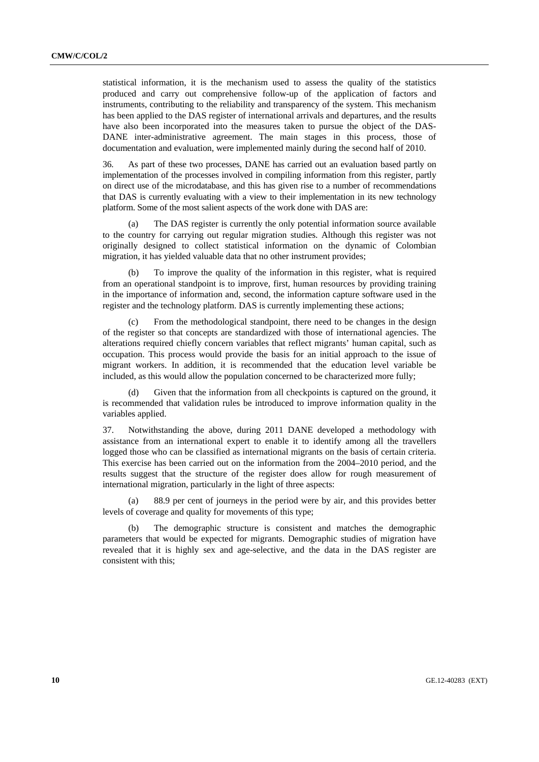statistical information, it is the mechanism used to assess the quality of the statistics produced and carry out comprehensive follow-up of the application of factors and instruments, contributing to the reliability and transparency of the system. This mechanism has been applied to the DAS register of international arrivals and departures, and the results have also been incorporated into the measures taken to pursue the object of the DAS-DANE inter-administrative agreement. The main stages in this process, those of documentation and evaluation, were implemented mainly during the second half of 2010.

36. As part of these two processes, DANE has carried out an evaluation based partly on implementation of the processes involved in compiling information from this register, partly on direct use of the microdatabase, and this has given rise to a number of recommendations that DAS is currently evaluating with a view to their implementation in its new technology platform. Some of the most salient aspects of the work done with DAS are:

(a) The DAS register is currently the only potential information source available to the country for carrying out regular migration studies. Although this register was not originally designed to collect statistical information on the dynamic of Colombian migration, it has yielded valuable data that no other instrument provides;

(b) To improve the quality of the information in this register, what is required from an operational standpoint is to improve, first, human resources by providing training in the importance of information and, second, the information capture software used in the register and the technology platform. DAS is currently implementing these actions;

(c) From the methodological standpoint, there need to be changes in the design of the register so that concepts are standardized with those of international agencies. The alterations required chiefly concern variables that reflect migrants' human capital, such as occupation. This process would provide the basis for an initial approach to the issue of migrant workers. In addition, it is recommended that the education level variable be included, as this would allow the population concerned to be characterized more fully;

(d) Given that the information from all checkpoints is captured on the ground, it is recommended that validation rules be introduced to improve information quality in the variables applied.

37. Notwithstanding the above, during 2011 DANE developed a methodology with assistance from an international expert to enable it to identify among all the travellers logged those who can be classified as international migrants on the basis of certain criteria. This exercise has been carried out on the information from the 2004–2010 period, and the results suggest that the structure of the register does allow for rough measurement of international migration, particularly in the light of three aspects:

(a) 88.9 per cent of journeys in the period were by air, and this provides better levels of coverage and quality for movements of this type;

(b) The demographic structure is consistent and matches the demographic parameters that would be expected for migrants. Demographic studies of migration have revealed that it is highly sex and age-selective, and the data in the DAS register are consistent with this;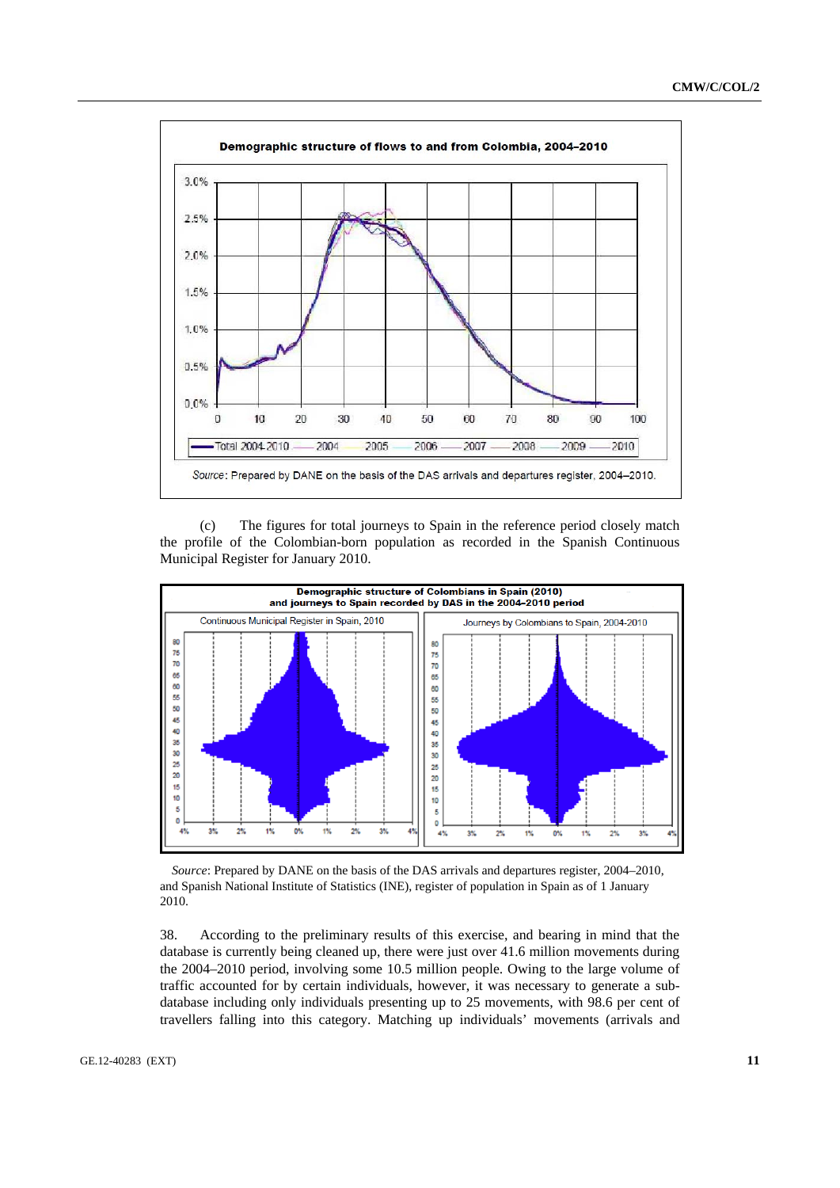**Demographic structure of flows to and from Colombia, 2004–2010**

*Source*: Prepared by DANE on the basis of the DAS arrivals and departures register, 2004–2010.

(c) The figures for total journeys to Spain in the reference period closely match the profile of the Colombian-born population as recorded in the Spanish Continuous Municipal Register for January 2010.

**Demographic structure of Colombians in Spain (2010) and journeys to Spain recorded by DAS in the 2004–2010 period**

*Source*: Prepared by DANE on the basis of the DAS arrivals and departures register, 2004–2010, and Spanish National Institute of Statistics (INE), register of population in Spain as of 1 January 2010.

38. According to the preliminary results of this exercise, and bearing in mind that the database is currently being cleaned up, there were just over 41.6 million movements during the 2004–2010 period, involving some 10.5 million people. Owing to the large volume of traffic accounted for by certain individuals, however, it was necessary to generate a sub-database including only individuals presenting up to 25 movements, with 98.6 per cent of travellers falling into this category. Matching up individuals' movements (arrivals and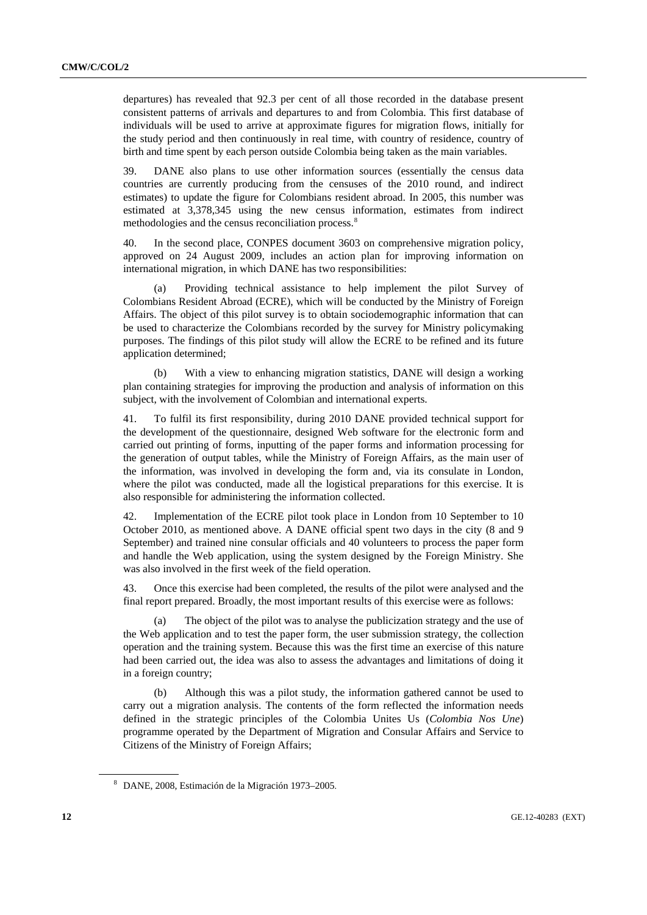departures) has revealed that 92.3 per cent of all those recorded in the database present consistent patterns of arrivals and departures to and from Colombia. This first database of individuals will be used to arrive at approximate figures for migration flows, initially for the study period and then continuously in real time, with country of residence, country of birth and time spent by each person outside Colombia being taken as the main variables.

39. DANE also plans to use other information sources (essentially the census data countries are currently producing from the censuses of the 2010 round, and indirect estimates) to update the figure for Colombians resident abroad. In 2005, this number was estimated at 3,378,345 using the new census information, estimates from indirect methodologies and the census reconciliation process.[8]

40. In the second place, CONPES document 3603 on comprehensive migration policy, approved on 24 August 2009, includes an action plan for improving information on international migration, in which DANE has two responsibilities:

(a) Providing technical assistance to help implement the pilot Survey of Colombians Resident Abroad (ECRE), which will be conducted by the Ministry of Foreign Affairs. The object of this pilot survey is to obtain sociodemographic information that can be used to characterize the Colombians recorded by the survey for Ministry policymaking purposes. The findings of this pilot study will allow the ECRE to be refined and its future application determined;

(b) With a view to enhancing migration statistics, DANE will design a working plan containing strategies for improving the production and analysis of information on this subject, with the involvement of Colombian and international experts.

41. To fulfil its first responsibility, during 2010 DANE provided technical support for the development of the questionnaire, designed Web software for the electronic form and carried out printing of forms, inputting of the paper forms and information processing for the generation of output tables, while the Ministry of Foreign Affairs, as the main user of the information, was involved in developing the form and, via its consulate in London, where the pilot was conducted, made all the logistical preparations for this exercise. It is also responsible for administering the information collected.

42. Implementation of the ECRE pilot took place in London from 10 September to 10 October 2010, as mentioned above. A DANE official spent two days in the city (8 and 9 September) and trained nine consular officials and 40 volunteers to process the paper form and handle the Web application, using the system designed by the Foreign Ministry. She was also involved in the first week of the field operation.

43. Once this exercise had been completed, the results of the pilot were analysed and the final report prepared. Broadly, the most important results of this exercise were as follows:

(a) The object of the pilot was to analyse the publicization strategy and the use of the Web application and to test the paper form, the user submission strategy, the collection operation and the training system. Because this was the first time an exercise of this nature had been carried out, the idea was also to assess the advantages and limitations of doing it in a foreign country;

(b) Although this was a pilot study, the information gathered cannot be used to carry out a migration analysis. The contents of the form reflected the information needs defined in the strategic principles of the Colombia Unites Us (*Colombia Nos Une*) programme operated by the Department of Migration and Consular Affairs and Service to Citizens of the Ministry of Foreign Affairs;

[8] DANE, 2008, Estimación de la Migración 1973–2005.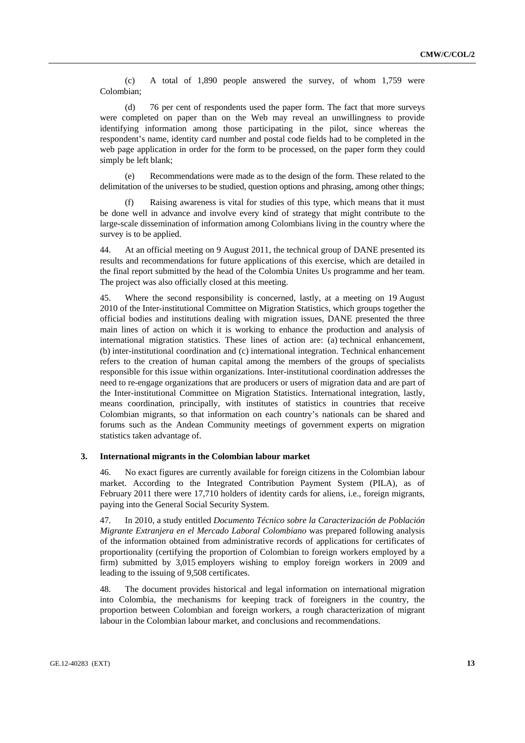(c) A total of 1,890 people answered the survey, of whom 1,759 were Colombian;

(d) 76 per cent of respondents used the paper form. The fact that more surveys were completed on paper than on the Web may reveal an unwillingness to provide identifying information among those participating in the pilot, since whereas the respondent's name, identity card number and postal code fields had to be completed in the web page application in order for the form to be processed, on the paper form they could simply be left blank;

(e) Recommendations were made as to the design of the form. These related to the delimitation of the universes to be studied, question options and phrasing, among other things;

(f) Raising awareness is vital for studies of this type, which means that it must be done well in advance and involve every kind of strategy that might contribute to the large-scale dissemination of information among Colombians living in the country where the survey is to be applied.

44. At an official meeting on 9 August 2011, the technical group of DANE presented its results and recommendations for future applications of this exercise, which are detailed in the final report submitted by the head of the Colombia Unites Us programme and her team. The project was also officially closed at this meeting.

45. Where the second responsibility is concerned, lastly, at a meeting on 19 August 2010 of the Inter-institutional Committee on Migration Statistics, which groups together the official bodies and institutions dealing with migration issues, DANE presented the three main lines of action on which it is working to enhance the production and analysis of international migration statistics. These lines of action are: (a) technical enhancement, (b) inter-institutional coordination and (c) international integration. Technical enhancement refers to the creation of human capital among the members of the groups of specialists responsible for this issue within organizations. Inter-institutional coordination addresses the need to re-engage organizations that are producers or users of migration data and are part of the Inter-institutional Committee on Migration Statistics. International integration, lastly, means coordination, principally, with institutes of statistics in countries that receive Colombian migrants, so that information on each country's nationals can be shared and forums such as the Andean Community meetings of government experts on migration statistics taken advantage of.

### 3. International migrants in the Colombian labour market

46. No exact figures are currently available for foreign citizens in the Colombian labour market. According to the Integrated Contribution Payment System (PILA), as of February 2011 there were 17,710 holders of identity cards for aliens, i.e., foreign migrants, paying into the General Social Security System.

47. In 2010, a study entitled *Documento Técnico sobre la Caracterización de Población Migrante Extranjera en el Mercado Laboral Colombiano* was prepared following analysis of the information obtained from administrative records of applications for certificates of proportionality (certifying the proportion of Colombian to foreign workers employed by a firm) submitted by 3,015 employers wishing to employ foreign workers in 2009 and leading to the issuing of 9,508 certificates.

48. The document provides historical and legal information on international migration into Colombia, the mechanisms for keeping track of foreigners in the country, the proportion between Colombian and foreign workers, a rough characterization of migrant labour in the Colombian labour market, and conclusions and recommendations.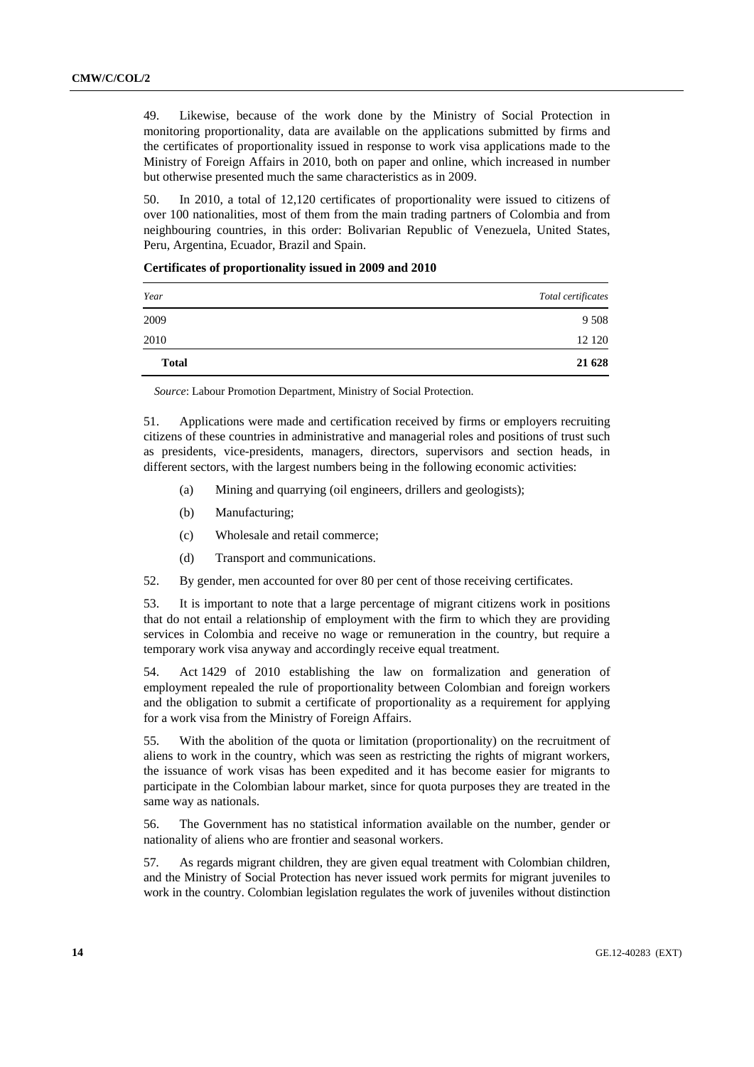49. Likewise, because of the work done by the Ministry of Social Protection in monitoring proportionality, data are available on the applications submitted by firms and the certificates of proportionality issued in response to work visa applications made to the Ministry of Foreign Affairs in 2010, both on paper and online, which increased in number but otherwise presented much the same characteristics as in 2009.

50. In 2010, a total of 12,120 certificates of proportionality were issued to citizens of over 100 nationalities, most of them from the main trading partners of Colombia and from neighbouring countries, in this order: Bolivarian Republic of Venezuela, United States, Peru, Argentina, Ecuador, Brazil and Spain.

**Certificates of proportionality issued in 2009 and 2010**

| *Year* | *Total certificates* |
|---|---|
| 2009 | 9 508 |
| 2010 | 12 120 |
| **Total** | **21 628** |

*Source*: Labour Promotion Department, Ministry of Social Protection.

51. Applications were made and certification received by firms or employers recruiting citizens of these countries in administrative and managerial roles and positions of trust such as presidents, vice-presidents, managers, directors, supervisors and section heads, in different sectors, with the largest numbers being in the following economic activities:

(a) Mining and quarrying (oil engineers, drillers and geologists);

(b) Manufacturing;

(c) Wholesale and retail commerce;

(d) Transport and communications.

52. By gender, men accounted for over 80 per cent of those receiving certificates.

53. It is important to note that a large percentage of migrant citizens work in positions that do not entail a relationship of employment with the firm to which they are providing services in Colombia and receive no wage or remuneration in the country, but require a temporary work visa anyway and accordingly receive equal treatment.

54. Act 1429 of 2010 establishing the law on formalization and generation of employment repealed the rule of proportionality between Colombian and foreign workers and the obligation to submit a certificate of proportionality as a requirement for applying for a work visa from the Ministry of Foreign Affairs.

55. With the abolition of the quota or limitation (proportionality) on the recruitment of aliens to work in the country, which was seen as restricting the rights of migrant workers, the issuance of work visas has been expedited and it has become easier for migrants to participate in the Colombian labour market, since for quota purposes they are treated in the same way as nationals.

56. The Government has no statistical information available on the number, gender or nationality of aliens who are frontier and seasonal workers.

57. As regards migrant children, they are given equal treatment with Colombian children, and the Ministry of Social Protection has never issued work permits for migrant juveniles to work in the country. Colombian legislation regulates the work of juveniles without distinction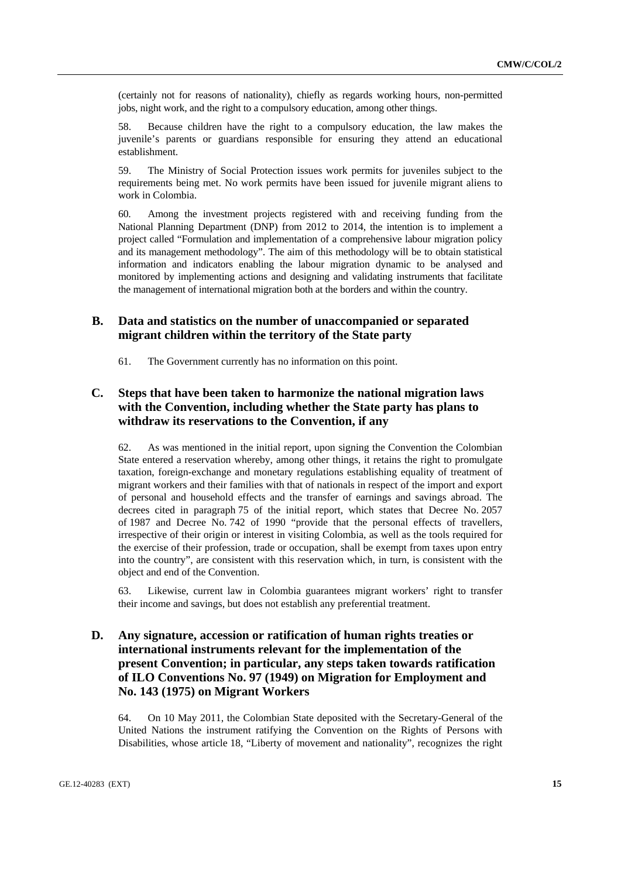(certainly not for reasons of nationality), chiefly as regards working hours, non-permitted jobs, night work, and the right to a compulsory education, among other things.

58. Because children have the right to a compulsory education, the law makes the juvenile's parents or guardians responsible for ensuring they attend an educational establishment.

59. The Ministry of Social Protection issues work permits for juveniles subject to the requirements being met. No work permits have been issued for juvenile migrant aliens to work in Colombia.

60. Among the investment projects registered with and receiving funding from the National Planning Department (DNP) from 2012 to 2014, the intention is to implement a project called "Formulation and implementation of a comprehensive labour migration policy and its management methodology". The aim of this methodology will be to obtain statistical information and indicators enabling the labour migration dynamic to be analysed and monitored by implementing actions and designing and validating instruments that facilitate the management of international migration both at the borders and within the country.

## B. Data and statistics on the number of unaccompanied or separated migrant children within the territory of the State party

61. The Government currently has no information on this point.

## C. Steps that have been taken to harmonize the national migration laws with the Convention, including whether the State party has plans to withdraw its reservations to the Convention, if any

62. As was mentioned in the initial report, upon signing the Convention the Colombian State entered a reservation whereby, among other things, it retains the right to promulgate taxation, foreign-exchange and monetary regulations establishing equality of treatment of migrant workers and their families with that of nationals in respect of the import and export of personal and household effects and the transfer of earnings and savings abroad. The decrees cited in paragraph 75 of the initial report, which states that Decree No. 2057 of 1987 and Decree No. 742 of 1990 "provide that the personal effects of travellers, irrespective of their origin or interest in visiting Colombia, as well as the tools required for the exercise of their profession, trade or occupation, shall be exempt from taxes upon entry into the country", are consistent with this reservation which, in turn, is consistent with the object and end of the Convention.

63. Likewise, current law in Colombia guarantees migrant workers' right to transfer their income and savings, but does not establish any preferential treatment.

## D. Any signature, accession or ratification of human rights treaties or international instruments relevant for the implementation of the present Convention; in particular, any steps taken towards ratification of ILO Conventions No. 97 (1949) on Migration for Employment and No. 143 (1975) on Migrant Workers

64. On 10 May 2011, the Colombian State deposited with the Secretary-General of the United Nations the instrument ratifying the Convention on the Rights of Persons with Disabilities, whose article 18, "Liberty of movement and nationality", recognizes the right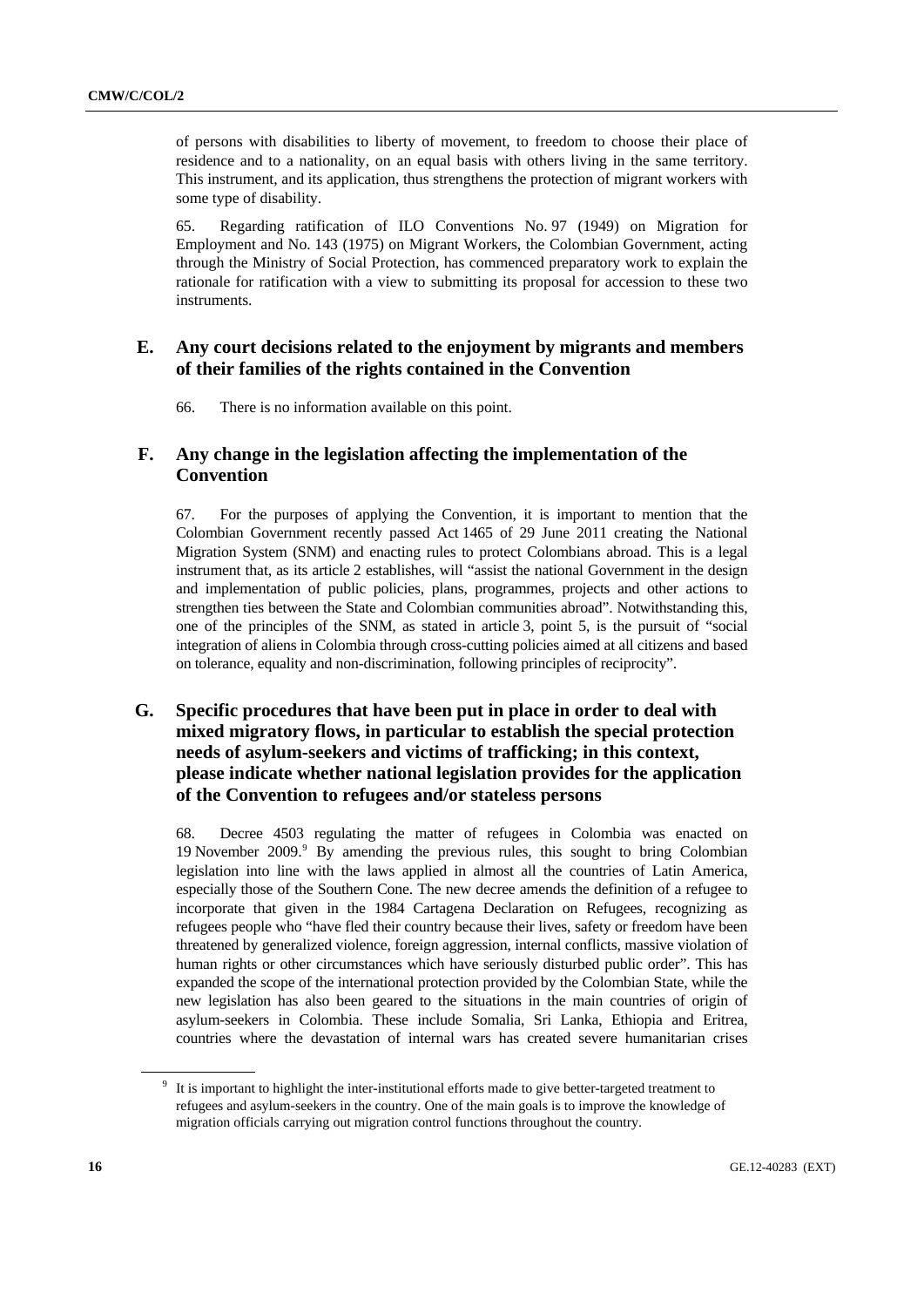of persons with disabilities to liberty of movement, to freedom to choose their place of residence and to a nationality, on an equal basis with others living in the same territory. This instrument, and its application, thus strengthens the protection of migrant workers with some type of disability.

65. Regarding ratification of ILO Conventions No. 97 (1949) on Migration for Employment and No. 143 (1975) on Migrant Workers, the Colombian Government, acting through the Ministry of Social Protection, has commenced preparatory work to explain the rationale for ratification with a view to submitting its proposal for accession to these two instruments.

## E. Any court decisions related to the enjoyment by migrants and members of their families of the rights contained in the Convention

66. There is no information available on this point.

## F. Any change in the legislation affecting the implementation of the Convention

67. For the purposes of applying the Convention, it is important to mention that the Colombian Government recently passed Act 1465 of 29 June 2011 creating the National Migration System (SNM) and enacting rules to protect Colombians abroad. This is a legal instrument that, as its article 2 establishes, will "assist the national Government in the design and implementation of public policies, plans, programmes, projects and other actions to strengthen ties between the State and Colombian communities abroad". Notwithstanding this, one of the principles of the SNM, as stated in article 3, point 5, is the pursuit of "social integration of aliens in Colombia through cross-cutting policies aimed at all citizens and based on tolerance, equality and non-discrimination, following principles of reciprocity".

## G. Specific procedures that have been put in place in order to deal with mixed migratory flows, in particular to establish the special protection needs of asylum-seekers and victims of trafficking; in this context, please indicate whether national legislation provides for the application of the Convention to refugees and/or stateless persons

68. Decree 4503 regulating the matter of refugees in Colombia was enacted on 19 November 2009.[9] By amending the previous rules, this sought to bring Colombian legislation into line with the laws applied in almost all the countries of Latin America, especially those of the Southern Cone. The new decree amends the definition of a refugee to incorporate that given in the 1984 Cartagena Declaration on Refugees, recognizing as refugees people who "have fled their country because their lives, safety or freedom have been threatened by generalized violence, foreign aggression, internal conflicts, massive violation of human rights or other circumstances which have seriously disturbed public order". This has expanded the scope of the international protection provided by the Colombian State, while the new legislation has also been geared to the situations in the main countries of origin of asylum-seekers in Colombia. These include Somalia, Sri Lanka, Ethiopia and Eritrea, countries where the devastation of internal wars has created severe humanitarian crises

[9] It is important to highlight the inter-institutional efforts made to give better-targeted treatment to refugees and asylum-seekers in the country. One of the main goals is to improve the knowledge of migration officials carrying out migration control functions throughout the country.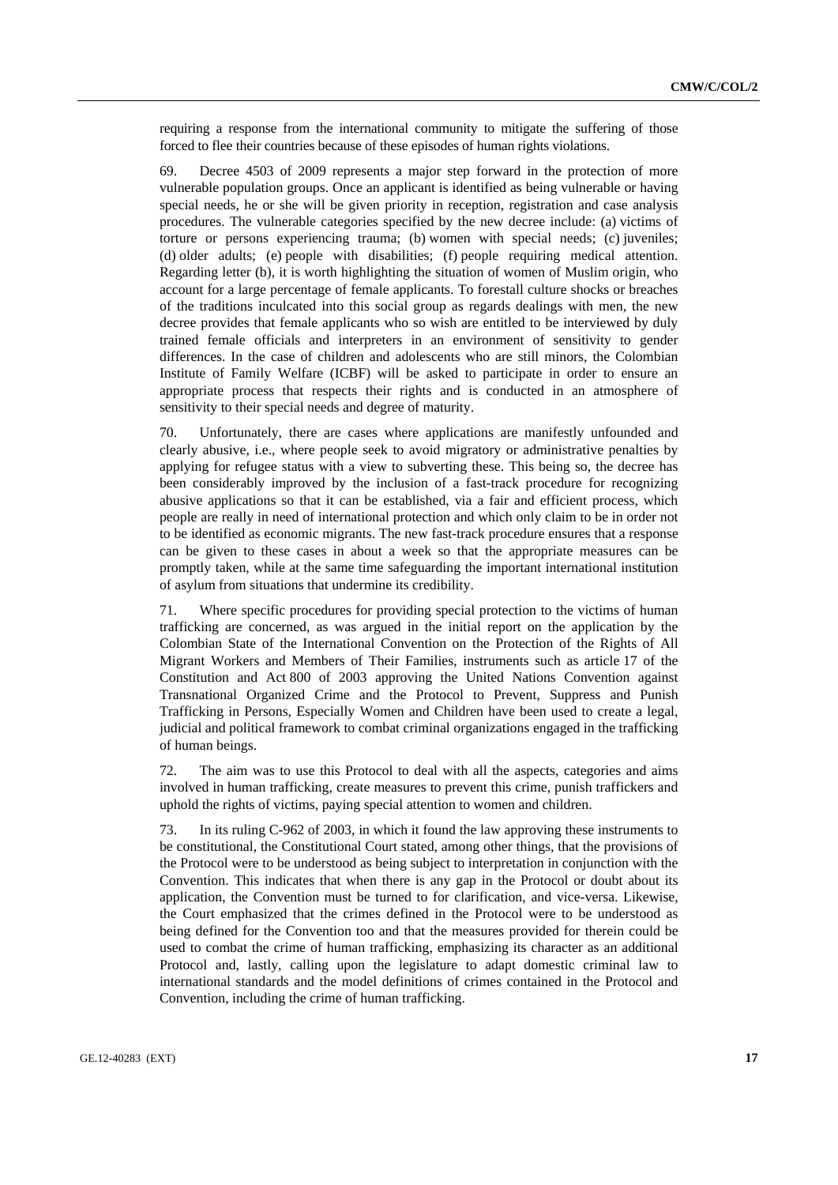requiring a response from the international community to mitigate the suffering of those forced to flee their countries because of these episodes of human rights violations.

69. Decree 4503 of 2009 represents a major step forward in the protection of more vulnerable population groups. Once an applicant is identified as being vulnerable or having special needs, he or she will be given priority in reception, registration and case analysis procedures. The vulnerable categories specified by the new decree include: (a) victims of torture or persons experiencing trauma; (b) women with special needs; (c) juveniles; (d) older adults; (e) people with disabilities; (f) people requiring medical attention. Regarding letter (b), it is worth highlighting the situation of women of Muslim origin, who account for a large percentage of female applicants. To forestall culture shocks or breaches of the traditions inculcated into this social group as regards dealings with men, the new decree provides that female applicants who so wish are entitled to be interviewed by duly trained female officials and interpreters in an environment of sensitivity to gender differences. In the case of children and adolescents who are still minors, the Colombian Institute of Family Welfare (ICBF) will be asked to participate in order to ensure an appropriate process that respects their rights and is conducted in an atmosphere of sensitivity to their special needs and degree of maturity.

70. Unfortunately, there are cases where applications are manifestly unfounded and clearly abusive, i.e., where people seek to avoid migratory or administrative penalties by applying for refugee status with a view to subverting these. This being so, the decree has been considerably improved by the inclusion of a fast-track procedure for recognizing abusive applications so that it can be established, via a fair and efficient process, which people are really in need of international protection and which only claim to be in order not to be identified as economic migrants. The new fast-track procedure ensures that a response can be given to these cases in about a week so that the appropriate measures can be promptly taken, while at the same time safeguarding the important international institution of asylum from situations that undermine its credibility.

71. Where specific procedures for providing special protection to the victims of human trafficking are concerned, as was argued in the initial report on the application by the Colombian State of the International Convention on the Protection of the Rights of All Migrant Workers and Members of Their Families, instruments such as article 17 of the Constitution and Act 800 of 2003 approving the United Nations Convention against Transnational Organized Crime and the Protocol to Prevent, Suppress and Punish Trafficking in Persons, Especially Women and Children have been used to create a legal, judicial and political framework to combat criminal organizations engaged in the trafficking of human beings.

72. The aim was to use this Protocol to deal with all the aspects, categories and aims involved in human trafficking, create measures to prevent this crime, punish traffickers and uphold the rights of victims, paying special attention to women and children.

73. In its ruling C-962 of 2003, in which it found the law approving these instruments to be constitutional, the Constitutional Court stated, among other things, that the provisions of the Protocol were to be understood as being subject to interpretation in conjunction with the Convention. This indicates that when there is any gap in the Protocol or doubt about its application, the Convention must be turned to for clarification, and vice-versa. Likewise, the Court emphasized that the crimes defined in the Protocol were to be understood as being defined for the Convention too and that the measures provided for therein could be used to combat the crime of human trafficking, emphasizing its character as an additional Protocol and, lastly, calling upon the legislature to adapt domestic criminal law to international standards and the model definitions of crimes contained in the Protocol and Convention, including the crime of human trafficking.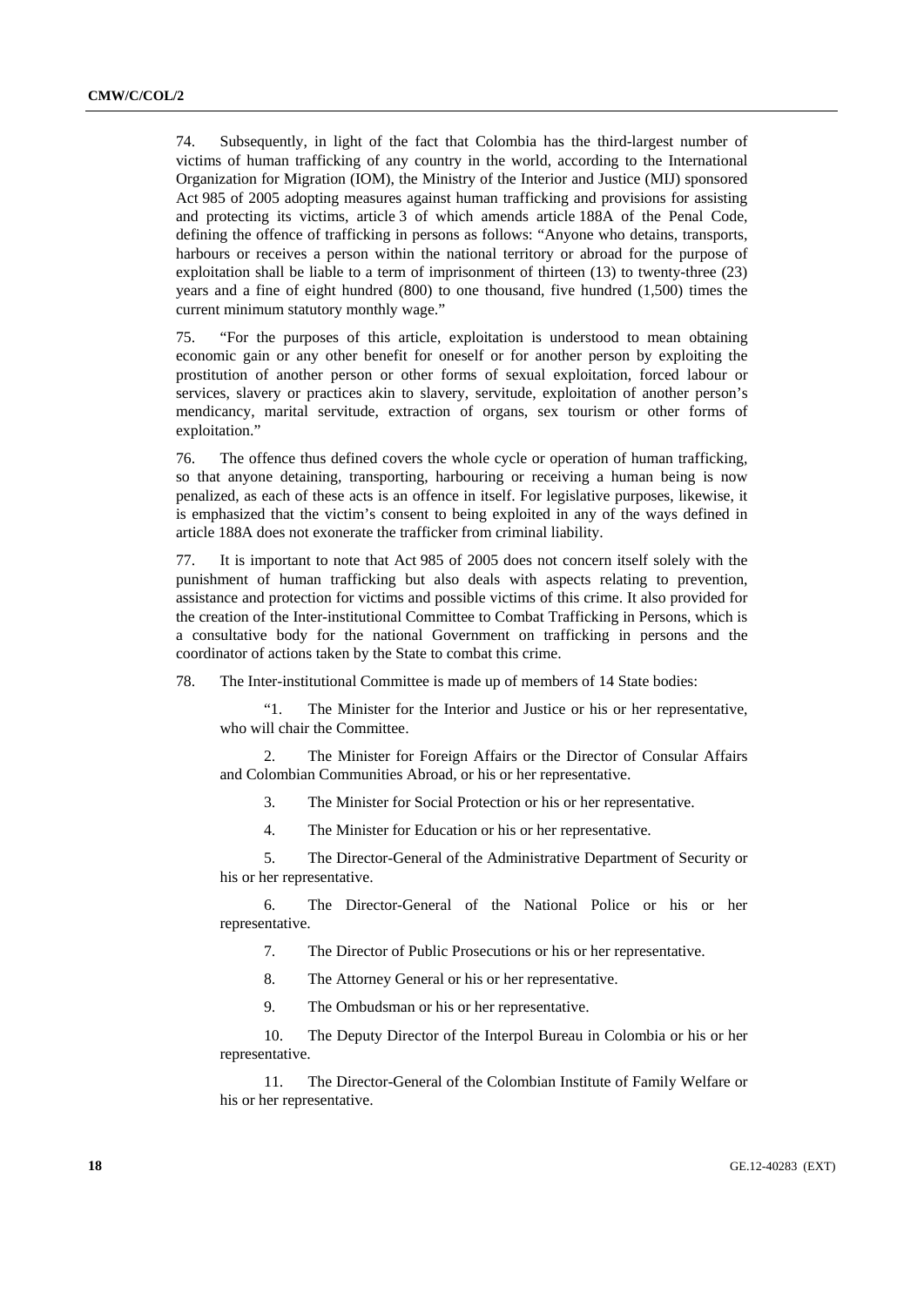74. Subsequently, in light of the fact that Colombia has the third-largest number of victims of human trafficking of any country in the world, according to the International Organization for Migration (IOM), the Ministry of the Interior and Justice (MIJ) sponsored Act 985 of 2005 adopting measures against human trafficking and provisions for assisting and protecting its victims, article 3 of which amends article 188A of the Penal Code, defining the offence of trafficking in persons as follows: "Anyone who detains, transports, harbours or receives a person within the national territory or abroad for the purpose of exploitation shall be liable to a term of imprisonment of thirteen (13) to twenty-three (23) years and a fine of eight hundred (800) to one thousand, five hundred (1,500) times the current minimum statutory monthly wage."

75. "For the purposes of this article, exploitation is understood to mean obtaining economic gain or any other benefit for oneself or for another person by exploiting the prostitution of another person or other forms of sexual exploitation, forced labour or services, slavery or practices akin to slavery, servitude, exploitation of another person's mendicancy, marital servitude, extraction of organs, sex tourism or other forms of exploitation."

76. The offence thus defined covers the whole cycle or operation of human trafficking, so that anyone detaining, transporting, harbouring or receiving a human being is now penalized, as each of these acts is an offence in itself. For legislative purposes, likewise, it is emphasized that the victim's consent to being exploited in any of the ways defined in article 188A does not exonerate the trafficker from criminal liability.

77. It is important to note that Act 985 of 2005 does not concern itself solely with the punishment of human trafficking but also deals with aspects relating to prevention, assistance and protection for victims and possible victims of this crime. It also provided for the creation of the Inter-institutional Committee to Combat Trafficking in Persons, which is a consultative body for the national Government on trafficking in persons and the coordinator of actions taken by the State to combat this crime.

78. The Inter-institutional Committee is made up of members of 14 State bodies:

"1. The Minister for the Interior and Justice or his or her representative, who will chair the Committee.

2. The Minister for Foreign Affairs or the Director of Consular Affairs and Colombian Communities Abroad, or his or her representative.

3. The Minister for Social Protection or his or her representative.

4. The Minister for Education or his or her representative.

5. The Director-General of the Administrative Department of Security or his or her representative.

6. The Director-General of the National Police or his or her representative.

7. The Director of Public Prosecutions or his or her representative.

8. The Attorney General or his or her representative.

9. The Ombudsman or his or her representative.

10. The Deputy Director of the Interpol Bureau in Colombia or his or her representative.

11. The Director-General of the Colombian Institute of Family Welfare or his or her representative.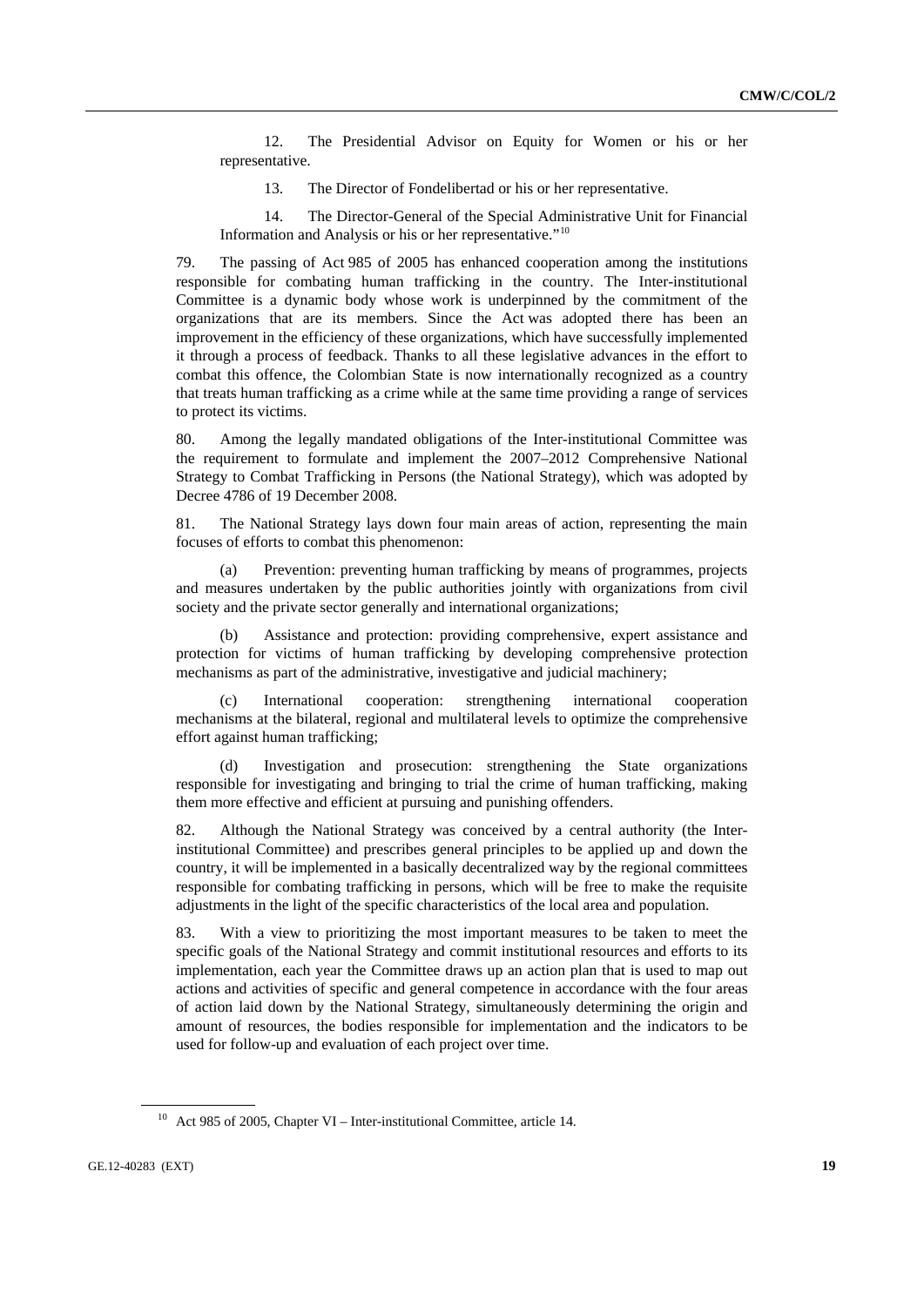12. The Presidential Advisor on Equity for Women or his or her representative.

13. The Director of Fondelibertad or his or her representative.

14. The Director-General of the Special Administrative Unit for Financial Information and Analysis or his or her representative."[10]

79. The passing of Act 985 of 2005 has enhanced cooperation among the institutions responsible for combating human trafficking in the country. The Inter-institutional Committee is a dynamic body whose work is underpinned by the commitment of the organizations that are its members. Since the Act was adopted there has been an improvement in the efficiency of these organizations, which have successfully implemented it through a process of feedback. Thanks to all these legislative advances in the effort to combat this offence, the Colombian State is now internationally recognized as a country that treats human trafficking as a crime while at the same time providing a range of services to protect its victims.

80. Among the legally mandated obligations of the Inter-institutional Committee was the requirement to formulate and implement the 2007–2012 Comprehensive National Strategy to Combat Trafficking in Persons (the National Strategy), which was adopted by Decree 4786 of 19 December 2008.

81. The National Strategy lays down four main areas of action, representing the main focuses of efforts to combat this phenomenon:

(a) Prevention: preventing human trafficking by means of programmes, projects and measures undertaken by the public authorities jointly with organizations from civil society and the private sector generally and international organizations;

(b) Assistance and protection: providing comprehensive, expert assistance and protection for victims of human trafficking by developing comprehensive protection mechanisms as part of the administrative, investigative and judicial machinery;

(c) International cooperation: strengthening international cooperation mechanisms at the bilateral, regional and multilateral levels to optimize the comprehensive effort against human trafficking;

(d) Investigation and prosecution: strengthening the State organizations responsible for investigating and bringing to trial the crime of human trafficking, making them more effective and efficient at pursuing and punishing offenders.

82. Although the National Strategy was conceived by a central authority (the Inter-institutional Committee) and prescribes general principles to be applied up and down the country, it will be implemented in a basically decentralized way by the regional committees responsible for combating trafficking in persons, which will be free to make the requisite adjustments in the light of the specific characteristics of the local area and population.

83. With a view to prioritizing the most important measures to be taken to meet the specific goals of the National Strategy and commit institutional resources and efforts to its implementation, each year the Committee draws up an action plan that is used to map out actions and activities of specific and general competence in accordance with the four areas of action laid down by the National Strategy, simultaneously determining the origin and amount of resources, the bodies responsible for implementation and the indicators to be used for follow-up and evaluation of each project over time.

---

[10] Act 985 of 2005, Chapter VI – Inter-institutional Committee, article 14.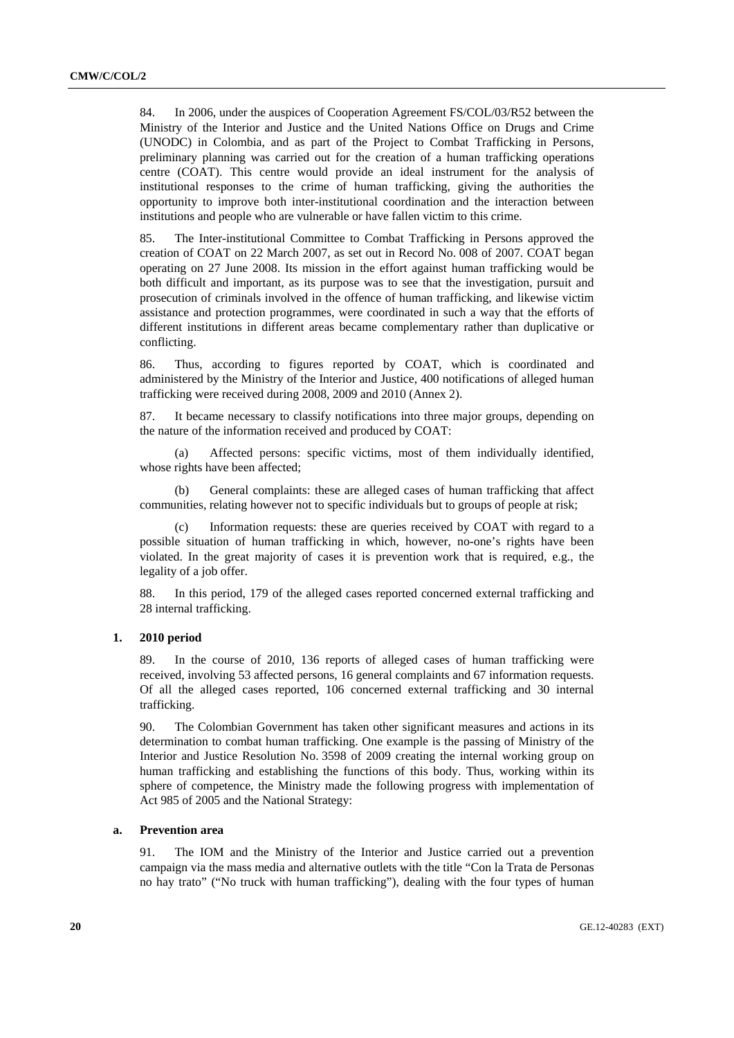84. In 2006, under the auspices of Cooperation Agreement FS/COL/03/R52 between the Ministry of the Interior and Justice and the United Nations Office on Drugs and Crime (UNODC) in Colombia, and as part of the Project to Combat Trafficking in Persons, preliminary planning was carried out for the creation of a human trafficking operations centre (COAT). This centre would provide an ideal instrument for the analysis of institutional responses to the crime of human trafficking, giving the authorities the opportunity to improve both inter-institutional coordination and the interaction between institutions and people who are vulnerable or have fallen victim to this crime.

85. The Inter-institutional Committee to Combat Trafficking in Persons approved the creation of COAT on 22 March 2007, as set out in Record No. 008 of 2007. COAT began operating on 27 June 2008. Its mission in the effort against human trafficking would be both difficult and important, as its purpose was to see that the investigation, pursuit and prosecution of criminals involved in the offence of human trafficking, and likewise victim assistance and protection programmes, were coordinated in such a way that the efforts of different institutions in different areas became complementary rather than duplicative or conflicting.

86. Thus, according to figures reported by COAT, which is coordinated and administered by the Ministry of the Interior and Justice, 400 notifications of alleged human trafficking were received during 2008, 2009 and 2010 (Annex 2).

87. It became necessary to classify notifications into three major groups, depending on the nature of the information received and produced by COAT:

(a) Affected persons: specific victims, most of them individually identified, whose rights have been affected;

(b) General complaints: these are alleged cases of human trafficking that affect communities, relating however not to specific individuals but to groups of people at risk;

(c) Information requests: these are queries received by COAT with regard to a possible situation of human trafficking in which, however, no-one's rights have been violated. In the great majority of cases it is prevention work that is required, e.g., the legality of a job offer.

88. In this period, 179 of the alleged cases reported concerned external trafficking and 28 internal trafficking.

### 1. 2010 period

89. In the course of 2010, 136 reports of alleged cases of human trafficking were received, involving 53 affected persons, 16 general complaints and 67 information requests. Of all the alleged cases reported, 106 concerned external trafficking and 30 internal trafficking.

90. The Colombian Government has taken other significant measures and actions in its determination to combat human trafficking. One example is the passing of Ministry of the Interior and Justice Resolution No. 3598 of 2009 creating the internal working group on human trafficking and establishing the functions of this body. Thus, working within its sphere of competence, the Ministry made the following progress with implementation of Act 985 of 2005 and the National Strategy:

#### a. Prevention area

91. The IOM and the Ministry of the Interior and Justice carried out a prevention campaign via the mass media and alternative outlets with the title "Con la Trata de Personas no hay trato" ("No truck with human trafficking"), dealing with the four types of human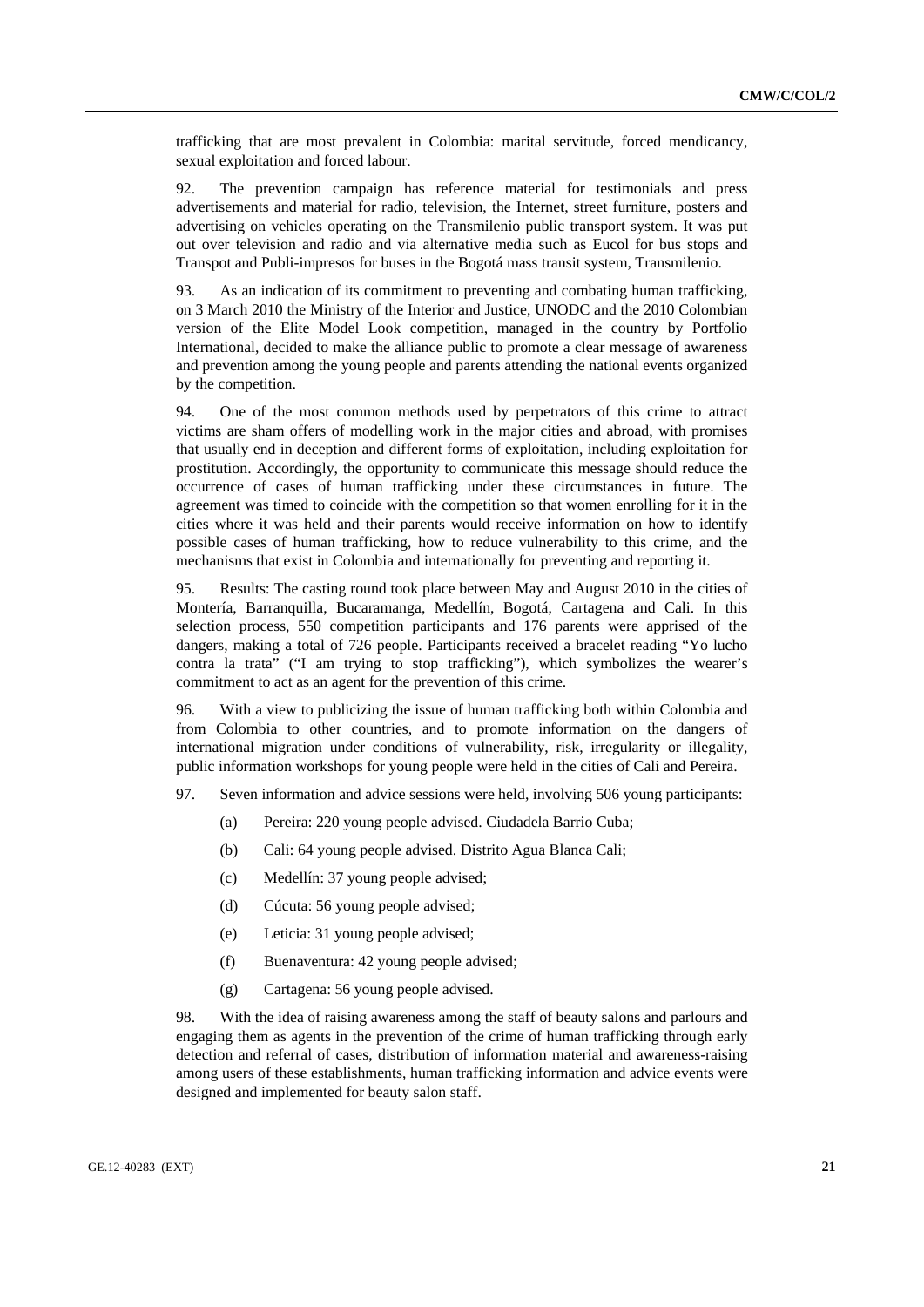trafficking that are most prevalent in Colombia: marital servitude, forced mendicancy, sexual exploitation and forced labour.

92. The prevention campaign has reference material for testimonials and press advertisements and material for radio, television, the Internet, street furniture, posters and advertising on vehicles operating on the Transmilenio public transport system. It was put out over television and radio and via alternative media such as Eucol for bus stops and Transpot and Publi-impresos for buses in the Bogotá mass transit system, Transmilenio.

93. As an indication of its commitment to preventing and combating human trafficking, on 3 March 2010 the Ministry of the Interior and Justice, UNODC and the 2010 Colombian version of the Elite Model Look competition, managed in the country by Portfolio International, decided to make the alliance public to promote a clear message of awareness and prevention among the young people and parents attending the national events organized by the competition.

94. One of the most common methods used by perpetrators of this crime to attract victims are sham offers of modelling work in the major cities and abroad, with promises that usually end in deception and different forms of exploitation, including exploitation for prostitution. Accordingly, the opportunity to communicate this message should reduce the occurrence of cases of human trafficking under these circumstances in future. The agreement was timed to coincide with the competition so that women enrolling for it in the cities where it was held and their parents would receive information on how to identify possible cases of human trafficking, how to reduce vulnerability to this crime, and the mechanisms that exist in Colombia and internationally for preventing and reporting it.

95. Results: The casting round took place between May and August 2010 in the cities of Montería, Barranquilla, Bucaramanga, Medellín, Bogotá, Cartagena and Cali. In this selection process, 550 competition participants and 176 parents were apprised of the dangers, making a total of 726 people. Participants received a bracelet reading "Yo lucho contra la trata" ("I am trying to stop trafficking"), which symbolizes the wearer's commitment to act as an agent for the prevention of this crime.

96. With a view to publicizing the issue of human trafficking both within Colombia and from Colombia to other countries, and to promote information on the dangers of international migration under conditions of vulnerability, risk, irregularity or illegality, public information workshops for young people were held in the cities of Cali and Pereira.

97. Seven information and advice sessions were held, involving 506 young participants:

(a) Pereira: 220 young people advised. Ciudadela Barrio Cuba;

(b) Cali: 64 young people advised. Distrito Agua Blanca Cali;

(c) Medellín: 37 young people advised;

(d) Cúcuta: 56 young people advised;

(e) Leticia: 31 young people advised;

(f) Buenaventura: 42 young people advised;

(g) Cartagena: 56 young people advised.

98. With the idea of raising awareness among the staff of beauty salons and parlours and engaging them as agents in the prevention of the crime of human trafficking through early detection and referral of cases, distribution of information material and awareness-raising among users of these establishments, human trafficking information and advice events were designed and implemented for beauty salon staff.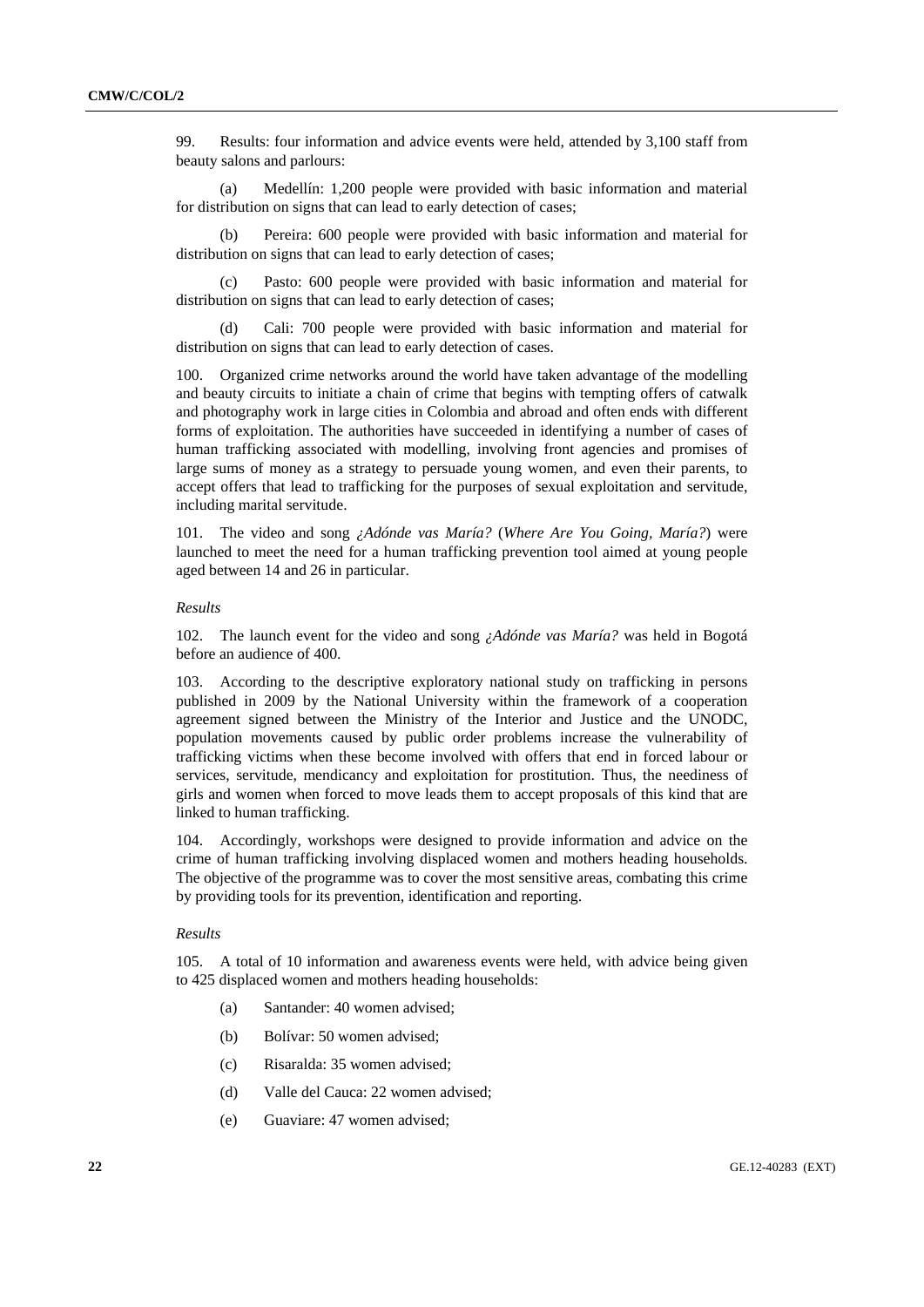99. Results: four information and advice events were held, attended by 3,100 staff from beauty salons and parlours:

(a) Medellín: 1,200 people were provided with basic information and material for distribution on signs that can lead to early detection of cases;

(b) Pereira: 600 people were provided with basic information and material for distribution on signs that can lead to early detection of cases;

(c) Pasto: 600 people were provided with basic information and material for distribution on signs that can lead to early detection of cases;

(d) Cali: 700 people were provided with basic information and material for distribution on signs that can lead to early detection of cases.

100. Organized crime networks around the world have taken advantage of the modelling and beauty circuits to initiate a chain of crime that begins with tempting offers of catwalk and photography work in large cities in Colombia and abroad and often ends with different forms of exploitation. The authorities have succeeded in identifying a number of cases of human trafficking associated with modelling, involving front agencies and promises of large sums of money as a strategy to persuade young women, and even their parents, to accept offers that lead to trafficking for the purposes of sexual exploitation and servitude, including marital servitude.

101. The video and song *¿Adónde vas María?* (*Where Are You Going, María?*) were launched to meet the need for a human trafficking prevention tool aimed at young people aged between 14 and 26 in particular.

*Results*

102. The launch event for the video and song *¿Adónde vas María?* was held in Bogotá before an audience of 400.

103. According to the descriptive exploratory national study on trafficking in persons published in 2009 by the National University within the framework of a cooperation agreement signed between the Ministry of the Interior and Justice and the UNODC, population movements caused by public order problems increase the vulnerability of trafficking victims when these become involved with offers that end in forced labour or services, servitude, mendicancy and exploitation for prostitution. Thus, the neediness of girls and women when forced to move leads them to accept proposals of this kind that are linked to human trafficking.

104. Accordingly, workshops were designed to provide information and advice on the crime of human trafficking involving displaced women and mothers heading households. The objective of the programme was to cover the most sensitive areas, combating this crime by providing tools for its prevention, identification and reporting.

*Results*

105. A total of 10 information and awareness events were held, with advice being given to 425 displaced women and mothers heading households:

(a) Santander: 40 women advised;

(b) Bolívar: 50 women advised;

(c) Risaralda: 35 women advised;

(d) Valle del Cauca: 22 women advised;

(e) Guaviare: 47 women advised;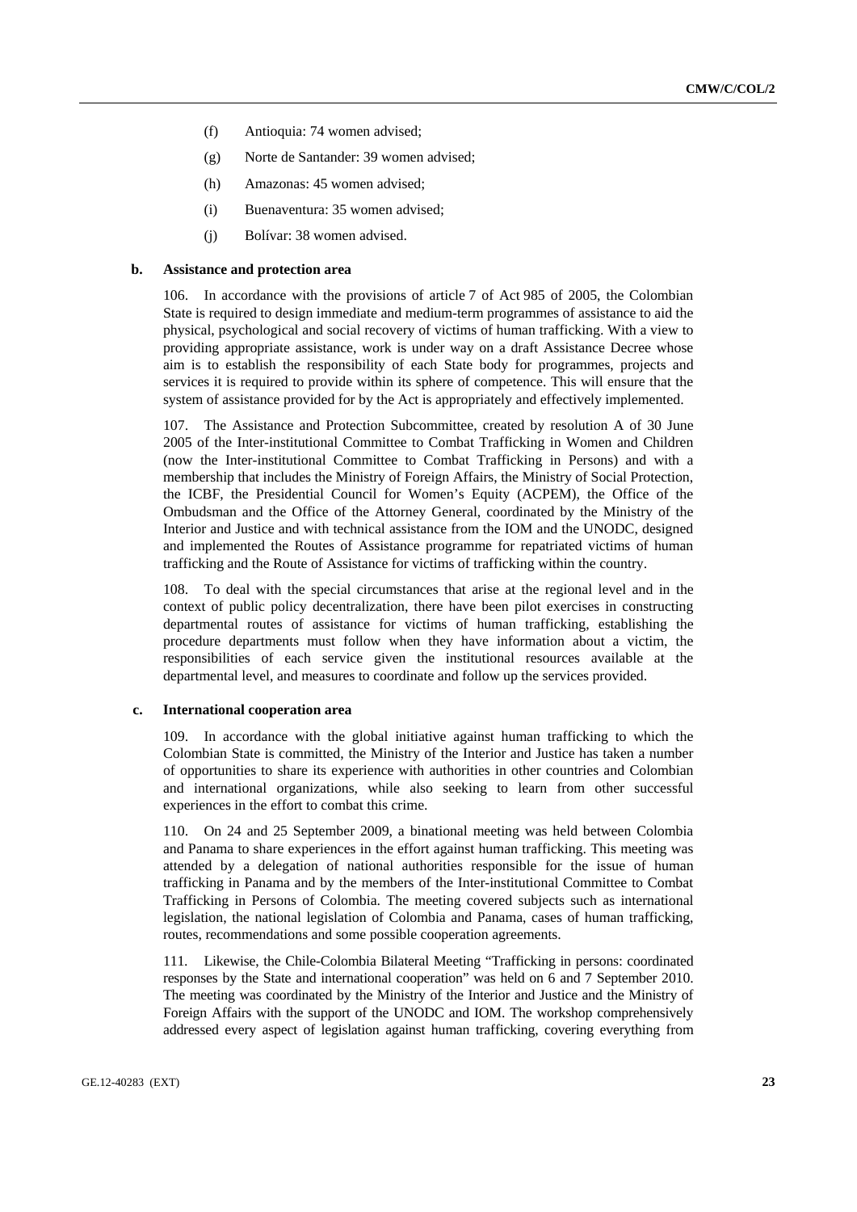(f) Antioquia: 74 women advised;

(g) Norte de Santander: 39 women advised;

(h) Amazonas: 45 women advised;

(i) Buenaventura: 35 women advised;

(j) Bolívar: 38 women advised.

#### b. Assistance and protection area

106. In accordance with the provisions of article 7 of Act 985 of 2005, the Colombian State is required to design immediate and medium-term programmes of assistance to aid the physical, psychological and social recovery of victims of human trafficking. With a view to providing appropriate assistance, work is under way on a draft Assistance Decree whose aim is to establish the responsibility of each State body for programmes, projects and services it is required to provide within its sphere of competence. This will ensure that the system of assistance provided for by the Act is appropriately and effectively implemented.

107. The Assistance and Protection Subcommittee, created by resolution A of 30 June 2005 of the Inter-institutional Committee to Combat Trafficking in Women and Children (now the Inter-institutional Committee to Combat Trafficking in Persons) and with a membership that includes the Ministry of Foreign Affairs, the Ministry of Social Protection, the ICBF, the Presidential Council for Women's Equity (ACPEM), the Office of the Ombudsman and the Office of the Attorney General, coordinated by the Ministry of the Interior and Justice and with technical assistance from the IOM and the UNODC, designed and implemented the Routes of Assistance programme for repatriated victims of human trafficking and the Route of Assistance for victims of trafficking within the country.

108. To deal with the special circumstances that arise at the regional level and in the context of public policy decentralization, there have been pilot exercises in constructing departmental routes of assistance for victims of human trafficking, establishing the procedure departments must follow when they have information about a victim, the responsibilities of each service given the institutional resources available at the departmental level, and measures to coordinate and follow up the services provided.

#### c. International cooperation area

109. In accordance with the global initiative against human trafficking to which the Colombian State is committed, the Ministry of the Interior and Justice has taken a number of opportunities to share its experience with authorities in other countries and Colombian and international organizations, while also seeking to learn from other successful experiences in the effort to combat this crime.

110. On 24 and 25 September 2009, a binational meeting was held between Colombia and Panama to share experiences in the effort against human trafficking. This meeting was attended by a delegation of national authorities responsible for the issue of human trafficking in Panama and by the members of the Inter-institutional Committee to Combat Trafficking in Persons of Colombia. The meeting covered subjects such as international legislation, the national legislation of Colombia and Panama, cases of human trafficking, routes, recommendations and some possible cooperation agreements.

111. Likewise, the Chile-Colombia Bilateral Meeting "Trafficking in persons: coordinated responses by the State and international cooperation" was held on 6 and 7 September 2010. The meeting was coordinated by the Ministry of the Interior and Justice and the Ministry of Foreign Affairs with the support of the UNODC and IOM. The workshop comprehensively addressed every aspect of legislation against human trafficking, covering everything from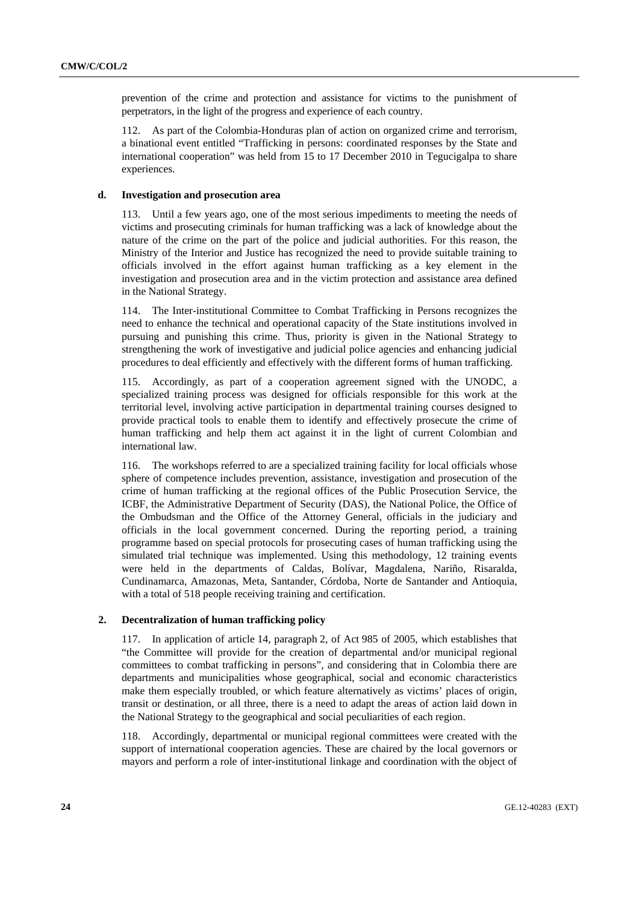prevention of the crime and protection and assistance for victims to the punishment of perpetrators, in the light of the progress and experience of each country.

112. As part of the Colombia-Honduras plan of action on organized crime and terrorism, a binational event entitled "Trafficking in persons: coordinated responses by the State and international cooperation" was held from 15 to 17 December 2010 in Tegucigalpa to share experiences.

#### d. Investigation and prosecution area

113. Until a few years ago, one of the most serious impediments to meeting the needs of victims and prosecuting criminals for human trafficking was a lack of knowledge about the nature of the crime on the part of the police and judicial authorities. For this reason, the Ministry of the Interior and Justice has recognized the need to provide suitable training to officials involved in the effort against human trafficking as a key element in the investigation and prosecution area and in the victim protection and assistance area defined in the National Strategy.

114. The Inter-institutional Committee to Combat Trafficking in Persons recognizes the need to enhance the technical and operational capacity of the State institutions involved in pursuing and punishing this crime. Thus, priority is given in the National Strategy to strengthening the work of investigative and judicial police agencies and enhancing judicial procedures to deal efficiently and effectively with the different forms of human trafficking.

115. Accordingly, as part of a cooperation agreement signed with the UNODC, a specialized training process was designed for officials responsible for this work at the territorial level, involving active participation in departmental training courses designed to provide practical tools to enable them to identify and effectively prosecute the crime of human trafficking and help them act against it in the light of current Colombian and international law.

116. The workshops referred to are a specialized training facility for local officials whose sphere of competence includes prevention, assistance, investigation and prosecution of the crime of human trafficking at the regional offices of the Public Prosecution Service, the ICBF, the Administrative Department of Security (DAS), the National Police, the Office of the Ombudsman and the Office of the Attorney General, officials in the judiciary and officials in the local government concerned. During the reporting period, a training programme based on special protocols for prosecuting cases of human trafficking using the simulated trial technique was implemented. Using this methodology, 12 training events were held in the departments of Caldas, Bolívar, Magdalena, Nariño, Risaralda, Cundinamarca, Amazonas, Meta, Santander, Córdoba, Norte de Santander and Antioquia, with a total of 518 people receiving training and certification.

### 2. Decentralization of human trafficking policy

117. In application of article 14, paragraph 2, of Act 985 of 2005, which establishes that "the Committee will provide for the creation of departmental and/or municipal regional committees to combat trafficking in persons", and considering that in Colombia there are departments and municipalities whose geographical, social and economic characteristics make them especially troubled, or which feature alternatively as victims' places of origin, transit or destination, or all three, there is a need to adapt the areas of action laid down in the National Strategy to the geographical and social peculiarities of each region.

118. Accordingly, departmental or municipal regional committees were created with the support of international cooperation agencies. These are chaired by the local governors or mayors and perform a role of inter-institutional linkage and coordination with the object of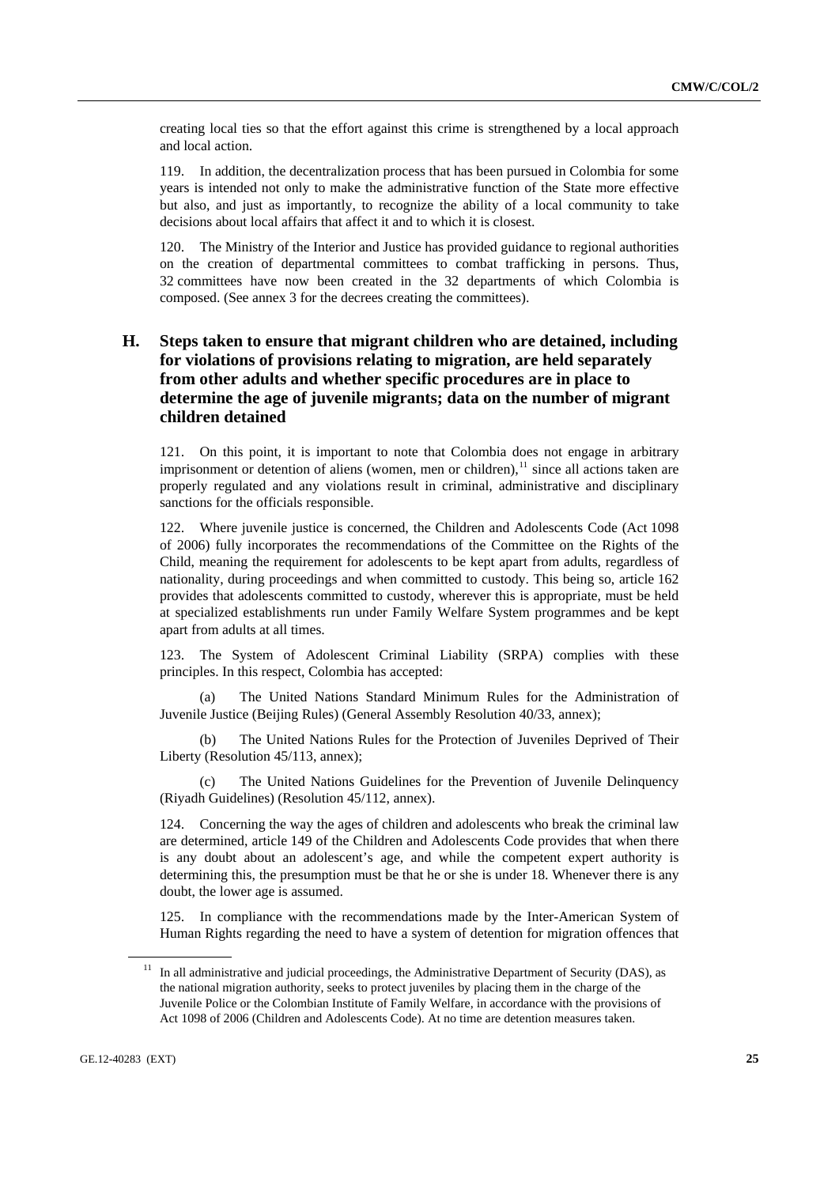creating local ties so that the effort against this crime is strengthened by a local approach and local action.

119. In addition, the decentralization process that has been pursued in Colombia for some years is intended not only to make the administrative function of the State more effective but also, and just as importantly, to recognize the ability of a local community to take decisions about local affairs that affect it and to which it is closest.

120. The Ministry of the Interior and Justice has provided guidance to regional authorities on the creation of departmental committees to combat trafficking in persons. Thus, 32 committees have now been created in the 32 departments of which Colombia is composed. (See annex 3 for the decrees creating the committees).

## H. Steps taken to ensure that migrant children who are detained, including for violations of provisions relating to migration, are held separately from other adults and whether specific procedures are in place to determine the age of juvenile migrants; data on the number of migrant children detained

121. On this point, it is important to note that Colombia does not engage in arbitrary imprisonment or detention of aliens (women, men or children),[11] since all actions taken are properly regulated and any violations result in criminal, administrative and disciplinary sanctions for the officials responsible.

122. Where juvenile justice is concerned, the Children and Adolescents Code (Act 1098 of 2006) fully incorporates the recommendations of the Committee on the Rights of the Child, meaning the requirement for adolescents to be kept apart from adults, regardless of nationality, during proceedings and when committed to custody. This being so, article 162 provides that adolescents committed to custody, wherever this is appropriate, must be held at specialized establishments run under Family Welfare System programmes and be kept apart from adults at all times.

123. The System of Adolescent Criminal Liability (SRPA) complies with these principles. In this respect, Colombia has accepted:

(a) The United Nations Standard Minimum Rules for the Administration of Juvenile Justice (Beijing Rules) (General Assembly Resolution 40/33, annex);

(b) The United Nations Rules for the Protection of Juveniles Deprived of Their Liberty (Resolution 45/113, annex);

(c) The United Nations Guidelines for the Prevention of Juvenile Delinquency (Riyadh Guidelines) (Resolution 45/112, annex).

124. Concerning the way the ages of children and adolescents who break the criminal law are determined, article 149 of the Children and Adolescents Code provides that when there is any doubt about an adolescent's age, and while the competent expert authority is determining this, the presumption must be that he or she is under 18. Whenever there is any doubt, the lower age is assumed.

125. In compliance with the recommendations made by the Inter-American System of Human Rights regarding the need to have a system of detention for migration offences that

[11] In all administrative and judicial proceedings, the Administrative Department of Security (DAS), as the national migration authority, seeks to protect juveniles by placing them in the charge of the Juvenile Police or the Colombian Institute of Family Welfare, in accordance with the provisions of Act 1098 of 2006 (Children and Adolescents Code). At no time are detention measures taken.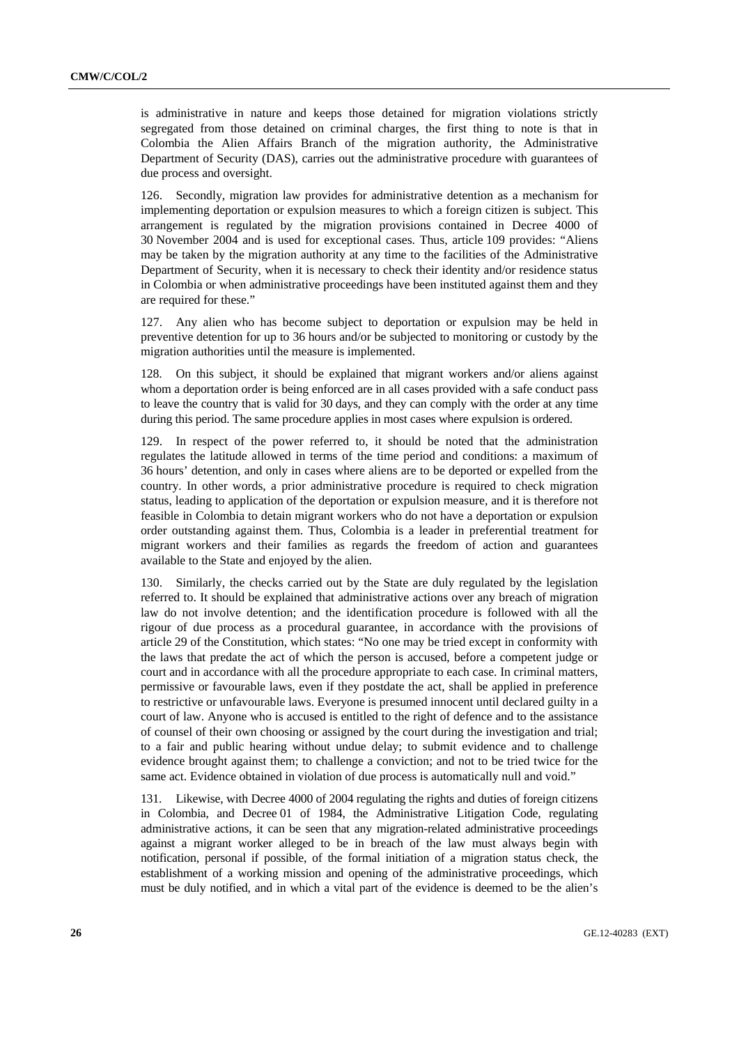is administrative in nature and keeps those detained for migration violations strictly segregated from those detained on criminal charges, the first thing to note is that in Colombia the Alien Affairs Branch of the migration authority, the Administrative Department of Security (DAS), carries out the administrative procedure with guarantees of due process and oversight.

126. Secondly, migration law provides for administrative detention as a mechanism for implementing deportation or expulsion measures to which a foreign citizen is subject. This arrangement is regulated by the migration provisions contained in Decree 4000 of 30 November 2004 and is used for exceptional cases. Thus, article 109 provides: "Aliens may be taken by the migration authority at any time to the facilities of the Administrative Department of Security, when it is necessary to check their identity and/or residence status in Colombia or when administrative proceedings have been instituted against them and they are required for these."

127. Any alien who has become subject to deportation or expulsion may be held in preventive detention for up to 36 hours and/or be subjected to monitoring or custody by the migration authorities until the measure is implemented.

128. On this subject, it should be explained that migrant workers and/or aliens against whom a deportation order is being enforced are in all cases provided with a safe conduct pass to leave the country that is valid for 30 days, and they can comply with the order at any time during this period. The same procedure applies in most cases where expulsion is ordered.

129. In respect of the power referred to, it should be noted that the administration regulates the latitude allowed in terms of the time period and conditions: a maximum of 36 hours' detention, and only in cases where aliens are to be deported or expelled from the country. In other words, a prior administrative procedure is required to check migration status, leading to application of the deportation or expulsion measure, and it is therefore not feasible in Colombia to detain migrant workers who do not have a deportation or expulsion order outstanding against them. Thus, Colombia is a leader in preferential treatment for migrant workers and their families as regards the freedom of action and guarantees available to the State and enjoyed by the alien.

130. Similarly, the checks carried out by the State are duly regulated by the legislation referred to. It should be explained that administrative actions over any breach of migration law do not involve detention; and the identification procedure is followed with all the rigour of due process as a procedural guarantee, in accordance with the provisions of article 29 of the Constitution, which states: "No one may be tried except in conformity with the laws that predate the act of which the person is accused, before a competent judge or court and in accordance with all the procedure appropriate to each case. In criminal matters, permissive or favourable laws, even if they postdate the act, shall be applied in preference to restrictive or unfavourable laws. Everyone is presumed innocent until declared guilty in a court of law. Anyone who is accused is entitled to the right of defence and to the assistance of counsel of their own choosing or assigned by the court during the investigation and trial; to a fair and public hearing without undue delay; to submit evidence and to challenge evidence brought against them; to challenge a conviction; and not to be tried twice for the same act. Evidence obtained in violation of due process is automatically null and void."

131. Likewise, with Decree 4000 of 2004 regulating the rights and duties of foreign citizens in Colombia, and Decree 01 of 1984, the Administrative Litigation Code, regulating administrative actions, it can be seen that any migration-related administrative proceedings against a migrant worker alleged to be in breach of the law must always begin with notification, personal if possible, of the formal initiation of a migration status check, the establishment of a working mission and opening of the administrative proceedings, which must be duly notified, and in which a vital part of the evidence is deemed to be the alien's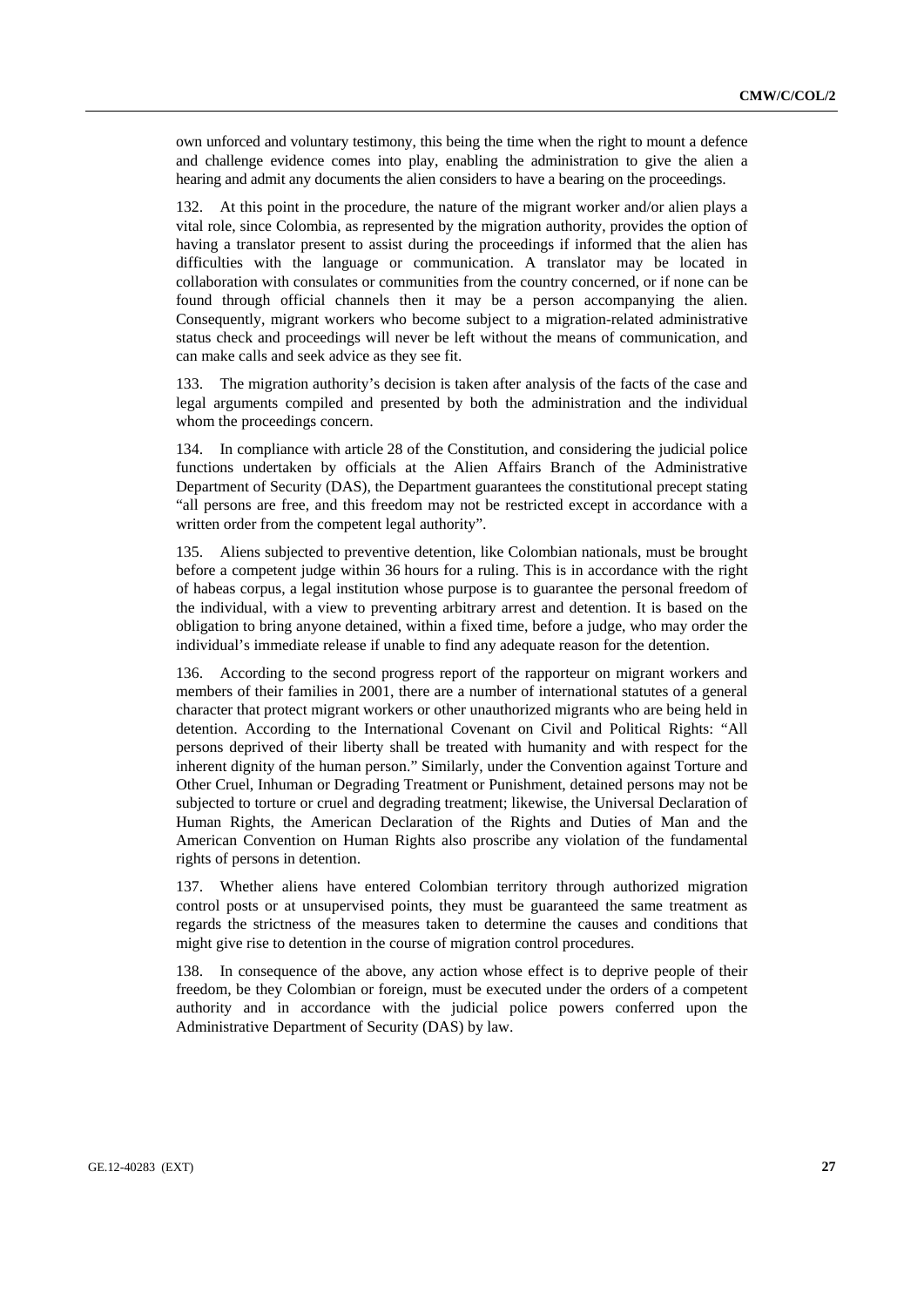own unforced and voluntary testimony, this being the time when the right to mount a defence and challenge evidence comes into play, enabling the administration to give the alien a hearing and admit any documents the alien considers to have a bearing on the proceedings.

132. At this point in the procedure, the nature of the migrant worker and/or alien plays a vital role, since Colombia, as represented by the migration authority, provides the option of having a translator present to assist during the proceedings if informed that the alien has difficulties with the language or communication. A translator may be located in collaboration with consulates or communities from the country concerned, or if none can be found through official channels then it may be a person accompanying the alien. Consequently, migrant workers who become subject to a migration-related administrative status check and proceedings will never be left without the means of communication, and can make calls and seek advice as they see fit.

133. The migration authority's decision is taken after analysis of the facts of the case and legal arguments compiled and presented by both the administration and the individual whom the proceedings concern.

134. In compliance with article 28 of the Constitution, and considering the judicial police functions undertaken by officials at the Alien Affairs Branch of the Administrative Department of Security (DAS), the Department guarantees the constitutional precept stating "all persons are free, and this freedom may not be restricted except in accordance with a written order from the competent legal authority".

135. Aliens subjected to preventive detention, like Colombian nationals, must be brought before a competent judge within 36 hours for a ruling. This is in accordance with the right of habeas corpus, a legal institution whose purpose is to guarantee the personal freedom of the individual, with a view to preventing arbitrary arrest and detention. It is based on the obligation to bring anyone detained, within a fixed time, before a judge, who may order the individual's immediate release if unable to find any adequate reason for the detention.

136. According to the second progress report of the rapporteur on migrant workers and members of their families in 2001, there are a number of international statutes of a general character that protect migrant workers or other unauthorized migrants who are being held in detention. According to the International Covenant on Civil and Political Rights: "All persons deprived of their liberty shall be treated with humanity and with respect for the inherent dignity of the human person." Similarly, under the Convention against Torture and Other Cruel, Inhuman or Degrading Treatment or Punishment, detained persons may not be subjected to torture or cruel and degrading treatment; likewise, the Universal Declaration of Human Rights, the American Declaration of the Rights and Duties of Man and the American Convention on Human Rights also proscribe any violation of the fundamental rights of persons in detention.

137. Whether aliens have entered Colombian territory through authorized migration control posts or at unsupervised points, they must be guaranteed the same treatment as regards the strictness of the measures taken to determine the causes and conditions that might give rise to detention in the course of migration control procedures.

138. In consequence of the above, any action whose effect is to deprive people of their freedom, be they Colombian or foreign, must be executed under the orders of a competent authority and in accordance with the judicial police powers conferred upon the Administrative Department of Security (DAS) by law.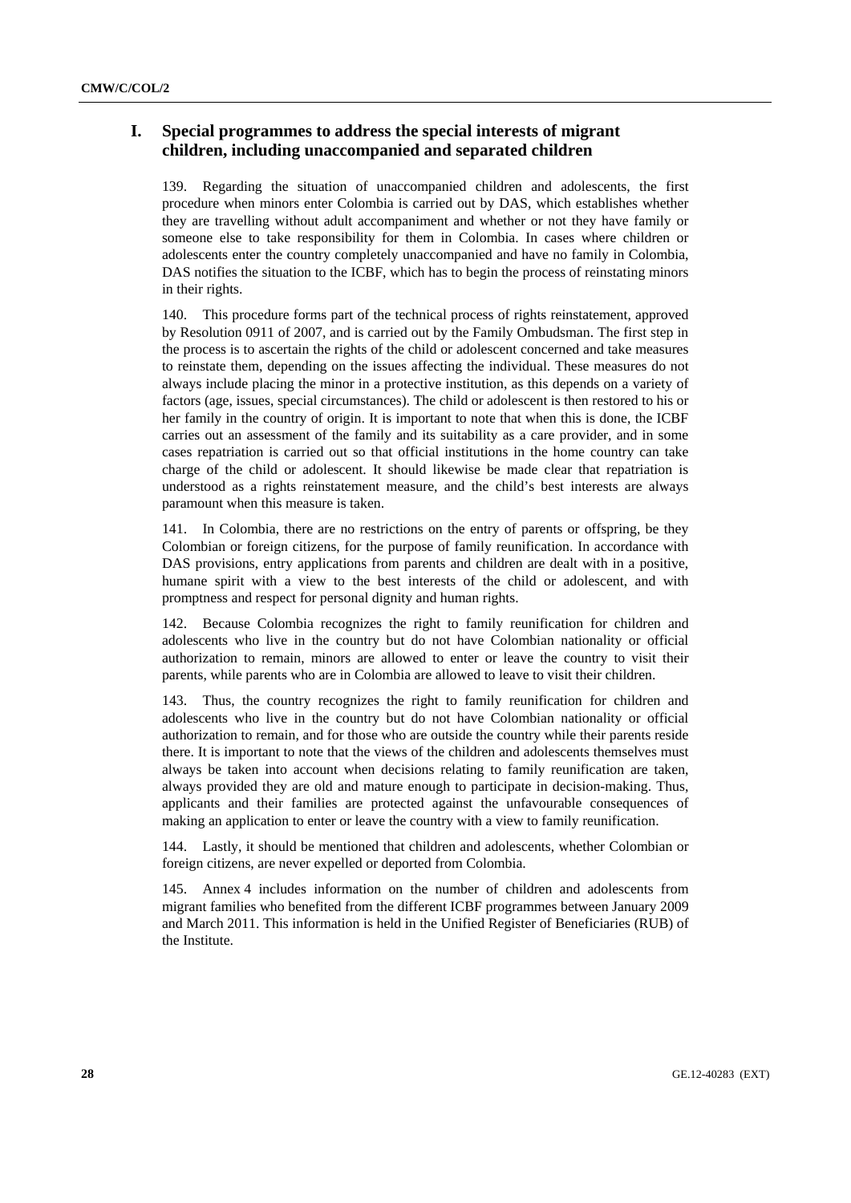## I. Special programmes to address the special interests of migrant children, including unaccompanied and separated children

139. Regarding the situation of unaccompanied children and adolescents, the first procedure when minors enter Colombia is carried out by DAS, which establishes whether they are travelling without adult accompaniment and whether or not they have family or someone else to take responsibility for them in Colombia. In cases where children or adolescents enter the country completely unaccompanied and have no family in Colombia, DAS notifies the situation to the ICBF, which has to begin the process of reinstating minors in their rights.

140. This procedure forms part of the technical process of rights reinstatement, approved by Resolution 0911 of 2007, and is carried out by the Family Ombudsman. The first step in the process is to ascertain the rights of the child or adolescent concerned and take measures to reinstate them, depending on the issues affecting the individual. These measures do not always include placing the minor in a protective institution, as this depends on a variety of factors (age, issues, special circumstances). The child or adolescent is then restored to his or her family in the country of origin. It is important to note that when this is done, the ICBF carries out an assessment of the family and its suitability as a care provider, and in some cases repatriation is carried out so that official institutions in the home country can take charge of the child or adolescent. It should likewise be made clear that repatriation is understood as a rights reinstatement measure, and the child's best interests are always paramount when this measure is taken.

141. In Colombia, there are no restrictions on the entry of parents or offspring, be they Colombian or foreign citizens, for the purpose of family reunification. In accordance with DAS provisions, entry applications from parents and children are dealt with in a positive, humane spirit with a view to the best interests of the child or adolescent, and with promptness and respect for personal dignity and human rights.

142. Because Colombia recognizes the right to family reunification for children and adolescents who live in the country but do not have Colombian nationality or official authorization to remain, minors are allowed to enter or leave the country to visit their parents, while parents who are in Colombia are allowed to leave to visit their children.

143. Thus, the country recognizes the right to family reunification for children and adolescents who live in the country but do not have Colombian nationality or official authorization to remain, and for those who are outside the country while their parents reside there. It is important to note that the views of the children and adolescents themselves must always be taken into account when decisions relating to family reunification are taken, always provided they are old and mature enough to participate in decision-making. Thus, applicants and their families are protected against the unfavourable consequences of making an application to enter or leave the country with a view to family reunification.

144. Lastly, it should be mentioned that children and adolescents, whether Colombian or foreign citizens, are never expelled or deported from Colombia.

145. Annex 4 includes information on the number of children and adolescents from migrant families who benefited from the different ICBF programmes between January 2009 and March 2011. This information is held in the Unified Register of Beneficiaries (RUB) of the Institute.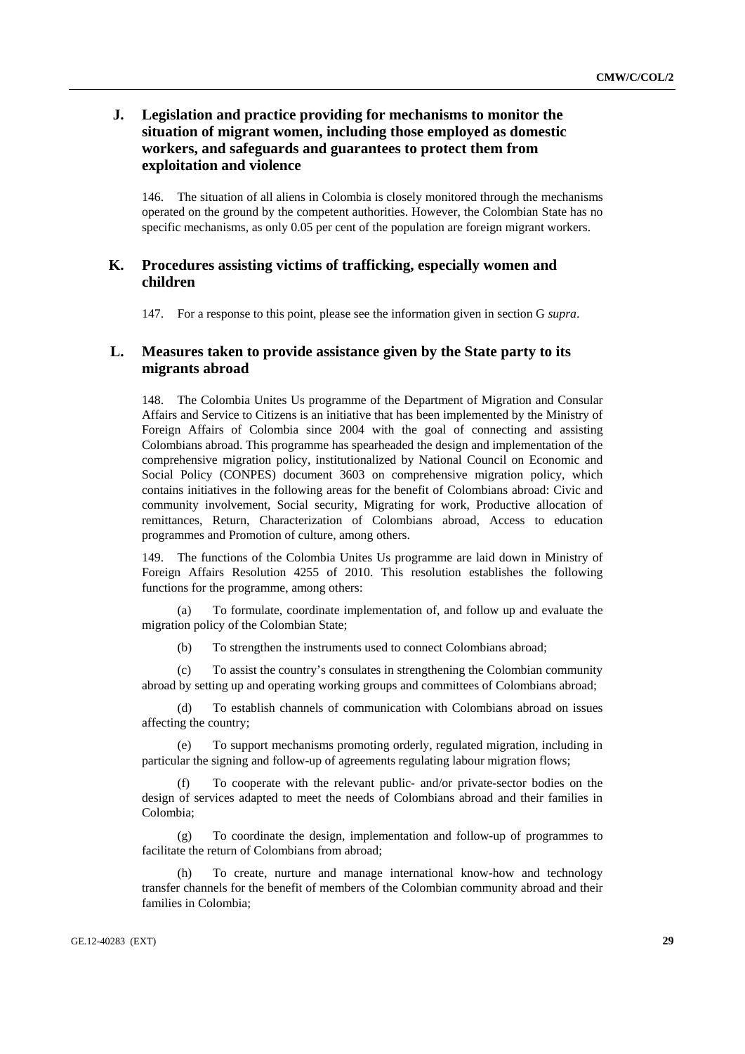## J. Legislation and practice providing for mechanisms to monitor the situation of migrant women, including those employed as domestic workers, and safeguards and guarantees to protect them from exploitation and violence

146. The situation of all aliens in Colombia is closely monitored through the mechanisms operated on the ground by the competent authorities. However, the Colombian State has no specific mechanisms, as only 0.05 per cent of the population are foreign migrant workers.

## K. Procedures assisting victims of trafficking, especially women and children

147. For a response to this point, please see the information given in section G *supra*.

## L. Measures taken to provide assistance given by the State party to its migrants abroad

148. The Colombia Unites Us programme of the Department of Migration and Consular Affairs and Service to Citizens is an initiative that has been implemented by the Ministry of Foreign Affairs of Colombia since 2004 with the goal of connecting and assisting Colombians abroad. This programme has spearheaded the design and implementation of the comprehensive migration policy, institutionalized by National Council on Economic and Social Policy (CONPES) document 3603 on comprehensive migration policy, which contains initiatives in the following areas for the benefit of Colombians abroad: Civic and community involvement, Social security, Migrating for work, Productive allocation of remittances, Return, Characterization of Colombians abroad, Access to education programmes and Promotion of culture, among others.

149. The functions of the Colombia Unites Us programme are laid down in Ministry of Foreign Affairs Resolution 4255 of 2010. This resolution establishes the following functions for the programme, among others:

(a) To formulate, coordinate implementation of, and follow up and evaluate the migration policy of the Colombian State;

(b) To strengthen the instruments used to connect Colombians abroad;

(c) To assist the country's consulates in strengthening the Colombian community abroad by setting up and operating working groups and committees of Colombians abroad;

(d) To establish channels of communication with Colombians abroad on issues affecting the country;

(e) To support mechanisms promoting orderly, regulated migration, including in particular the signing and follow-up of agreements regulating labour migration flows;

(f) To cooperate with the relevant public- and/or private-sector bodies on the design of services adapted to meet the needs of Colombians abroad and their families in Colombia;

(g) To coordinate the design, implementation and follow-up of programmes to facilitate the return of Colombians from abroad;

(h) To create, nurture and manage international know-how and technology transfer channels for the benefit of members of the Colombian community abroad and their families in Colombia;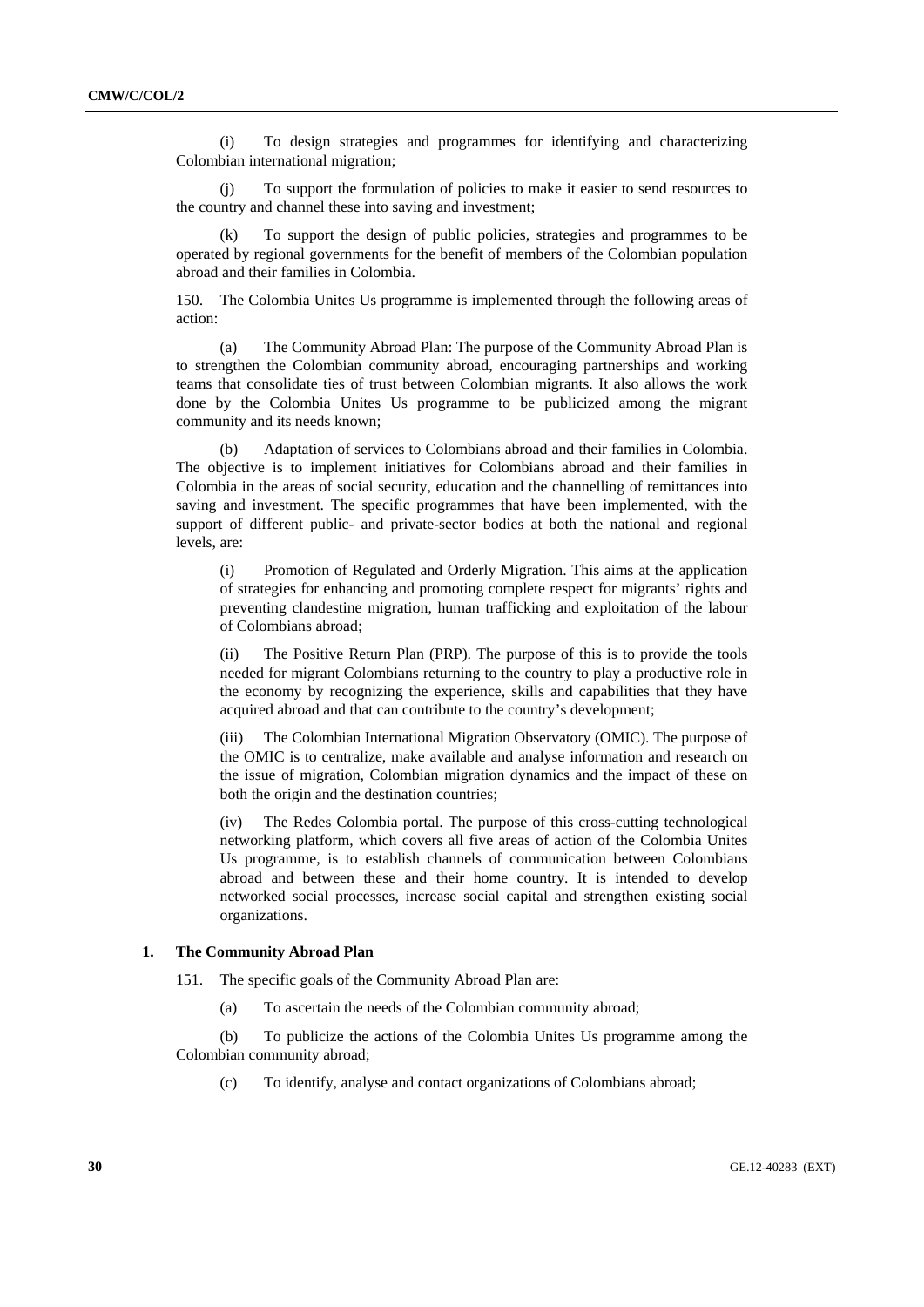(i) To design strategies and programmes for identifying and characterizing Colombian international migration;

(j) To support the formulation of policies to make it easier to send resources to the country and channel these into saving and investment;

(k) To support the design of public policies, strategies and programmes to be operated by regional governments for the benefit of members of the Colombian population abroad and their families in Colombia.

150. The Colombia Unites Us programme is implemented through the following areas of action:

(a) The Community Abroad Plan: The purpose of the Community Abroad Plan is to strengthen the Colombian community abroad, encouraging partnerships and working teams that consolidate ties of trust between Colombian migrants. It also allows the work done by the Colombia Unites Us programme to be publicized among the migrant community and its needs known;

(b) Adaptation of services to Colombians abroad and their families in Colombia. The objective is to implement initiatives for Colombians abroad and their families in Colombia in the areas of social security, education and the channelling of remittances into saving and investment. The specific programmes that have been implemented, with the support of different public- and private-sector bodies at both the national and regional levels, are:

> (i) Promotion of Regulated and Orderly Migration. This aims at the application of strategies for enhancing and promoting complete respect for migrants' rights and preventing clandestine migration, human trafficking and exploitation of the labour of Colombians abroad;
>
> (ii) The Positive Return Plan (PRP). The purpose of this is to provide the tools needed for migrant Colombians returning to the country to play a productive role in the economy by recognizing the experience, skills and capabilities that they have acquired abroad and that can contribute to the country's development;
>
> (iii) The Colombian International Migration Observatory (OMIC). The purpose of the OMIC is to centralize, make available and analyse information and research on the issue of migration, Colombian migration dynamics and the impact of these on both the origin and the destination countries;
>
> (iv) The Redes Colombia portal. The purpose of this cross-cutting technological networking platform, which covers all five areas of action of the Colombia Unites Us programme, is to establish channels of communication between Colombians abroad and between these and their home country. It is intended to develop networked social processes, increase social capital and strengthen existing social organizations.

### 1. The Community Abroad Plan

151. The specific goals of the Community Abroad Plan are:

(a) To ascertain the needs of the Colombian community abroad;

(b) To publicize the actions of the Colombia Unites Us programme among the Colombian community abroad;

(c) To identify, analyse and contact organizations of Colombians abroad;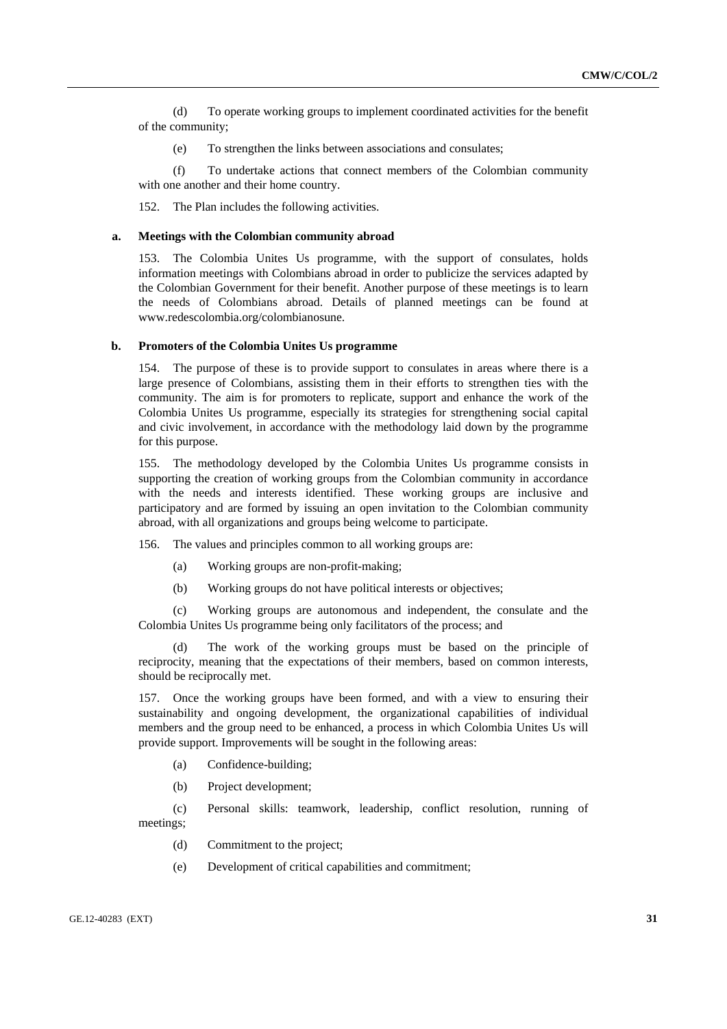(d) To operate working groups to implement coordinated activities for the benefit of the community;

(e) To strengthen the links between associations and consulates;

(f) To undertake actions that connect members of the Colombian community with one another and their home country.

152. The Plan includes the following activities.

### a. Meetings with the Colombian community abroad

153. The Colombia Unites Us programme, with the support of consulates, holds information meetings with Colombians abroad in order to publicize the services adapted by the Colombian Government for their benefit. Another purpose of these meetings is to learn the needs of Colombians abroad. Details of planned meetings can be found at www.redescolombia.org/colombianosune.

### b. Promoters of the Colombia Unites Us programme

154. The purpose of these is to provide support to consulates in areas where there is a large presence of Colombians, assisting them in their efforts to strengthen ties with the community. The aim is for promoters to replicate, support and enhance the work of the Colombia Unites Us programme, especially its strategies for strengthening social capital and civic involvement, in accordance with the methodology laid down by the programme for this purpose.

155. The methodology developed by the Colombia Unites Us programme consists in supporting the creation of working groups from the Colombian community in accordance with the needs and interests identified. These working groups are inclusive and participatory and are formed by issuing an open invitation to the Colombian community abroad, with all organizations and groups being welcome to participate.

156. The values and principles common to all working groups are:

(a) Working groups are non-profit-making;

(b) Working groups do not have political interests or objectives;

(c) Working groups are autonomous and independent, the consulate and the Colombia Unites Us programme being only facilitators of the process; and

(d) The work of the working groups must be based on the principle of reciprocity, meaning that the expectations of their members, based on common interests, should be reciprocally met.

157. Once the working groups have been formed, and with a view to ensuring their sustainability and ongoing development, the organizational capabilities of individual members and the group need to be enhanced, a process in which Colombia Unites Us will provide support. Improvements will be sought in the following areas:

(a) Confidence-building;

(b) Project development;

(c) Personal skills: teamwork, leadership, conflict resolution, running of meetings;

(d) Commitment to the project;

(e) Development of critical capabilities and commitment;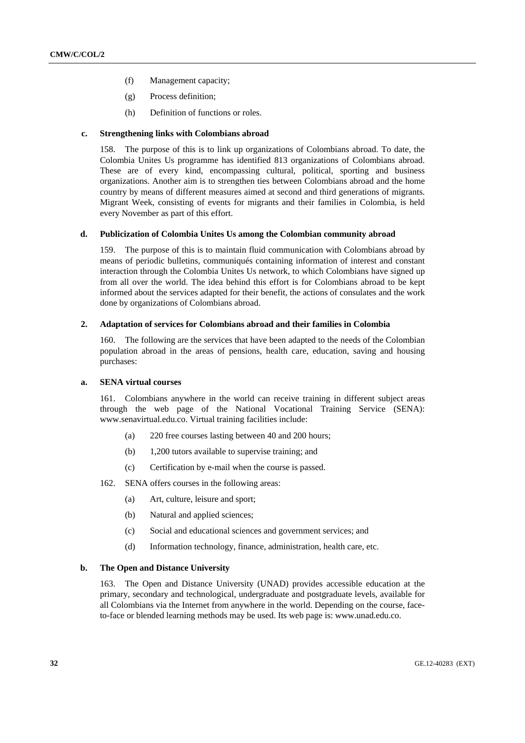(f) Management capacity;

(g) Process definition;

(h) Definition of functions or roles.

#### c. Strengthening links with Colombians abroad

158. The purpose of this is to link up organizations of Colombians abroad. To date, the Colombia Unites Us programme has identified 813 organizations of Colombians abroad. These are of every kind, encompassing cultural, political, sporting and business organizations. Another aim is to strengthen ties between Colombians abroad and the home country by means of different measures aimed at second and third generations of migrants. Migrant Week, consisting of events for migrants and their families in Colombia, is held every November as part of this effort.

#### d. Publicization of Colombia Unites Us among the Colombian community abroad

159. The purpose of this is to maintain fluid communication with Colombians abroad by means of periodic bulletins, communiqués containing information of interest and constant interaction through the Colombia Unites Us network, to which Colombians have signed up from all over the world. The idea behind this effort is for Colombians abroad to be kept informed about the services adapted for their benefit, the actions of consulates and the work done by organizations of Colombians abroad.

### 2. Adaptation of services for Colombians abroad and their families in Colombia

160. The following are the services that have been adapted to the needs of the Colombian population abroad in the areas of pensions, health care, education, saving and housing purchases:

#### a. SENA virtual courses

161. Colombians anywhere in the world can receive training in different subject areas through the web page of the National Vocational Training Service (SENA): www.senavirtual.edu.co. Virtual training facilities include:

(a) 220 free courses lasting between 40 and 200 hours;

(b) 1,200 tutors available to supervise training; and

(c) Certification by e-mail when the course is passed.

162. SENA offers courses in the following areas:

(a) Art, culture, leisure and sport;

(b) Natural and applied sciences;

(c) Social and educational sciences and government services; and

(d) Information technology, finance, administration, health care, etc.

#### b. The Open and Distance University

163. The Open and Distance University (UNAD) provides accessible education at the primary, secondary and technological, undergraduate and postgraduate levels, available for all Colombians via the Internet from anywhere in the world. Depending on the course, face-to-face or blended learning methods may be used. Its web page is: www.unad.edu.co.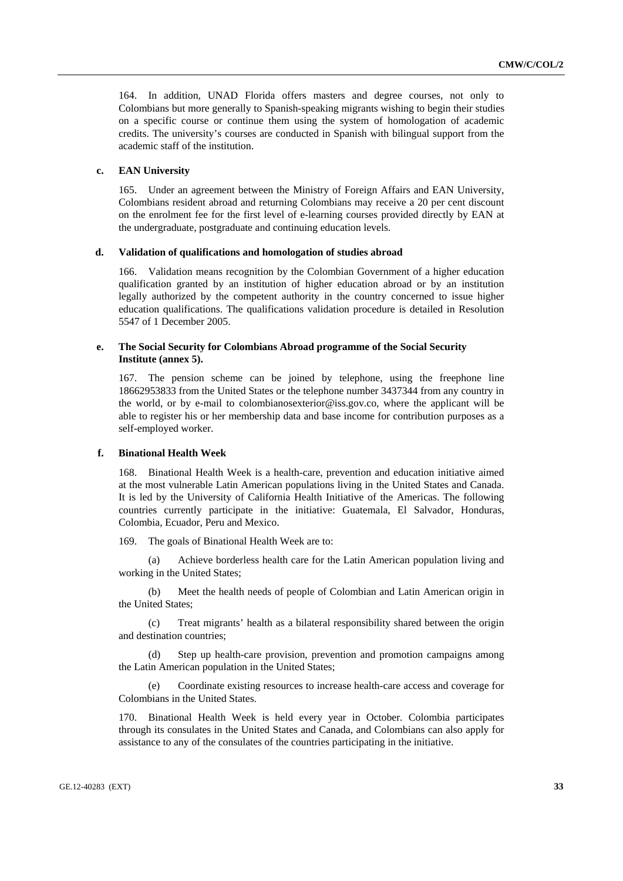164. In addition, UNAD Florida offers masters and degree courses, not only to Colombians but more generally to Spanish-speaking migrants wishing to begin their studies on a specific course or continue them using the system of homologation of academic credits. The university's courses are conducted in Spanish with bilingual support from the academic staff of the institution.

#### c. EAN University

165. Under an agreement between the Ministry of Foreign Affairs and EAN University, Colombians resident abroad and returning Colombians may receive a 20 per cent discount on the enrolment fee for the first level of e-learning courses provided directly by EAN at the undergraduate, postgraduate and continuing education levels.

#### d. Validation of qualifications and homologation of studies abroad

166. Validation means recognition by the Colombian Government of a higher education qualification granted by an institution of higher education abroad or by an institution legally authorized by the competent authority in the country concerned to issue higher education qualifications. The qualifications validation procedure is detailed in Resolution 5547 of 1 December 2005.

#### e. The Social Security for Colombians Abroad programme of the Social Security Institute (annex 5).

167. The pension scheme can be joined by telephone, using the freephone line 18662953833 from the United States or the telephone number 3437344 from any country in the world, or by e-mail to colombianosexterior@iss.gov.co, where the applicant will be able to register his or her membership data and base income for contribution purposes as a self-employed worker.

#### f. Binational Health Week

168. Binational Health Week is a health-care, prevention and education initiative aimed at the most vulnerable Latin American populations living in the United States and Canada. It is led by the University of California Health Initiative of the Americas. The following countries currently participate in the initiative: Guatemala, El Salvador, Honduras, Colombia, Ecuador, Peru and Mexico.

169. The goals of Binational Health Week are to:

(a) Achieve borderless health care for the Latin American population living and working in the United States;

(b) Meet the health needs of people of Colombian and Latin American origin in the United States;

(c) Treat migrants' health as a bilateral responsibility shared between the origin and destination countries;

(d) Step up health-care provision, prevention and promotion campaigns among the Latin American population in the United States;

(e) Coordinate existing resources to increase health-care access and coverage for Colombians in the United States.

170. Binational Health Week is held every year in October. Colombia participates through its consulates in the United States and Canada, and Colombians can also apply for assistance to any of the consulates of the countries participating in the initiative.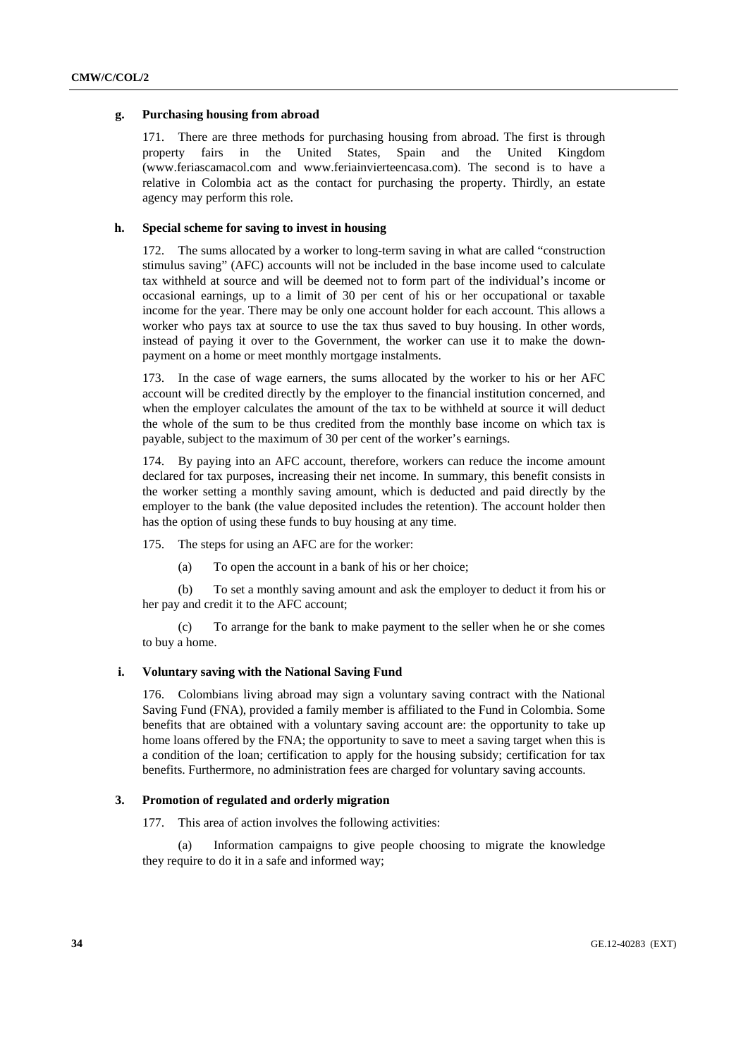#### g. Purchasing housing from abroad

171. There are three methods for purchasing housing from abroad. The first is through property fairs in the United States, Spain and the United Kingdom (www.feriascamacol.com and www.feriainvierteencasa.com). The second is to have a relative in Colombia act as the contact for purchasing the property. Thirdly, an estate agency may perform this role.

#### h. Special scheme for saving to invest in housing

172. The sums allocated by a worker to long-term saving in what are called "construction stimulus saving" (AFC) accounts will not be included in the base income used to calculate tax withheld at source and will be deemed not to form part of the individual's income or occasional earnings, up to a limit of 30 per cent of his or her occupational or taxable income for the year. There may be only one account holder for each account. This allows a worker who pays tax at source to use the tax thus saved to buy housing. In other words, instead of paying it over to the Government, the worker can use it to make the down-payment on a home or meet monthly mortgage instalments.

173. In the case of wage earners, the sums allocated by the worker to his or her AFC account will be credited directly by the employer to the financial institution concerned, and when the employer calculates the amount of the tax to be withheld at source it will deduct the whole of the sum to be thus credited from the monthly base income on which tax is payable, subject to the maximum of 30 per cent of the worker's earnings.

174. By paying into an AFC account, therefore, workers can reduce the income amount declared for tax purposes, increasing their net income. In summary, this benefit consists in the worker setting a monthly saving amount, which is deducted and paid directly by the employer to the bank (the value deposited includes the retention). The account holder then has the option of using these funds to buy housing at any time.

175. The steps for using an AFC are for the worker:

(a) To open the account in a bank of his or her choice;

(b) To set a monthly saving amount and ask the employer to deduct it from his or her pay and credit it to the AFC account;

(c) To arrange for the bank to make payment to the seller when he or she comes to buy a home.

#### i. Voluntary saving with the National Saving Fund

176. Colombians living abroad may sign a voluntary saving contract with the National Saving Fund (FNA), provided a family member is affiliated to the Fund in Colombia. Some benefits that are obtained with a voluntary saving account are: the opportunity to take up home loans offered by the FNA; the opportunity to save to meet a saving target when this is a condition of the loan; certification to apply for the housing subsidy; certification for tax benefits. Furthermore, no administration fees are charged for voluntary saving accounts.

### 3. Promotion of regulated and orderly migration

177. This area of action involves the following activities:

(a) Information campaigns to give people choosing to migrate the knowledge they require to do it in a safe and informed way;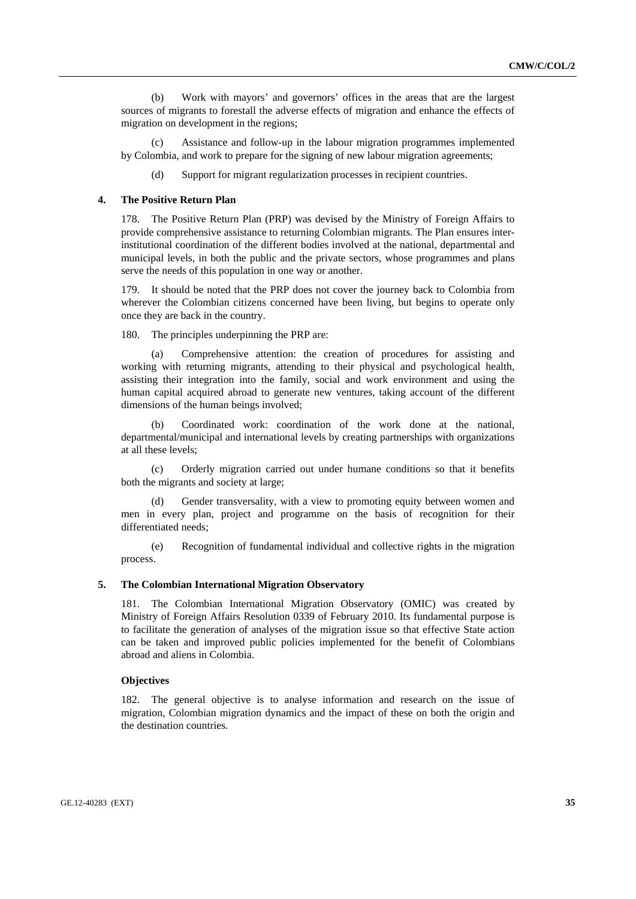(b) Work with mayors' and governors' offices in the areas that are the largest sources of migrants to forestall the adverse effects of migration and enhance the effects of migration on development in the regions;

(c) Assistance and follow-up in the labour migration programmes implemented by Colombia, and work to prepare for the signing of new labour migration agreements;

(d) Support for migrant regularization processes in recipient countries.

### 4. The Positive Return Plan

178. The Positive Return Plan (PRP) was devised by the Ministry of Foreign Affairs to provide comprehensive assistance to returning Colombian migrants. The Plan ensures inter-institutional coordination of the different bodies involved at the national, departmental and municipal levels, in both the public and the private sectors, whose programmes and plans serve the needs of this population in one way or another.

179. It should be noted that the PRP does not cover the journey back to Colombia from wherever the Colombian citizens concerned have been living, but begins to operate only once they are back in the country.

180. The principles underpinning the PRP are:

(a) Comprehensive attention: the creation of procedures for assisting and working with returning migrants, attending to their physical and psychological health, assisting their integration into the family, social and work environment and using the human capital acquired abroad to generate new ventures, taking account of the different dimensions of the human beings involved;

(b) Coordinated work: coordination of the work done at the national, departmental/municipal and international levels by creating partnerships with organizations at all these levels;

(c) Orderly migration carried out under humane conditions so that it benefits both the migrants and society at large;

(d) Gender transversality, with a view to promoting equity between women and men in every plan, project and programme on the basis of recognition for their differentiated needs;

(e) Recognition of fundamental individual and collective rights in the migration process.

### 5. The Colombian International Migration Observatory

181. The Colombian International Migration Observatory (OMIC) was created by Ministry of Foreign Affairs Resolution 0339 of February 2010. Its fundamental purpose is to facilitate the generation of analyses of the migration issue so that effective State action can be taken and improved public policies implemented for the benefit of Colombians abroad and aliens in Colombia.

#### Objectives

182. The general objective is to analyse information and research on the issue of migration, Colombian migration dynamics and the impact of these on both the origin and the destination countries.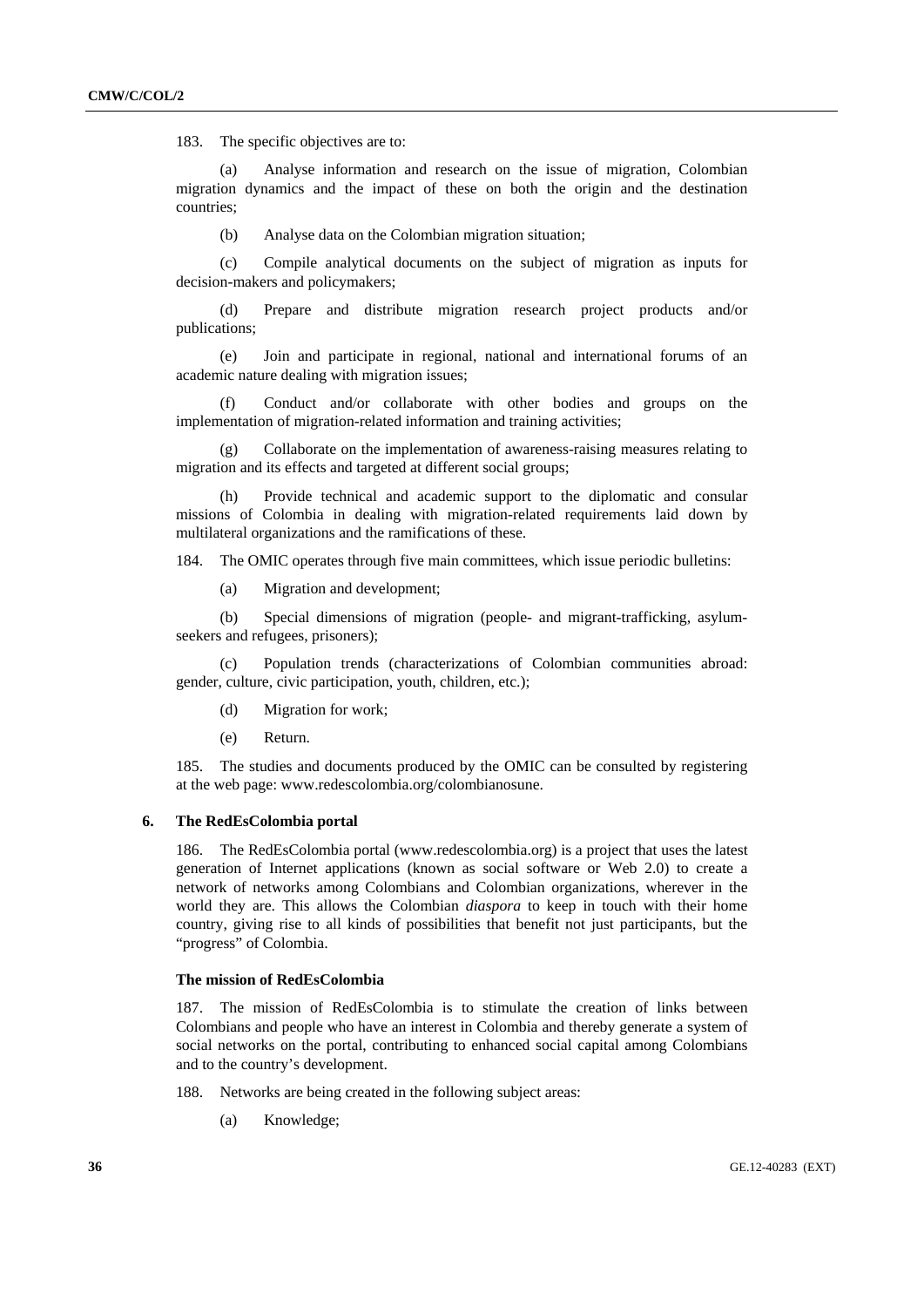183. The specific objectives are to:

(a) Analyse information and research on the issue of migration, Colombian migration dynamics and the impact of these on both the origin and the destination countries;

(b) Analyse data on the Colombian migration situation;

(c) Compile analytical documents on the subject of migration as inputs for decision-makers and policymakers;

(d) Prepare and distribute migration research project products and/or publications;

(e) Join and participate in regional, national and international forums of an academic nature dealing with migration issues;

(f) Conduct and/or collaborate with other bodies and groups on the implementation of migration-related information and training activities;

(g) Collaborate on the implementation of awareness-raising measures relating to migration and its effects and targeted at different social groups;

(h) Provide technical and academic support to the diplomatic and consular missions of Colombia in dealing with migration-related requirements laid down by multilateral organizations and the ramifications of these.

184. The OMIC operates through five main committees, which issue periodic bulletins:

(a) Migration and development;

(b) Special dimensions of migration (people- and migrant-trafficking, asylum-seekers and refugees, prisoners);

(c) Population trends (characterizations of Colombian communities abroad: gender, culture, civic participation, youth, children, etc.);

(d) Migration for work;

(e) Return.

185. The studies and documents produced by the OMIC can be consulted by registering at the web page: www.redescolombia.org/colombianosune.

### 6. The RedEsColombia portal

186. The RedEsColombia portal (www.redescolombia.org) is a project that uses the latest generation of Internet applications (known as social software or Web 2.0) to create a network of networks among Colombians and Colombian organizations, wherever in the world they are. This allows the Colombian *diaspora* to keep in touch with their home country, giving rise to all kinds of possibilities that benefit not just participants, but the "progress" of Colombia.

#### The mission of RedEsColombia

187. The mission of RedEsColombia is to stimulate the creation of links between Colombians and people who have an interest in Colombia and thereby generate a system of social networks on the portal, contributing to enhanced social capital among Colombians and to the country's development.

188. Networks are being created in the following subject areas:

(a) Knowledge;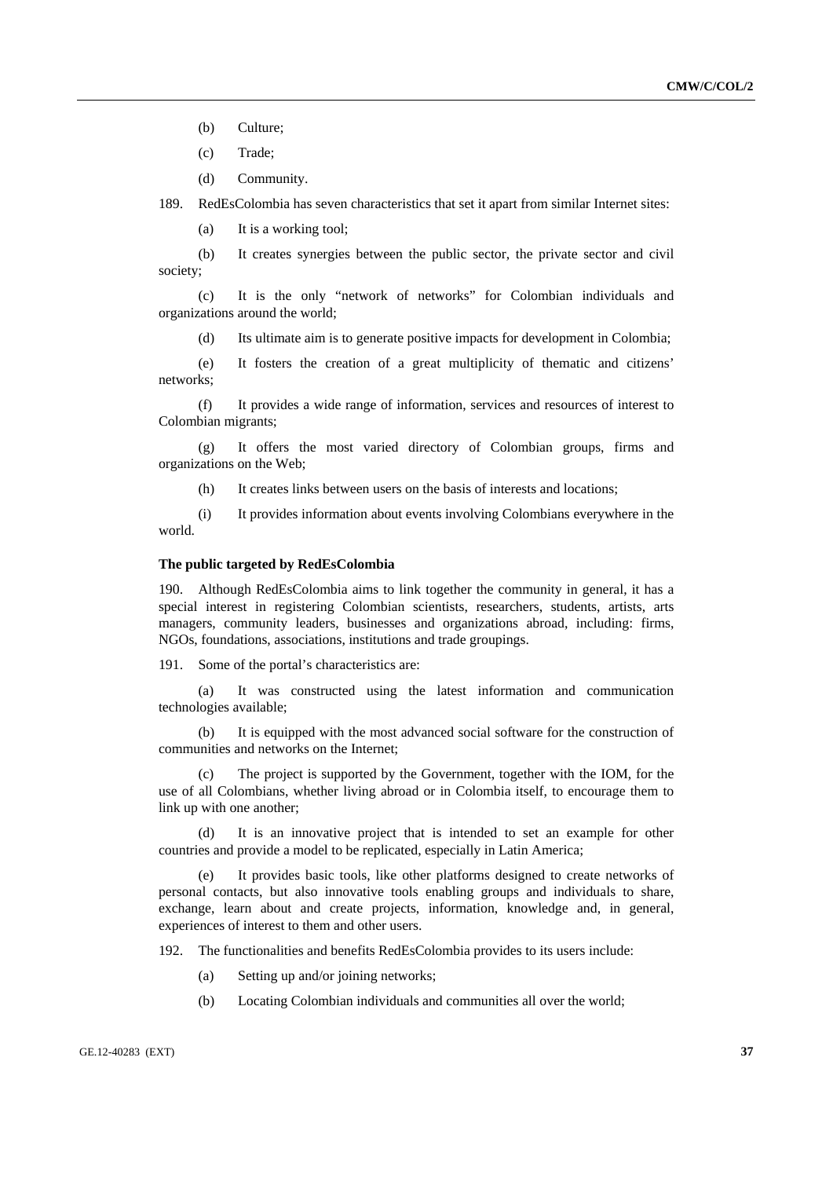(b) Culture;

(c) Trade;

(d) Community.

189. RedEsColombia has seven characteristics that set it apart from similar Internet sites:

(a) It is a working tool;

(b) It creates synergies between the public sector, the private sector and civil society;

(c) It is the only "network of networks" for Colombian individuals and organizations around the world;

(d) Its ultimate aim is to generate positive impacts for development in Colombia;

(e) It fosters the creation of a great multiplicity of thematic and citizens' networks;

(f) It provides a wide range of information, services and resources of interest to Colombian migrants;

(g) It offers the most varied directory of Colombian groups, firms and organizations on the Web;

(h) It creates links between users on the basis of interests and locations;

(i) It provides information about events involving Colombians everywhere in the world.

**The public targeted by RedEsColombia**

190. Although RedEsColombia aims to link together the community in general, it has a special interest in registering Colombian scientists, researchers, students, artists, arts managers, community leaders, businesses and organizations abroad, including: firms, NGOs, foundations, associations, institutions and trade groupings.

191. Some of the portal's characteristics are:

(a) It was constructed using the latest information and communication technologies available;

(b) It is equipped with the most advanced social software for the construction of communities and networks on the Internet;

(c) The project is supported by the Government, together with the IOM, for the use of all Colombians, whether living abroad or in Colombia itself, to encourage them to link up with one another;

(d) It is an innovative project that is intended to set an example for other countries and provide a model to be replicated, especially in Latin America;

(e) It provides basic tools, like other platforms designed to create networks of personal contacts, but also innovative tools enabling groups and individuals to share, exchange, learn about and create projects, information, knowledge and, in general, experiences of interest to them and other users.

192. The functionalities and benefits RedEsColombia provides to its users include:

(a) Setting up and/or joining networks;

(b) Locating Colombian individuals and communities all over the world;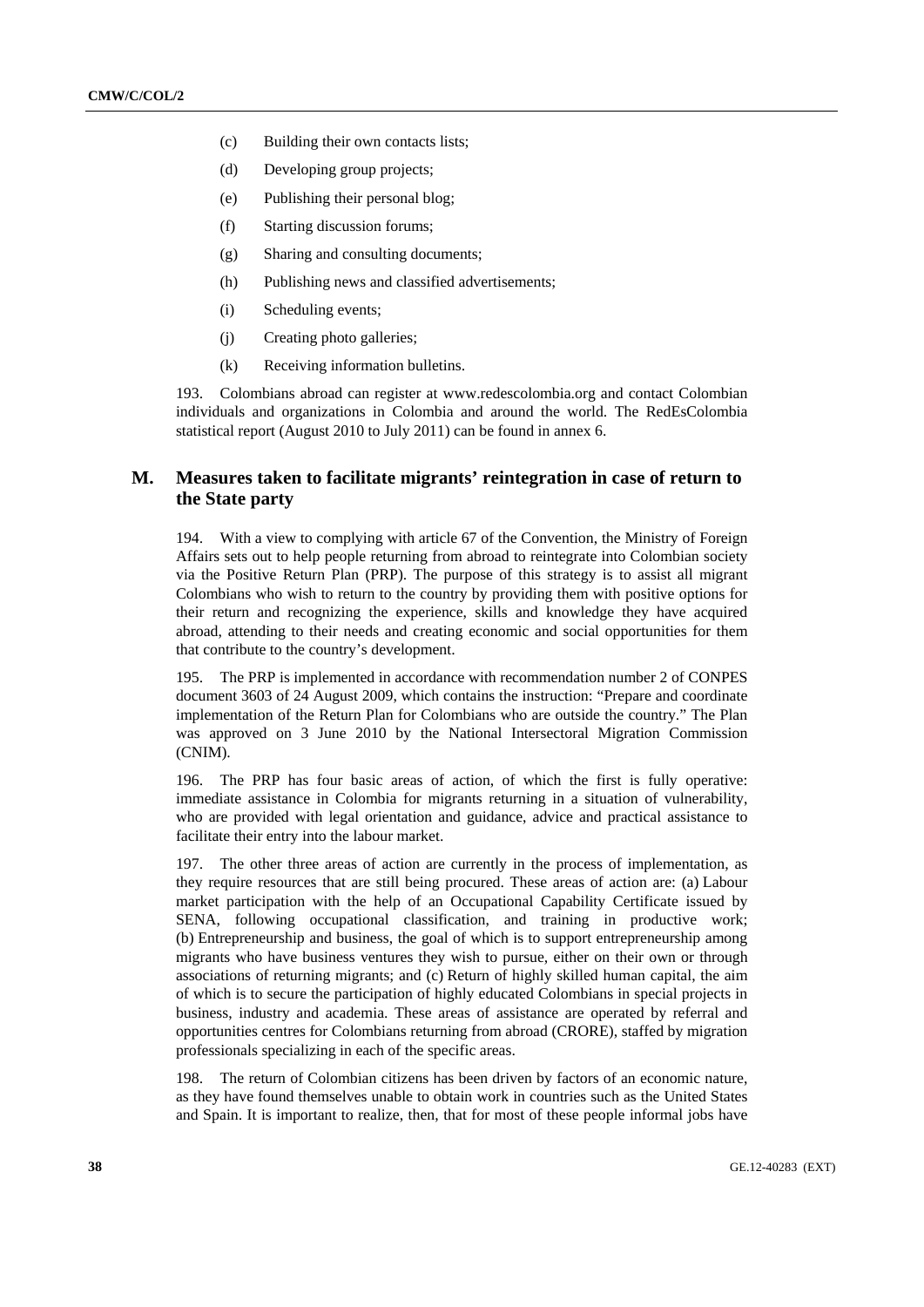(c) Building their own contacts lists;

(d) Developing group projects;

(e) Publishing their personal blog;

(f) Starting discussion forums;

(g) Sharing and consulting documents;

(h) Publishing news and classified advertisements;

(i) Scheduling events;

(j) Creating photo galleries;

(k) Receiving information bulletins.

193. Colombians abroad can register at www.redescolombia.org and contact Colombian individuals and organizations in Colombia and around the world. The RedEsColombia statistical report (August 2010 to July 2011) can be found in annex 6.

## M. Measures taken to facilitate migrants' reintegration in case of return to the State party

194. With a view to complying with article 67 of the Convention, the Ministry of Foreign Affairs sets out to help people returning from abroad to reintegrate into Colombian society via the Positive Return Plan (PRP). The purpose of this strategy is to assist all migrant Colombians who wish to return to the country by providing them with positive options for their return and recognizing the experience, skills and knowledge they have acquired abroad, attending to their needs and creating economic and social opportunities for them that contribute to the country's development.

195. The PRP is implemented in accordance with recommendation number 2 of CONPES document 3603 of 24 August 2009, which contains the instruction: "Prepare and coordinate implementation of the Return Plan for Colombians who are outside the country." The Plan was approved on 3 June 2010 by the National Intersectoral Migration Commission (CNIM).

196. The PRP has four basic areas of action, of which the first is fully operative: immediate assistance in Colombia for migrants returning in a situation of vulnerability, who are provided with legal orientation and guidance, advice and practical assistance to facilitate their entry into the labour market.

197. The other three areas of action are currently in the process of implementation, as they require resources that are still being procured. These areas of action are: (a) Labour market participation with the help of an Occupational Capability Certificate issued by SENA, following occupational classification, and training in productive work; (b) Entrepreneurship and business, the goal of which is to support entrepreneurship among migrants who have business ventures they wish to pursue, either on their own or through associations of returning migrants; and (c) Return of highly skilled human capital, the aim of which is to secure the participation of highly educated Colombians in special projects in business, industry and academia. These areas of assistance are operated by referral and opportunities centres for Colombians returning from abroad (CRORE), staffed by migration professionals specializing in each of the specific areas.

198. The return of Colombian citizens has been driven by factors of an economic nature, as they have found themselves unable to obtain work in countries such as the United States and Spain. It is important to realize, then, that for most of these people informal jobs have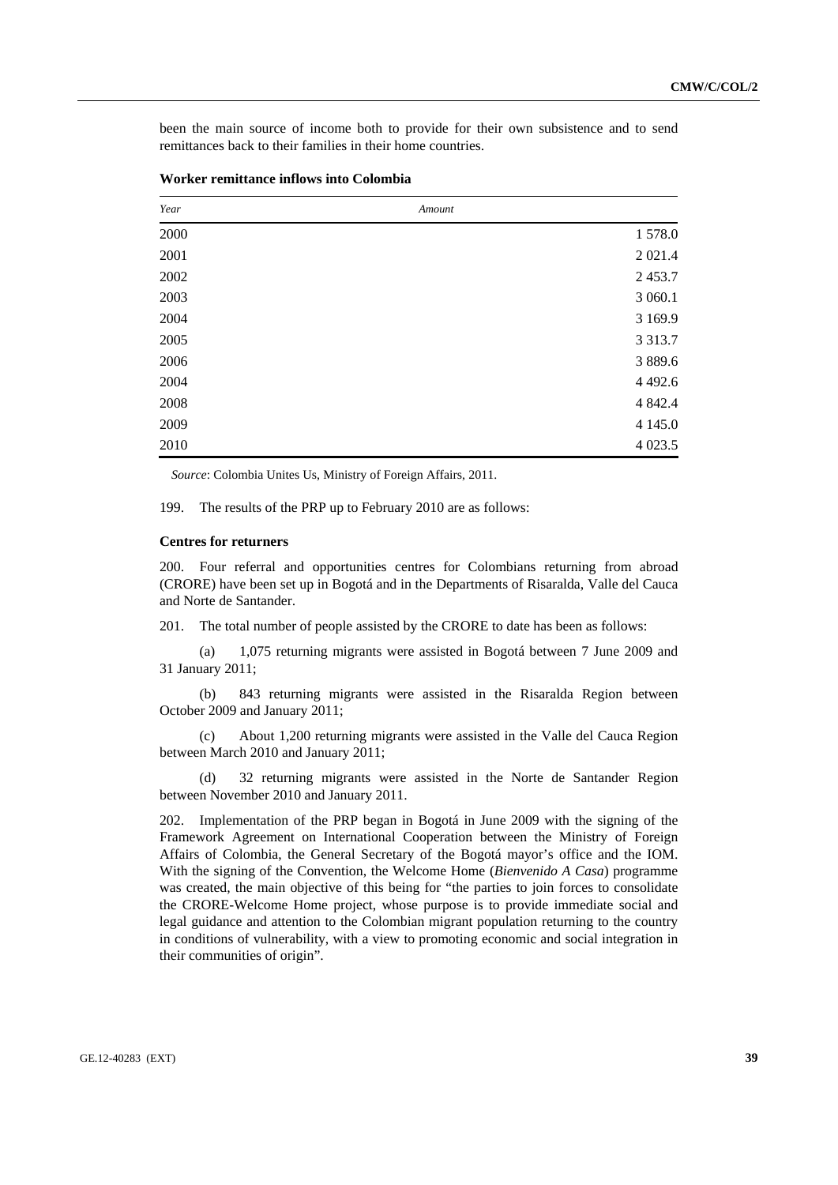been the main source of income both to provide for their own subsistence and to send remittances back to their families in their home countries.

**Worker remittance inflows into Colombia**

| *Year* | *Amount* |
|---|---|
| 2000 | 1 578.0 |
| 2001 | 2 021.4 |
| 2002 | 2 453.7 |
| 2003 | 3 060.1 |
| 2004 | 3 169.9 |
| 2005 | 3 313.7 |
| 2006 | 3 889.6 |
| 2004 | 4 492.6 |
| 2008 | 4 842.4 |
| 2009 | 4 145.0 |
| 2010 | 4 023.5 |

*Source*: Colombia Unites Us, Ministry of Foreign Affairs, 2011.

199. The results of the PRP up to February 2010 are as follows:

**Centres for returners**

200. Four referral and opportunities centres for Colombians returning from abroad (CRORE) have been set up in Bogotá and in the Departments of Risaralda, Valle del Cauca and Norte de Santander.

201. The total number of people assisted by the CRORE to date has been as follows:

(a) 1,075 returning migrants were assisted in Bogotá between 7 June 2009 and 31 January 2011;

(b) 843 returning migrants were assisted in the Risaralda Region between October 2009 and January 2011;

(c) About 1,200 returning migrants were assisted in the Valle del Cauca Region between March 2010 and January 2011;

(d) 32 returning migrants were assisted in the Norte de Santander Region between November 2010 and January 2011.

202. Implementation of the PRP began in Bogotá in June 2009 with the signing of the Framework Agreement on International Cooperation between the Ministry of Foreign Affairs of Colombia, the General Secretary of the Bogotá mayor's office and the IOM. With the signing of the Convention, the Welcome Home (*Bienvenido A Casa*) programme was created, the main objective of this being for "the parties to join forces to consolidate the CRORE-Welcome Home project, whose purpose is to provide immediate social and legal guidance and attention to the Colombian migrant population returning to the country in conditions of vulnerability, with a view to promoting economic and social integration in their communities of origin".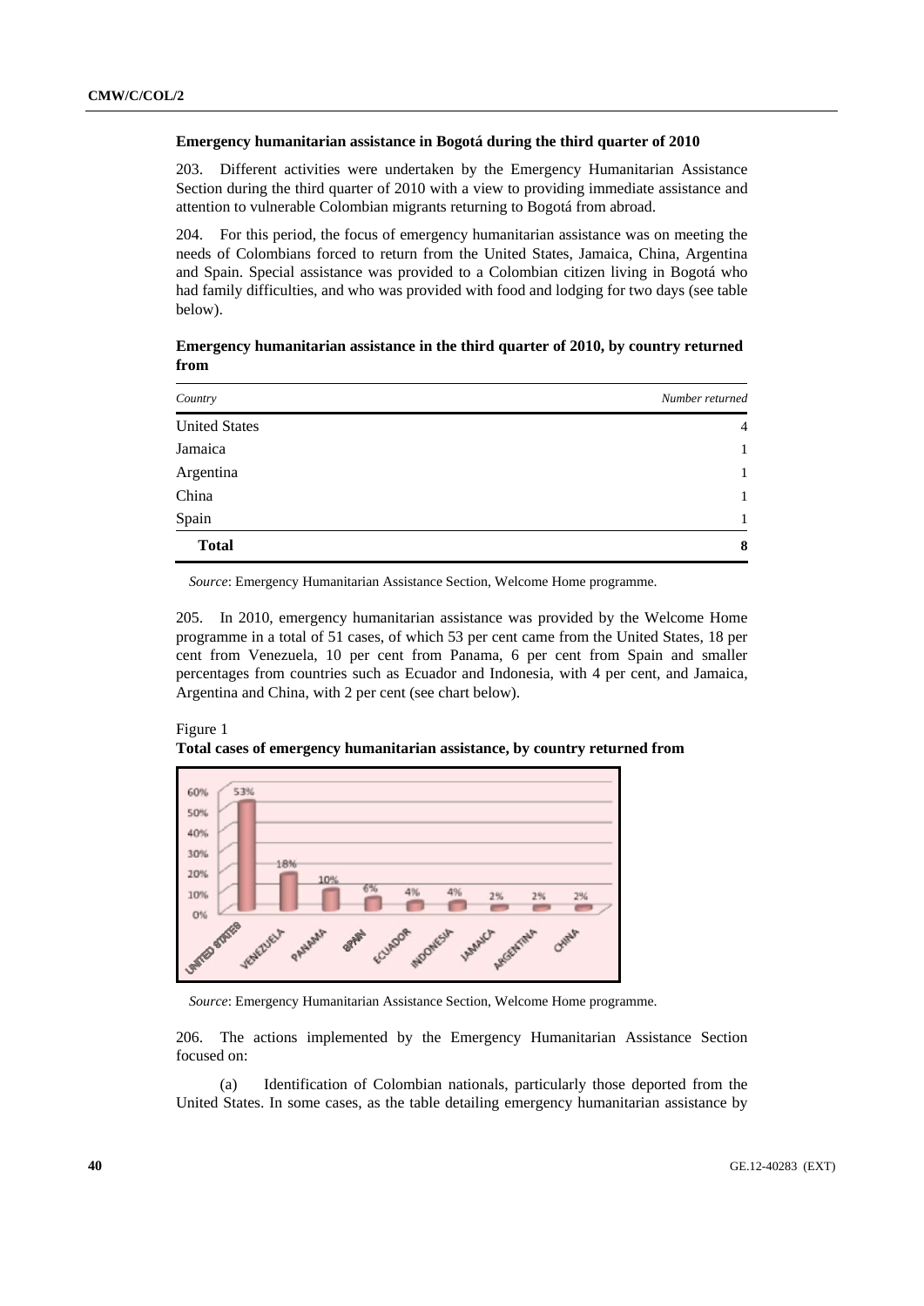**Emergency humanitarian assistance in Bogotá during the third quarter of 2010**

203. Different activities were undertaken by the Emergency Humanitarian Assistance Section during the third quarter of 2010 with a view to providing immediate assistance and attention to vulnerable Colombian migrants returning to Bogotá from abroad.

204. For this period, the focus of emergency humanitarian assistance was on meeting the needs of Colombians forced to return from the United States, Jamaica, China, Argentina and Spain. Special assistance was provided to a Colombian citizen living in Bogotá who had family difficulties, and who was provided with food and lodging for two days (see table below).

**Emergency humanitarian assistance in the third quarter of 2010, by country returned from**

| *Country* | *Number returned* |
|---|---|
| United States | 4 |
| Jamaica | 1 |
| Argentina | 1 |
| China | 1 |
| Spain | 1 |
| **Total** | **8** |

*Source*: Emergency Humanitarian Assistance Section, Welcome Home programme.

205. In 2010, emergency humanitarian assistance was provided by the Welcome Home programme in a total of 51 cases, of which 53 per cent came from the United States, 18 per cent from Venezuela, 10 per cent from Panama, 6 per cent from Spain and smaller percentages from countries such as Ecuador and Indonesia, with 4 per cent, and Jamaica, Argentina and China, with 2 per cent (see chart below).

Figure 1
**Total cases of emergency humanitarian assistance, by country returned from**

| Country | Percentage |
|---|---|
| United States | 53% |
| Venezuela | 18% |
| Panama | 10% |
| Spain | 6% |
| Ecuador | 4% |
| Indonesia | 4% |
| Jamaica | 2% |
| Argentina | 2% |
| China | 2% |

*Source*: Emergency Humanitarian Assistance Section, Welcome Home programme.

206. The actions implemented by the Emergency Humanitarian Assistance Section focused on:

(a) Identification of Colombian nationals, particularly those deported from the United States. In some cases, as the table detailing emergency humanitarian assistance by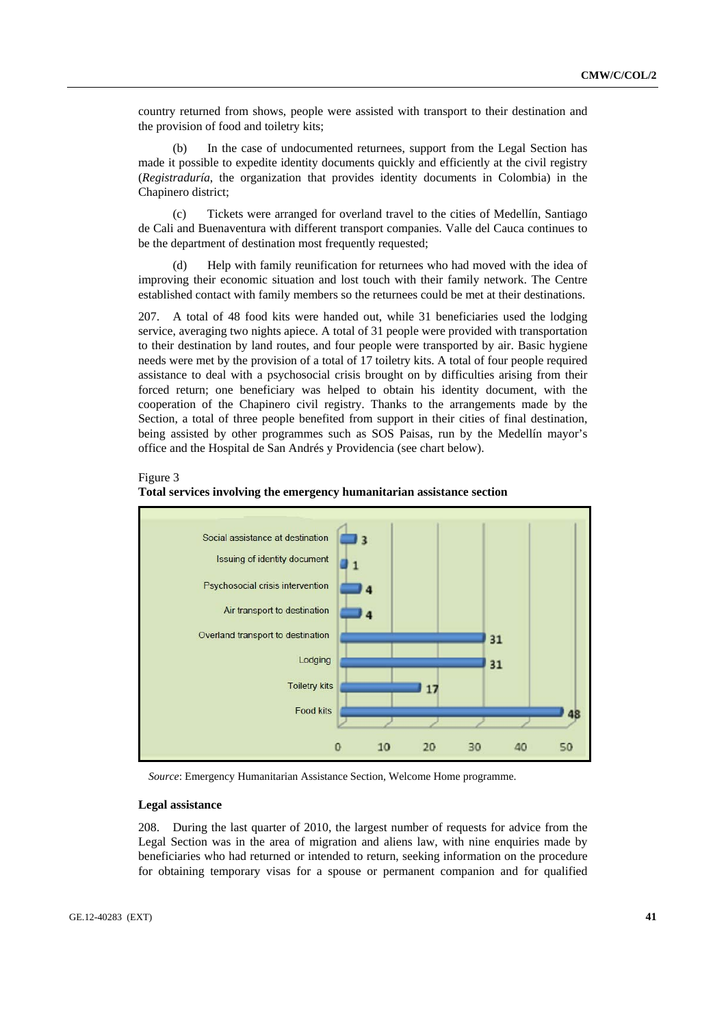country returned from shows, people were assisted with transport to their destination and the provision of food and toiletry kits;

(b) In the case of undocumented returnees, support from the Legal Section has made it possible to expedite identity documents quickly and efficiently at the civil registry (*Registraduría*, the organization that provides identity documents in Colombia) in the Chapinero district;

(c) Tickets were arranged for overland travel to the cities of Medellín, Santiago de Cali and Buenaventura with different transport companies. Valle del Cauca continues to be the department of destination most frequently requested;

(d) Help with family reunification for returnees who had moved with the idea of improving their economic situation and lost touch with their family network. The Centre established contact with family members so the returnees could be met at their destinations.

207. A total of 48 food kits were handed out, while 31 beneficiaries used the lodging service, averaging two nights apiece. A total of 31 people were provided with transportation to their destination by land routes, and four people were transported by air. Basic hygiene needs were met by the provision of a total of 17 toiletry kits. A total of four people required assistance to deal with a psychosocial crisis brought on by difficulties arising from their forced return; one beneficiary was helped to obtain his identity document, with the cooperation of the Chapinero civil registry. Thanks to the arrangements made by the Section, a total of three people benefited from support in their cities of final destination, being assisted by other programmes such as SOS Paisas, run by the Medellín mayor's office and the Hospital de San Andrés y Providencia (see chart below).

Figure 3
**Total services involving the emergency humanitarian assistance section**

| Service | Total |
|---|---|
| Social assistance at destination | 3 |
| Issuing of identity document | 1 |
| Psychosocial crisis intervention | 4 |
| Air transport to destination | 4 |
| Overland transport to destination | 31 |
| Lodging | 31 |
| Toiletry kits | 17 |
| Food kits | 48 |

*Source*: Emergency Humanitarian Assistance Section, Welcome Home programme.

**Legal assistance**

208. During the last quarter of 2010, the largest number of requests for advice from the Legal Section was in the area of migration and aliens law, with nine enquiries made by beneficiaries who had returned or intended to return, seeking information on the procedure for obtaining temporary visas for a spouse or permanent companion and for qualified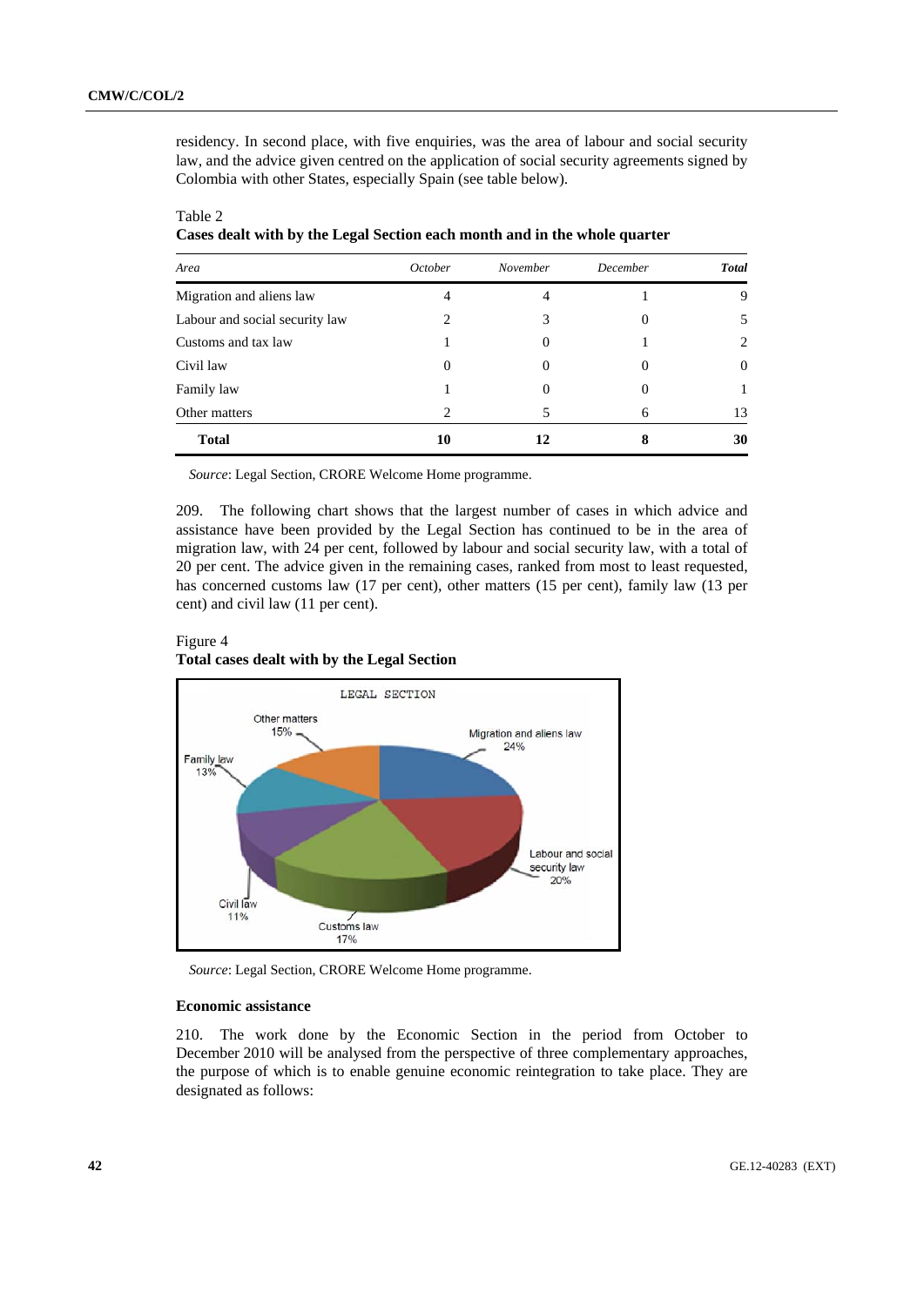residency. In second place, with five enquiries, was the area of labour and social security law, and the advice given centred on the application of social security agreements signed by Colombia with other States, especially Spain (see table below).

Table 2
**Cases dealt with by the Legal Section each month and in the whole quarter**

| *Area* | *October* | *November* | *December* | ***Total*** |
|---|---|---|---|---|
| Migration and aliens law | 4 | 4 | 1 | 9 |
| Labour and social security law | 2 | 3 | 0 | 5 |
| Customs and tax law | 1 | 0 | 1 | 2 |
| Civil law | 0 | 0 | 0 | 0 |
| Family law | 1 | 0 | 0 | 1 |
| Other matters | 2 | 5 | 6 | 13 |
| **Total** | **10** | **12** | **8** | **30** |

*Source*: Legal Section, CRORE Welcome Home programme.

209. The following chart shows that the largest number of cases in which advice and assistance have been provided by the Legal Section has continued to be in the area of migration law, with 24 per cent, followed by labour and social security law, with a total of 20 per cent. The advice given in the remaining cases, ranked from most to least requested, has concerned customs law (17 per cent), other matters (15 per cent), family law (13 per cent) and civil law (11 per cent).

Figure 4
**Total cases dealt with by the Legal Section**

*Source*: Legal Section, CRORE Welcome Home programme.

### Economic assistance

210. The work done by the Economic Section in the period from October to December 2010 will be analysed from the perspective of three complementary approaches, the purpose of which is to enable genuine economic reintegration to take place. They are designated as follows: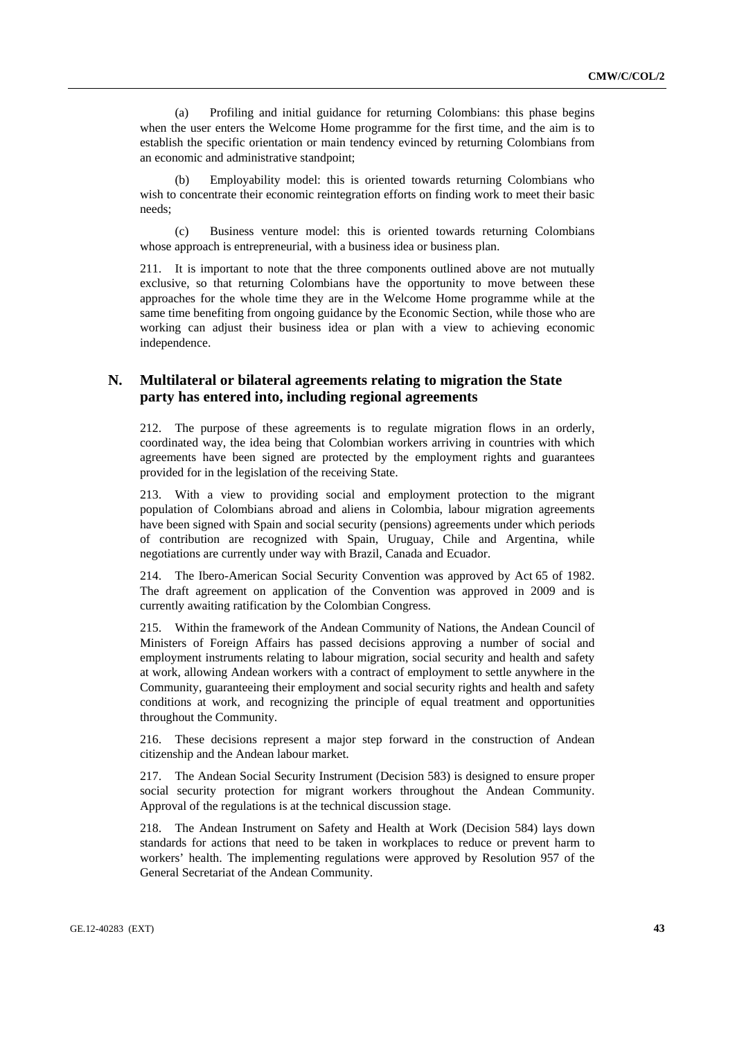(a) Profiling and initial guidance for returning Colombians: this phase begins when the user enters the Welcome Home programme for the first time, and the aim is to establish the specific orientation or main tendency evinced by returning Colombians from an economic and administrative standpoint;

(b) Employability model: this is oriented towards returning Colombians who wish to concentrate their economic reintegration efforts on finding work to meet their basic needs;

(c) Business venture model: this is oriented towards returning Colombians whose approach is entrepreneurial, with a business idea or business plan.

211. It is important to note that the three components outlined above are not mutually exclusive, so that returning Colombians have the opportunity to move between these approaches for the whole time they are in the Welcome Home programme while at the same time benefiting from ongoing guidance by the Economic Section, while those who are working can adjust their business idea or plan with a view to achieving economic independence.

## N. Multilateral or bilateral agreements relating to migration the State party has entered into, including regional agreements

212. The purpose of these agreements is to regulate migration flows in an orderly, coordinated way, the idea being that Colombian workers arriving in countries with which agreements have been signed are protected by the employment rights and guarantees provided for in the legislation of the receiving State.

213. With a view to providing social and employment protection to the migrant population of Colombians abroad and aliens in Colombia, labour migration agreements have been signed with Spain and social security (pensions) agreements under which periods of contribution are recognized with Spain, Uruguay, Chile and Argentina, while negotiations are currently under way with Brazil, Canada and Ecuador.

214. The Ibero-American Social Security Convention was approved by Act 65 of 1982. The draft agreement on application of the Convention was approved in 2009 and is currently awaiting ratification by the Colombian Congress.

215. Within the framework of the Andean Community of Nations, the Andean Council of Ministers of Foreign Affairs has passed decisions approving a number of social and employment instruments relating to labour migration, social security and health and safety at work, allowing Andean workers with a contract of employment to settle anywhere in the Community, guaranteeing their employment and social security rights and health and safety conditions at work, and recognizing the principle of equal treatment and opportunities throughout the Community.

216. These decisions represent a major step forward in the construction of Andean citizenship and the Andean labour market.

217. The Andean Social Security Instrument (Decision 583) is designed to ensure proper social security protection for migrant workers throughout the Andean Community. Approval of the regulations is at the technical discussion stage.

218. The Andean Instrument on Safety and Health at Work (Decision 584) lays down standards for actions that need to be taken in workplaces to reduce or prevent harm to workers' health. The implementing regulations were approved by Resolution 957 of the General Secretariat of the Andean Community.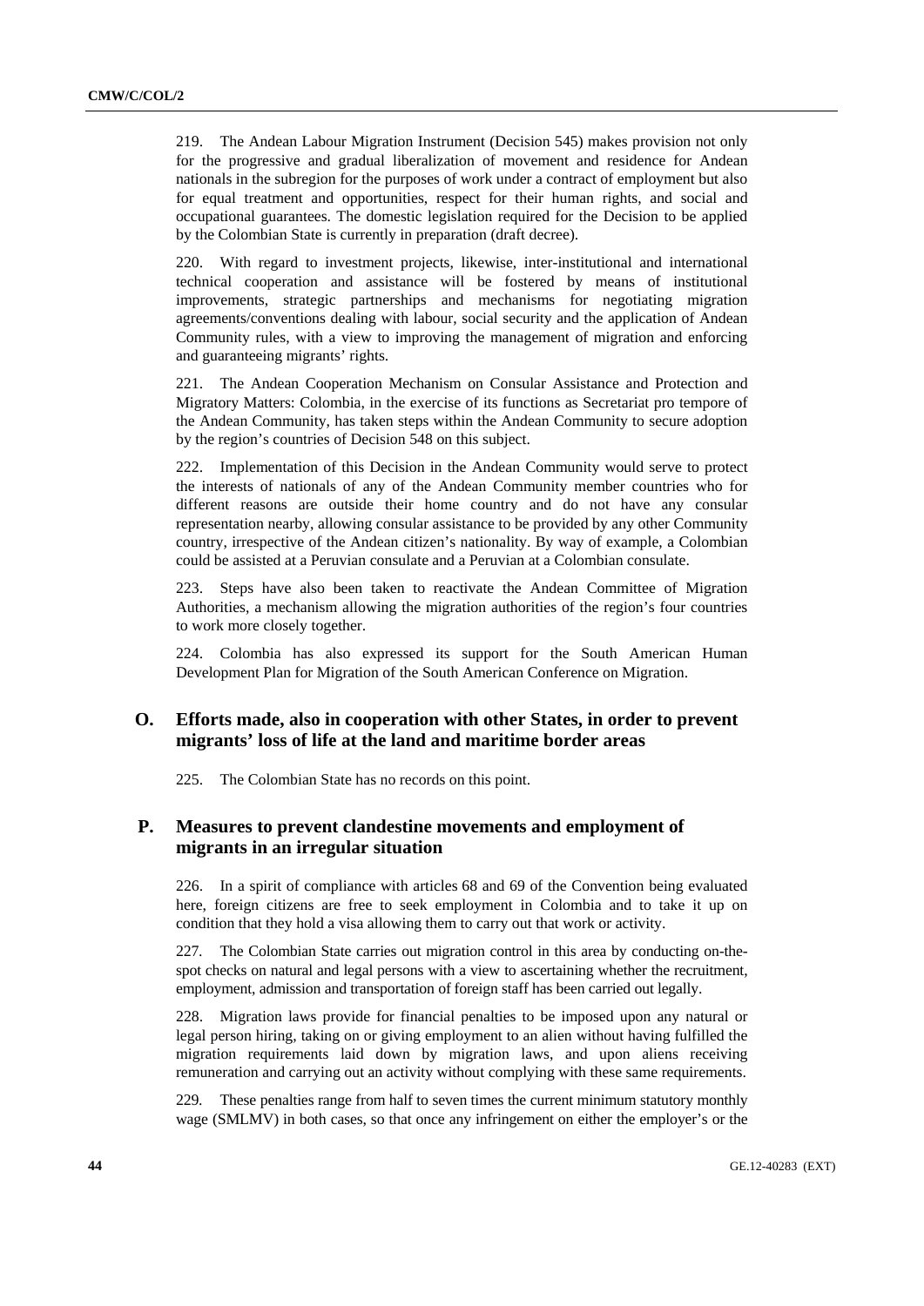219. The Andean Labour Migration Instrument (Decision 545) makes provision not only for the progressive and gradual liberalization of movement and residence for Andean nationals in the subregion for the purposes of work under a contract of employment but also for equal treatment and opportunities, respect for their human rights, and social and occupational guarantees. The domestic legislation required for the Decision to be applied by the Colombian State is currently in preparation (draft decree).

220. With regard to investment projects, likewise, inter-institutional and international technical cooperation and assistance will be fostered by means of institutional improvements, strategic partnerships and mechanisms for negotiating migration agreements/conventions dealing with labour, social security and the application of Andean Community rules, with a view to improving the management of migration and enforcing and guaranteeing migrants' rights.

221. The Andean Cooperation Mechanism on Consular Assistance and Protection and Migratory Matters: Colombia, in the exercise of its functions as Secretariat pro tempore of the Andean Community, has taken steps within the Andean Community to secure adoption by the region's countries of Decision 548 on this subject.

222. Implementation of this Decision in the Andean Community would serve to protect the interests of nationals of any of the Andean Community member countries who for different reasons are outside their home country and do not have any consular representation nearby, allowing consular assistance to be provided by any other Community country, irrespective of the Andean citizen's nationality. By way of example, a Colombian could be assisted at a Peruvian consulate and a Peruvian at a Colombian consulate.

223. Steps have also been taken to reactivate the Andean Committee of Migration Authorities, a mechanism allowing the migration authorities of the region's four countries to work more closely together.

224. Colombia has also expressed its support for the South American Human Development Plan for Migration of the South American Conference on Migration.

## O. Efforts made, also in cooperation with other States, in order to prevent migrants' loss of life at the land and maritime border areas

225. The Colombian State has no records on this point.

## P. Measures to prevent clandestine movements and employment of migrants in an irregular situation

226. In a spirit of compliance with articles 68 and 69 of the Convention being evaluated here, foreign citizens are free to seek employment in Colombia and to take it up on condition that they hold a visa allowing them to carry out that work or activity.

227. The Colombian State carries out migration control in this area by conducting on-the-spot checks on natural and legal persons with a view to ascertaining whether the recruitment, employment, admission and transportation of foreign staff has been carried out legally.

228. Migration laws provide for financial penalties to be imposed upon any natural or legal person hiring, taking on or giving employment to an alien without having fulfilled the migration requirements laid down by migration laws, and upon aliens receiving remuneration and carrying out an activity without complying with these same requirements.

229. These penalties range from half to seven times the current minimum statutory monthly wage (SMLMV) in both cases, so that once any infringement on either the employer's or the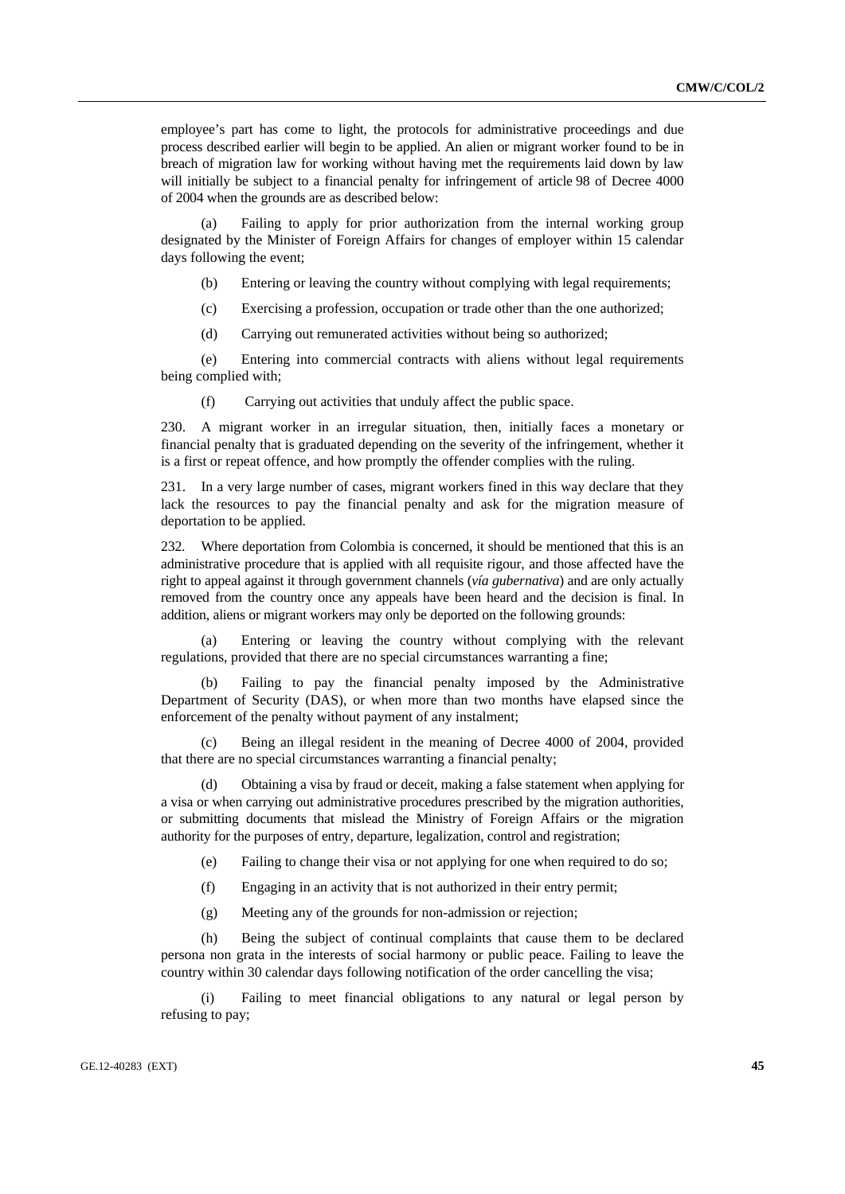employee's part has come to light, the protocols for administrative proceedings and due process described earlier will begin to be applied. An alien or migrant worker found to be in breach of migration law for working without having met the requirements laid down by law will initially be subject to a financial penalty for infringement of article 98 of Decree 4000 of 2004 when the grounds are as described below:

(a) Failing to apply for prior authorization from the internal working group designated by the Minister of Foreign Affairs for changes of employer within 15 calendar days following the event;

(b) Entering or leaving the country without complying with legal requirements;

(c) Exercising a profession, occupation or trade other than the one authorized;

(d) Carrying out remunerated activities without being so authorized;

(e) Entering into commercial contracts with aliens without legal requirements being complied with;

(f) Carrying out activities that unduly affect the public space.

230. A migrant worker in an irregular situation, then, initially faces a monetary or financial penalty that is graduated depending on the severity of the infringement, whether it is a first or repeat offence, and how promptly the offender complies with the ruling.

231. In a very large number of cases, migrant workers fined in this way declare that they lack the resources to pay the financial penalty and ask for the migration measure of deportation to be applied.

232. Where deportation from Colombia is concerned, it should be mentioned that this is an administrative procedure that is applied with all requisite rigour, and those affected have the right to appeal against it through government channels (*vía gubernativa*) and are only actually removed from the country once any appeals have been heard and the decision is final. In addition, aliens or migrant workers may only be deported on the following grounds:

(a) Entering or leaving the country without complying with the relevant regulations, provided that there are no special circumstances warranting a fine;

(b) Failing to pay the financial penalty imposed by the Administrative Department of Security (DAS), or when more than two months have elapsed since the enforcement of the penalty without payment of any instalment;

(c) Being an illegal resident in the meaning of Decree 4000 of 2004, provided that there are no special circumstances warranting a financial penalty;

(d) Obtaining a visa by fraud or deceit, making a false statement when applying for a visa or when carrying out administrative procedures prescribed by the migration authorities, or submitting documents that mislead the Ministry of Foreign Affairs or the migration authority for the purposes of entry, departure, legalization, control and registration;

(e) Failing to change their visa or not applying for one when required to do so;

(f) Engaging in an activity that is not authorized in their entry permit;

(g) Meeting any of the grounds for non-admission or rejection;

(h) Being the subject of continual complaints that cause them to be declared persona non grata in the interests of social harmony or public peace. Failing to leave the country within 30 calendar days following notification of the order cancelling the visa;

(i) Failing to meet financial obligations to any natural or legal person by refusing to pay;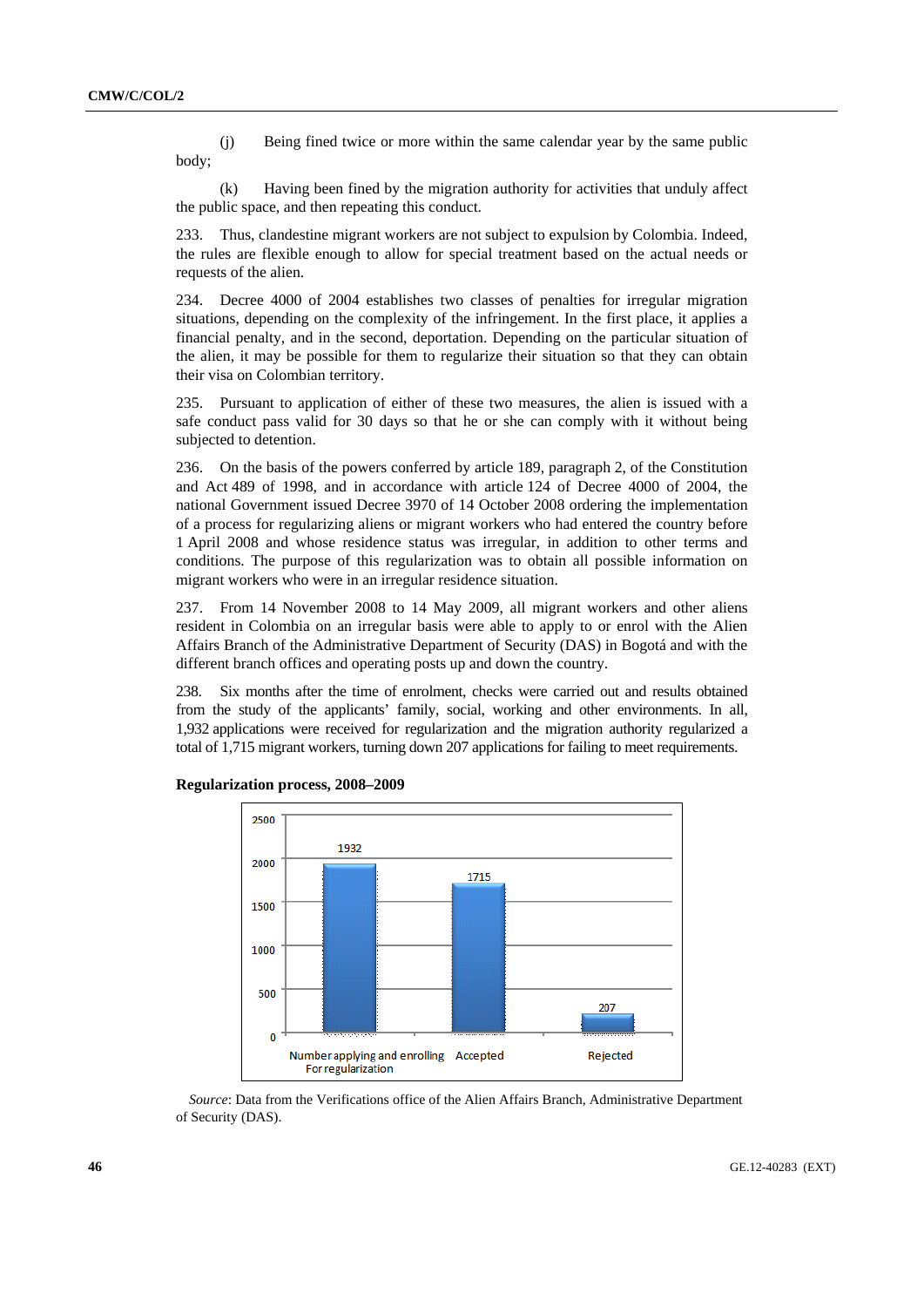(j) Being fined twice or more within the same calendar year by the same public body;

(k) Having been fined by the migration authority for activities that unduly affect the public space, and then repeating this conduct.

233. Thus, clandestine migrant workers are not subject to expulsion by Colombia. Indeed, the rules are flexible enough to allow for special treatment based on the actual needs or requests of the alien.

234. Decree 4000 of 2004 establishes two classes of penalties for irregular migration situations, depending on the complexity of the infringement. In the first place, it applies a financial penalty, and in the second, deportation. Depending on the particular situation of the alien, it may be possible for them to regularize their situation so that they can obtain their visa on Colombian territory.

235. Pursuant to application of either of these two measures, the alien is issued with a safe conduct pass valid for 30 days so that he or she can comply with it without being subjected to detention.

236. On the basis of the powers conferred by article 189, paragraph 2, of the Constitution and Act 489 of 1998, and in accordance with article 124 of Decree 4000 of 2004, the national Government issued Decree 3970 of 14 October 2008 ordering the implementation of a process for regularizing aliens or migrant workers who had entered the country before 1 April 2008 and whose residence status was irregular, in addition to other terms and conditions. The purpose of this regularization was to obtain all possible information on migrant workers who were in an irregular residence situation.

237. From 14 November 2008 to 14 May 2009, all migrant workers and other aliens resident in Colombia on an irregular basis were able to apply to or enrol with the Alien Affairs Branch of the Administrative Department of Security (DAS) in Bogotá and with the different branch offices and operating posts up and down the country.

238. Six months after the time of enrolment, checks were carried out and results obtained from the study of the applicants' family, social, working and other environments. In all, 1,932 applications were received for regularization and the migration authority regularized a total of 1,715 migrant workers, turning down 207 applications for failing to meet requirements.

**Regularization process, 2008–2009**

| Number applying and enrolling For regularization | Accepted | Rejected |
|---|---|---|
| 1932 | 1715 | 207 |

*Source*: Data from the Verifications office of the Alien Affairs Branch, Administrative Department of Security (DAS).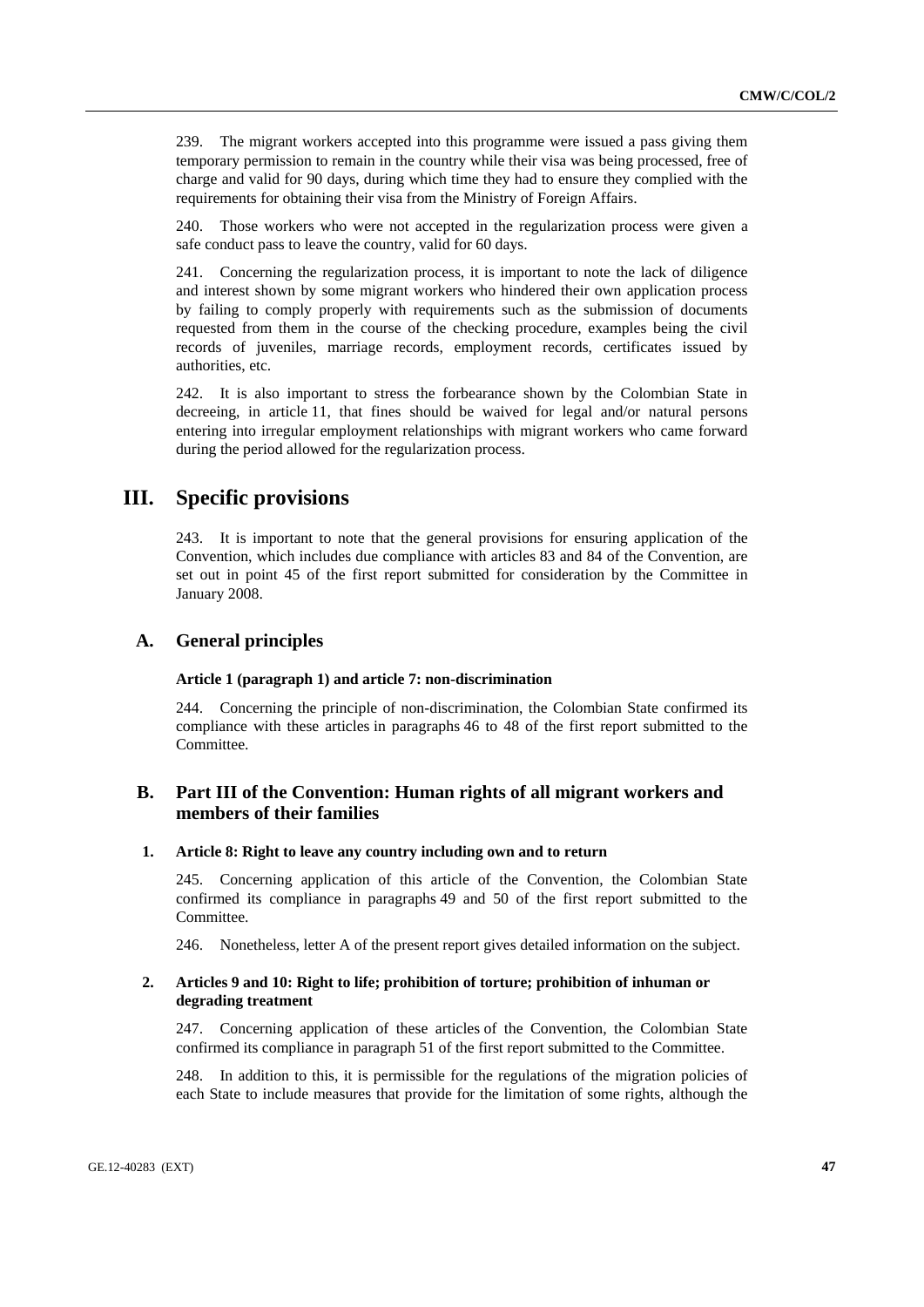239. The migrant workers accepted into this programme were issued a pass giving them temporary permission to remain in the country while their visa was being processed, free of charge and valid for 90 days, during which time they had to ensure they complied with the requirements for obtaining their visa from the Ministry of Foreign Affairs.

240. Those workers who were not accepted in the regularization process were given a safe conduct pass to leave the country, valid for 60 days.

241. Concerning the regularization process, it is important to note the lack of diligence and interest shown by some migrant workers who hindered their own application process by failing to comply properly with requirements such as the submission of documents requested from them in the course of the checking procedure, examples being the civil records of juveniles, marriage records, employment records, certificates issued by authorities, etc.

242. It is also important to stress the forbearance shown by the Colombian State in decreeing, in article 11, that fines should be waived for legal and/or natural persons entering into irregular employment relationships with migrant workers who came forward during the period allowed for the regularization process.

# III. Specific provisions

243. It is important to note that the general provisions for ensuring application of the Convention, which includes due compliance with articles 83 and 84 of the Convention, are set out in point 45 of the first report submitted for consideration by the Committee in January 2008.

## A. General principles

#### Article 1 (paragraph 1) and article 7: non-discrimination

244. Concerning the principle of non-discrimination, the Colombian State confirmed its compliance with these articles in paragraphs 46 to 48 of the first report submitted to the Committee.

## B. Part III of the Convention: Human rights of all migrant workers and members of their families

### 1. Article 8: Right to leave any country including own and to return

245. Concerning application of this article of the Convention, the Colombian State confirmed its compliance in paragraphs 49 and 50 of the first report submitted to the Committee.

246. Nonetheless, letter A of the present report gives detailed information on the subject.

### 2. Articles 9 and 10: Right to life; prohibition of torture; prohibition of inhuman or degrading treatment

247. Concerning application of these articles of the Convention, the Colombian State confirmed its compliance in paragraph 51 of the first report submitted to the Committee.

248. In addition to this, it is permissible for the regulations of the migration policies of each State to include measures that provide for the limitation of some rights, although the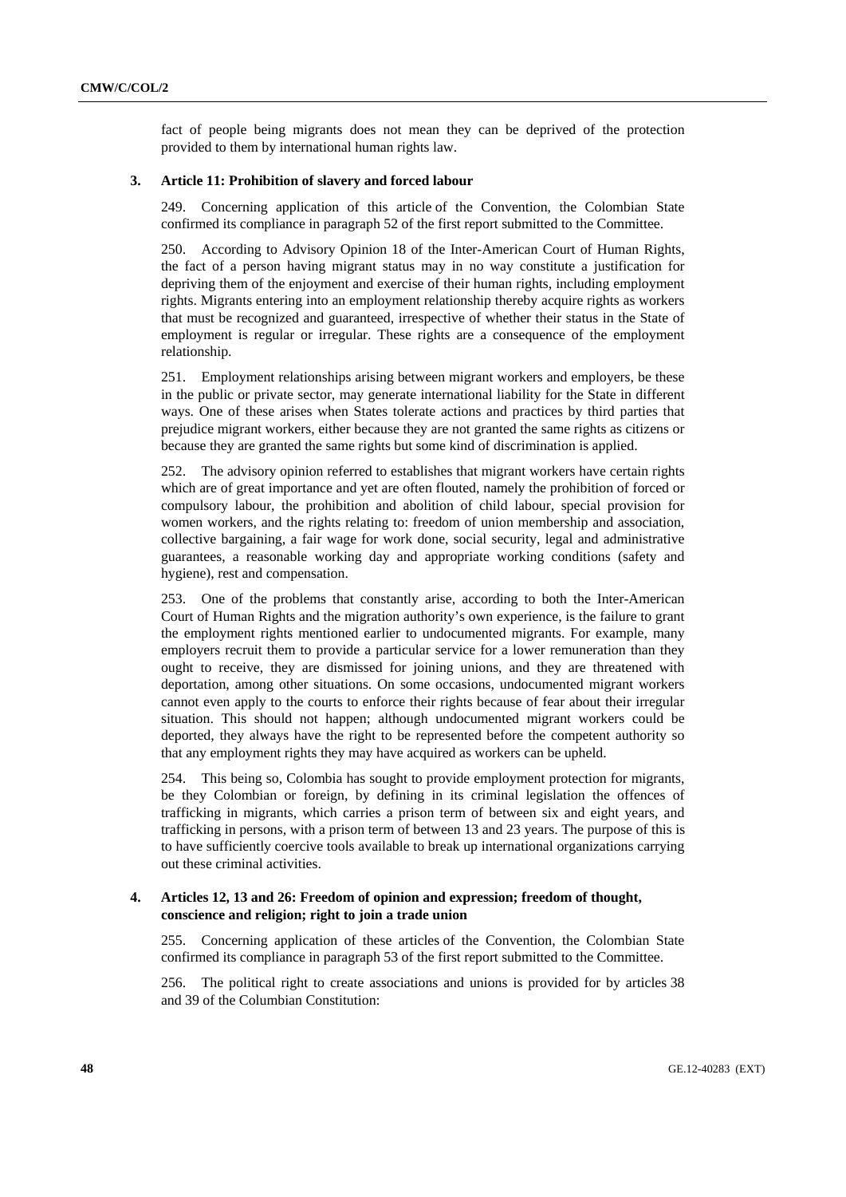fact of people being migrants does not mean they can be deprived of the protection provided to them by international human rights law.

### 3. Article 11: Prohibition of slavery and forced labour

249. Concerning application of this article of the Convention, the Colombian State confirmed its compliance in paragraph 52 of the first report submitted to the Committee.

250. According to Advisory Opinion 18 of the Inter-American Court of Human Rights, the fact of a person having migrant status may in no way constitute a justification for depriving them of the enjoyment and exercise of their human rights, including employment rights. Migrants entering into an employment relationship thereby acquire rights as workers that must be recognized and guaranteed, irrespective of whether their status in the State of employment is regular or irregular. These rights are a consequence of the employment relationship.

251. Employment relationships arising between migrant workers and employers, be these in the public or private sector, may generate international liability for the State in different ways. One of these arises when States tolerate actions and practices by third parties that prejudice migrant workers, either because they are not granted the same rights as citizens or because they are granted the same rights but some kind of discrimination is applied.

252. The advisory opinion referred to establishes that migrant workers have certain rights which are of great importance and yet are often flouted, namely the prohibition of forced or compulsory labour, the prohibition and abolition of child labour, special provision for women workers, and the rights relating to: freedom of union membership and association, collective bargaining, a fair wage for work done, social security, legal and administrative guarantees, a reasonable working day and appropriate working conditions (safety and hygiene), rest and compensation.

253. One of the problems that constantly arise, according to both the Inter-American Court of Human Rights and the migration authority's own experience, is the failure to grant the employment rights mentioned earlier to undocumented migrants. For example, many employers recruit them to provide a particular service for a lower remuneration than they ought to receive, they are dismissed for joining unions, and they are threatened with deportation, among other situations. On some occasions, undocumented migrant workers cannot even apply to the courts to enforce their rights because of fear about their irregular situation. This should not happen; although undocumented migrant workers could be deported, they always have the right to be represented before the competent authority so that any employment rights they may have acquired as workers can be upheld.

254. This being so, Colombia has sought to provide employment protection for migrants, be they Colombian or foreign, by defining in its criminal legislation the offences of trafficking in migrants, which carries a prison term of between six and eight years, and trafficking in persons, with a prison term of between 13 and 23 years. The purpose of this is to have sufficiently coercive tools available to break up international organizations carrying out these criminal activities.

### 4. Articles 12, 13 and 26: Freedom of opinion and expression; freedom of thought, conscience and religion; right to join a trade union

255. Concerning application of these articles of the Convention, the Colombian State confirmed its compliance in paragraph 53 of the first report submitted to the Committee.

256. The political right to create associations and unions is provided for by articles 38 and 39 of the Columbian Constitution: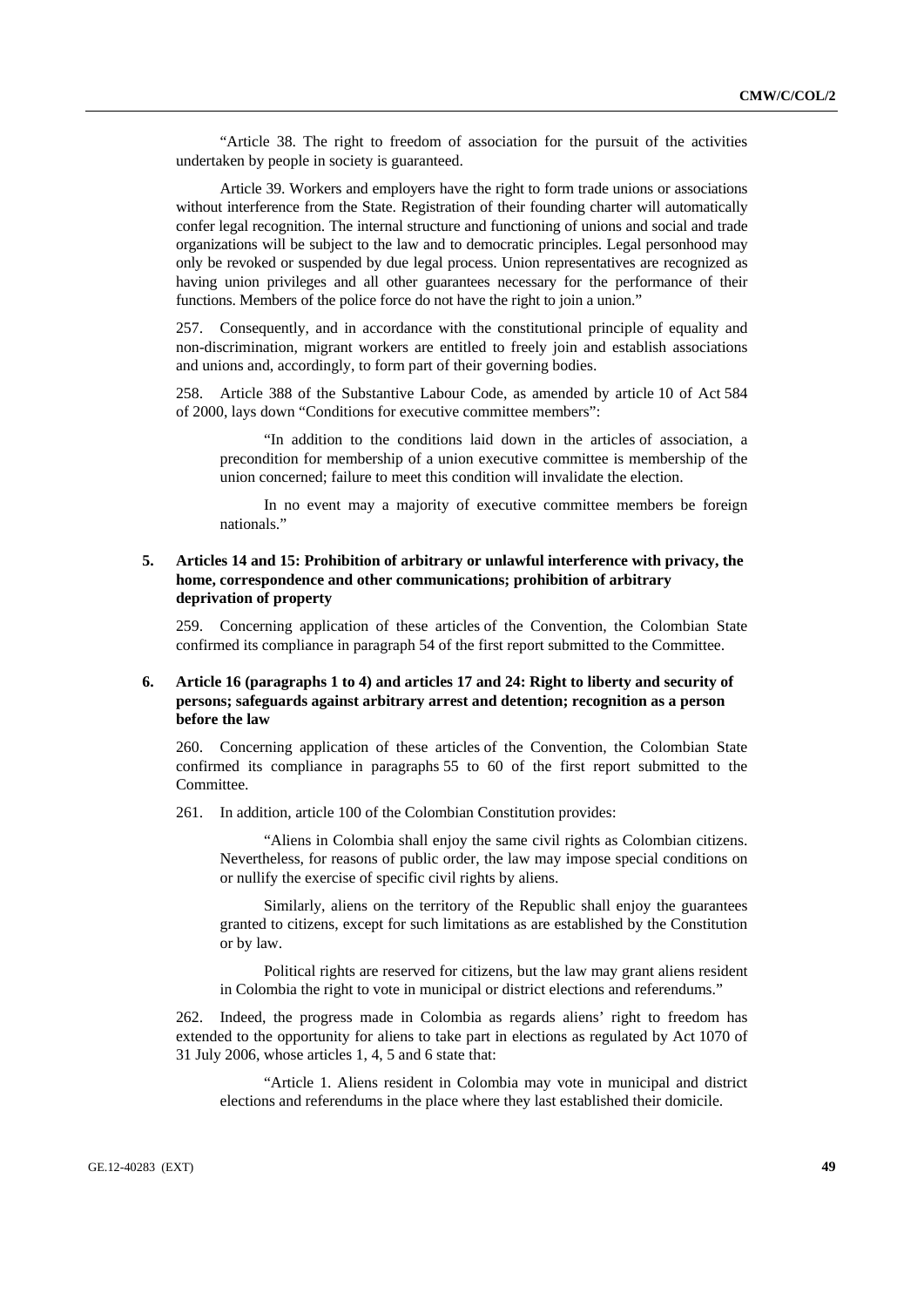"Article 38. The right to freedom of association for the pursuit of the activities undertaken by people in society is guaranteed.

Article 39. Workers and employers have the right to form trade unions or associations without interference from the State. Registration of their founding charter will automatically confer legal recognition. The internal structure and functioning of unions and social and trade organizations will be subject to the law and to democratic principles. Legal personhood may only be revoked or suspended by due legal process. Union representatives are recognized as having union privileges and all other guarantees necessary for the performance of their functions. Members of the police force do not have the right to join a union."

257. Consequently, and in accordance with the constitutional principle of equality and non-discrimination, migrant workers are entitled to freely join and establish associations and unions and, accordingly, to form part of their governing bodies.

258. Article 388 of the Substantive Labour Code, as amended by article 10 of Act 584 of 2000, lays down "Conditions for executive committee members":

> "In addition to the conditions laid down in the articles of association, a precondition for membership of a union executive committee is membership of the union concerned; failure to meet this condition will invalidate the election.
>
> In no event may a majority of executive committee members be foreign nationals."

### 5. Articles 14 and 15: Prohibition of arbitrary or unlawful interference with privacy, the home, correspondence and other communications; prohibition of arbitrary deprivation of property

259. Concerning application of these articles of the Convention, the Colombian State confirmed its compliance in paragraph 54 of the first report submitted to the Committee.

### 6. Article 16 (paragraphs 1 to 4) and articles 17 and 24: Right to liberty and security of persons; safeguards against arbitrary arrest and detention; recognition as a person before the law

260. Concerning application of these articles of the Convention, the Colombian State confirmed its compliance in paragraphs 55 to 60 of the first report submitted to the Committee.

261. In addition, article 100 of the Colombian Constitution provides:

> "Aliens in Colombia shall enjoy the same civil rights as Colombian citizens. Nevertheless, for reasons of public order, the law may impose special conditions on or nullify the exercise of specific civil rights by aliens.
>
> Similarly, aliens on the territory of the Republic shall enjoy the guarantees granted to citizens, except for such limitations as are established by the Constitution or by law.
>
> Political rights are reserved for citizens, but the law may grant aliens resident in Colombia the right to vote in municipal or district elections and referendums."

262. Indeed, the progress made in Colombia as regards aliens' right to freedom has extended to the opportunity for aliens to take part in elections as regulated by Act 1070 of 31 July 2006, whose articles 1, 4, 5 and 6 state that:

> "Article 1. Aliens resident in Colombia may vote in municipal and district elections and referendums in the place where they last established their domicile.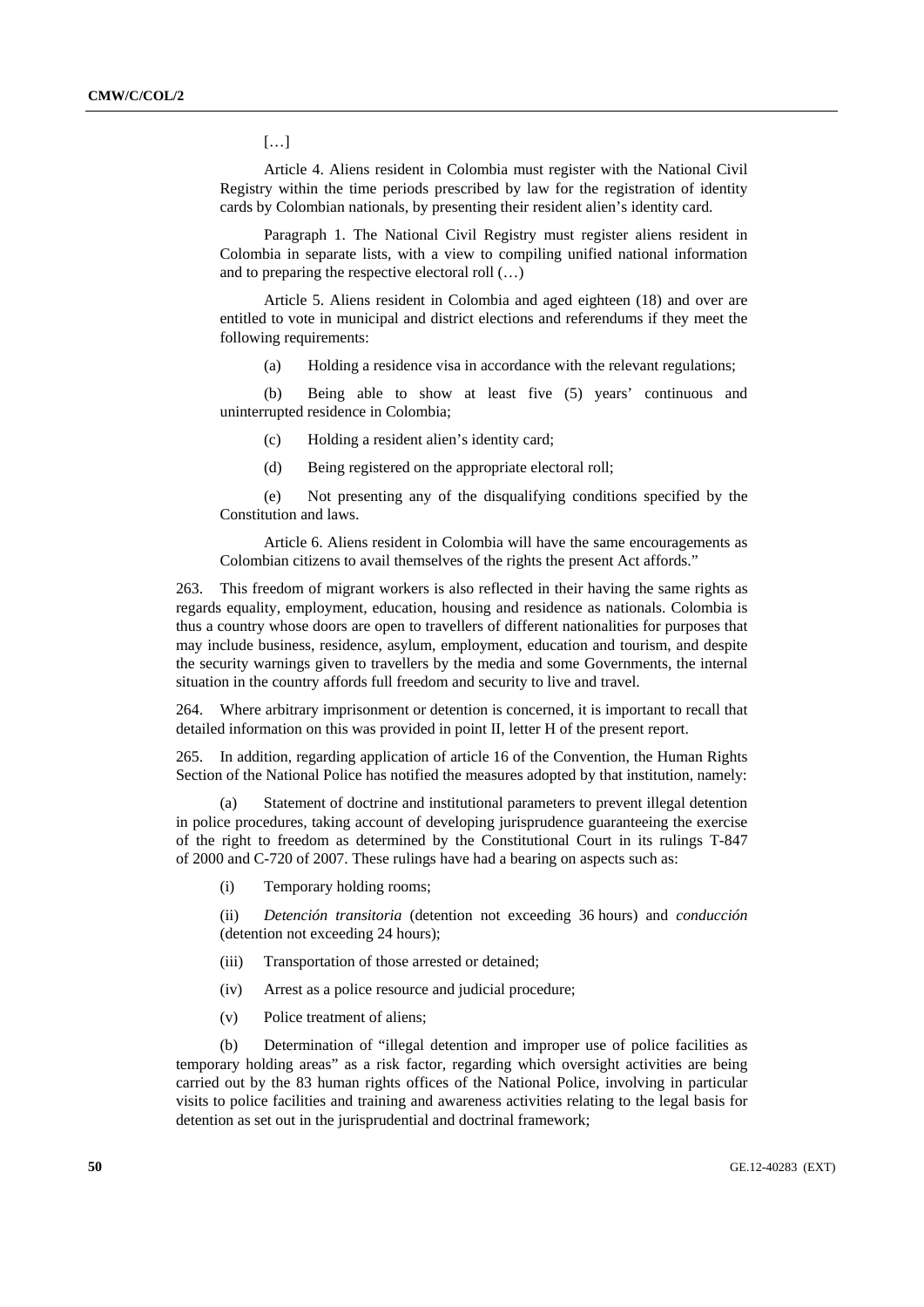[…]

Article 4. Aliens resident in Colombia must register with the National Civil Registry within the time periods prescribed by law for the registration of identity cards by Colombian nationals, by presenting their resident alien's identity card.

Paragraph 1. The National Civil Registry must register aliens resident in Colombia in separate lists, with a view to compiling unified national information and to preparing the respective electoral roll (…)

Article 5. Aliens resident in Colombia and aged eighteen (18) and over are entitled to vote in municipal and district elections and referendums if they meet the following requirements:

(a) Holding a residence visa in accordance with the relevant regulations;

(b) Being able to show at least five (5) years' continuous and uninterrupted residence in Colombia;

(c) Holding a resident alien's identity card;

(d) Being registered on the appropriate electoral roll;

(e) Not presenting any of the disqualifying conditions specified by the Constitution and laws.

Article 6. Aliens resident in Colombia will have the same encouragements as Colombian citizens to avail themselves of the rights the present Act affords."

263. This freedom of migrant workers is also reflected in their having the same rights as regards equality, employment, education, housing and residence as nationals. Colombia is thus a country whose doors are open to travellers of different nationalities for purposes that may include business, residence, asylum, employment, education and tourism, and despite the security warnings given to travellers by the media and some Governments, the internal situation in the country affords full freedom and security to live and travel.

264. Where arbitrary imprisonment or detention is concerned, it is important to recall that detailed information on this was provided in point II, letter H of the present report.

265. In addition, regarding application of article 16 of the Convention, the Human Rights Section of the National Police has notified the measures adopted by that institution, namely:

(a) Statement of doctrine and institutional parameters to prevent illegal detention in police procedures, taking account of developing jurisprudence guaranteeing the exercise of the right to freedom as determined by the Constitutional Court in its rulings T-847 of 2000 and C-720 of 2007. These rulings have had a bearing on aspects such as:

(i) Temporary holding rooms;

(ii) *Detención transitoria* (detention not exceeding 36 hours) and *conducción* (detention not exceeding 24 hours);

(iii) Transportation of those arrested or detained;

(iv) Arrest as a police resource and judicial procedure;

(v) Police treatment of aliens;

(b) Determination of "illegal detention and improper use of police facilities as temporary holding areas" as a risk factor, regarding which oversight activities are being carried out by the 83 human rights offices of the National Police, involving in particular visits to police facilities and training and awareness activities relating to the legal basis for detention as set out in the jurisprudential and doctrinal framework;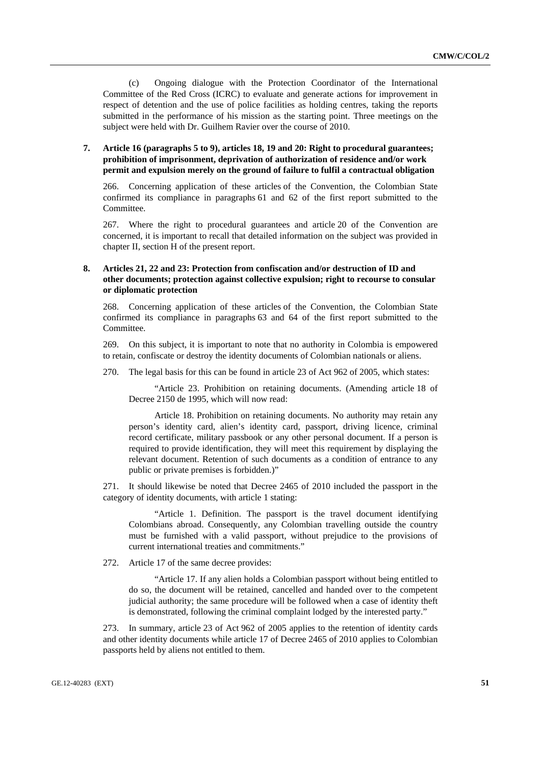(c) Ongoing dialogue with the Protection Coordinator of the International Committee of the Red Cross (ICRC) to evaluate and generate actions for improvement in respect of detention and the use of police facilities as holding centres, taking the reports submitted in the performance of his mission as the starting point. Three meetings on the subject were held with Dr. Guilhem Ravier over the course of 2010.

### 7. Article 16 (paragraphs 5 to 9), articles 18, 19 and 20: Right to procedural guarantees; prohibition of imprisonment, deprivation of authorization of residence and/or work permit and expulsion merely on the ground of failure to fulfil a contractual obligation

266. Concerning application of these articles of the Convention, the Colombian State confirmed its compliance in paragraphs 61 and 62 of the first report submitted to the Committee.

267. Where the right to procedural guarantees and article 20 of the Convention are concerned, it is important to recall that detailed information on the subject was provided in chapter II, section H of the present report.

### 8. Articles 21, 22 and 23: Protection from confiscation and/or destruction of ID and other documents; protection against collective expulsion; right to recourse to consular or diplomatic protection

268. Concerning application of these articles of the Convention, the Colombian State confirmed its compliance in paragraphs 63 and 64 of the first report submitted to the Committee.

269. On this subject, it is important to note that no authority in Colombia is empowered to retain, confiscate or destroy the identity documents of Colombian nationals or aliens.

270. The legal basis for this can be found in article 23 of Act 962 of 2005, which states:

> "Article 23. Prohibition on retaining documents. (Amending article 18 of Decree 2150 de 1995, which will now read:
>
> Article 18. Prohibition on retaining documents. No authority may retain any person's identity card, alien's identity card, passport, driving licence, criminal record certificate, military passbook or any other personal document. If a person is required to provide identification, they will meet this requirement by displaying the relevant document. Retention of such documents as a condition of entrance to any public or private premises is forbidden.)"

271. It should likewise be noted that Decree 2465 of 2010 included the passport in the category of identity documents, with article 1 stating:

> "Article 1. Definition. The passport is the travel document identifying Colombians abroad. Consequently, any Colombian travelling outside the country must be furnished with a valid passport, without prejudice to the provisions of current international treaties and commitments."

272. Article 17 of the same decree provides:

> "Article 17. If any alien holds a Colombian passport without being entitled to do so, the document will be retained, cancelled and handed over to the competent judicial authority; the same procedure will be followed when a case of identity theft is demonstrated, following the criminal complaint lodged by the interested party."

273. In summary, article 23 of Act 962 of 2005 applies to the retention of identity cards and other identity documents while article 17 of Decree 2465 of 2010 applies to Colombian passports held by aliens not entitled to them.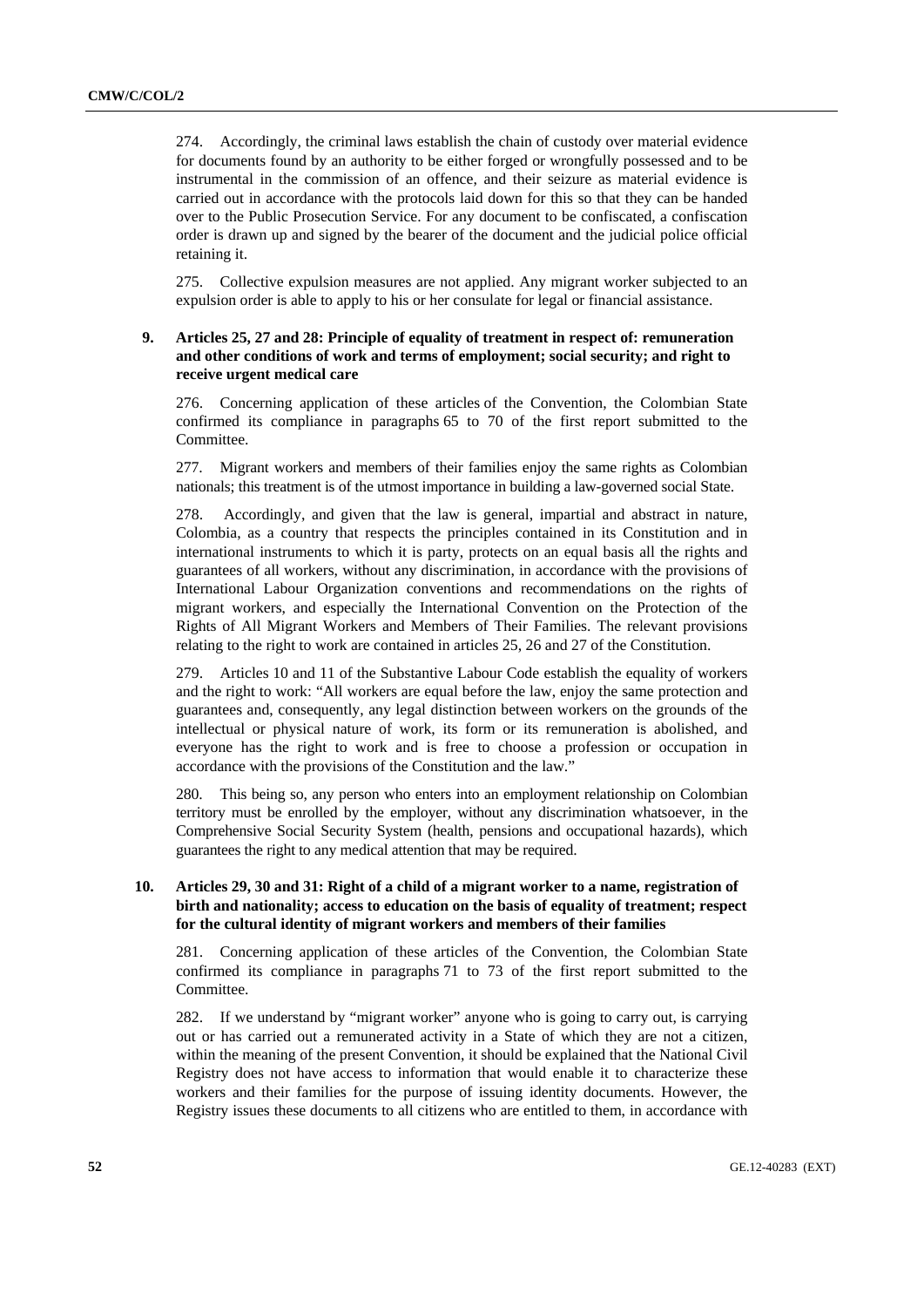274. Accordingly, the criminal laws establish the chain of custody over material evidence for documents found by an authority to be either forged or wrongfully possessed and to be instrumental in the commission of an offence, and their seizure as material evidence is carried out in accordance with the protocols laid down for this so that they can be handed over to the Public Prosecution Service. For any document to be confiscated, a confiscation order is drawn up and signed by the bearer of the document and the judicial police official retaining it.

275. Collective expulsion measures are not applied. Any migrant worker subjected to an expulsion order is able to apply to his or her consulate for legal or financial assistance.

### 9. Articles 25, 27 and 28: Principle of equality of treatment in respect of: remuneration and other conditions of work and terms of employment; social security; and right to receive urgent medical care

276. Concerning application of these articles of the Convention, the Colombian State confirmed its compliance in paragraphs 65 to 70 of the first report submitted to the Committee.

277. Migrant workers and members of their families enjoy the same rights as Colombian nationals; this treatment is of the utmost importance in building a law-governed social State.

278. Accordingly, and given that the law is general, impartial and abstract in nature, Colombia, as a country that respects the principles contained in its Constitution and in international instruments to which it is party, protects on an equal basis all the rights and guarantees of all workers, without any discrimination, in accordance with the provisions of International Labour Organization conventions and recommendations on the rights of migrant workers, and especially the International Convention on the Protection of the Rights of All Migrant Workers and Members of Their Families. The relevant provisions relating to the right to work are contained in articles 25, 26 and 27 of the Constitution.

279. Articles 10 and 11 of the Substantive Labour Code establish the equality of workers and the right to work: "All workers are equal before the law, enjoy the same protection and guarantees and, consequently, any legal distinction between workers on the grounds of the intellectual or physical nature of work, its form or its remuneration is abolished, and everyone has the right to work and is free to choose a profession or occupation in accordance with the provisions of the Constitution and the law."

280. This being so, any person who enters into an employment relationship on Colombian territory must be enrolled by the employer, without any discrimination whatsoever, in the Comprehensive Social Security System (health, pensions and occupational hazards), which guarantees the right to any medical attention that may be required.

### 10. Articles 29, 30 and 31: Right of a child of a migrant worker to a name, registration of birth and nationality; access to education on the basis of equality of treatment; respect for the cultural identity of migrant workers and members of their families

281. Concerning application of these articles of the Convention, the Colombian State confirmed its compliance in paragraphs 71 to 73 of the first report submitted to the Committee.

282. If we understand by "migrant worker" anyone who is going to carry out, is carrying out or has carried out a remunerated activity in a State of which they are not a citizen, within the meaning of the present Convention, it should be explained that the National Civil Registry does not have access to information that would enable it to characterize these workers and their families for the purpose of issuing identity documents. However, the Registry issues these documents to all citizens who are entitled to them, in accordance with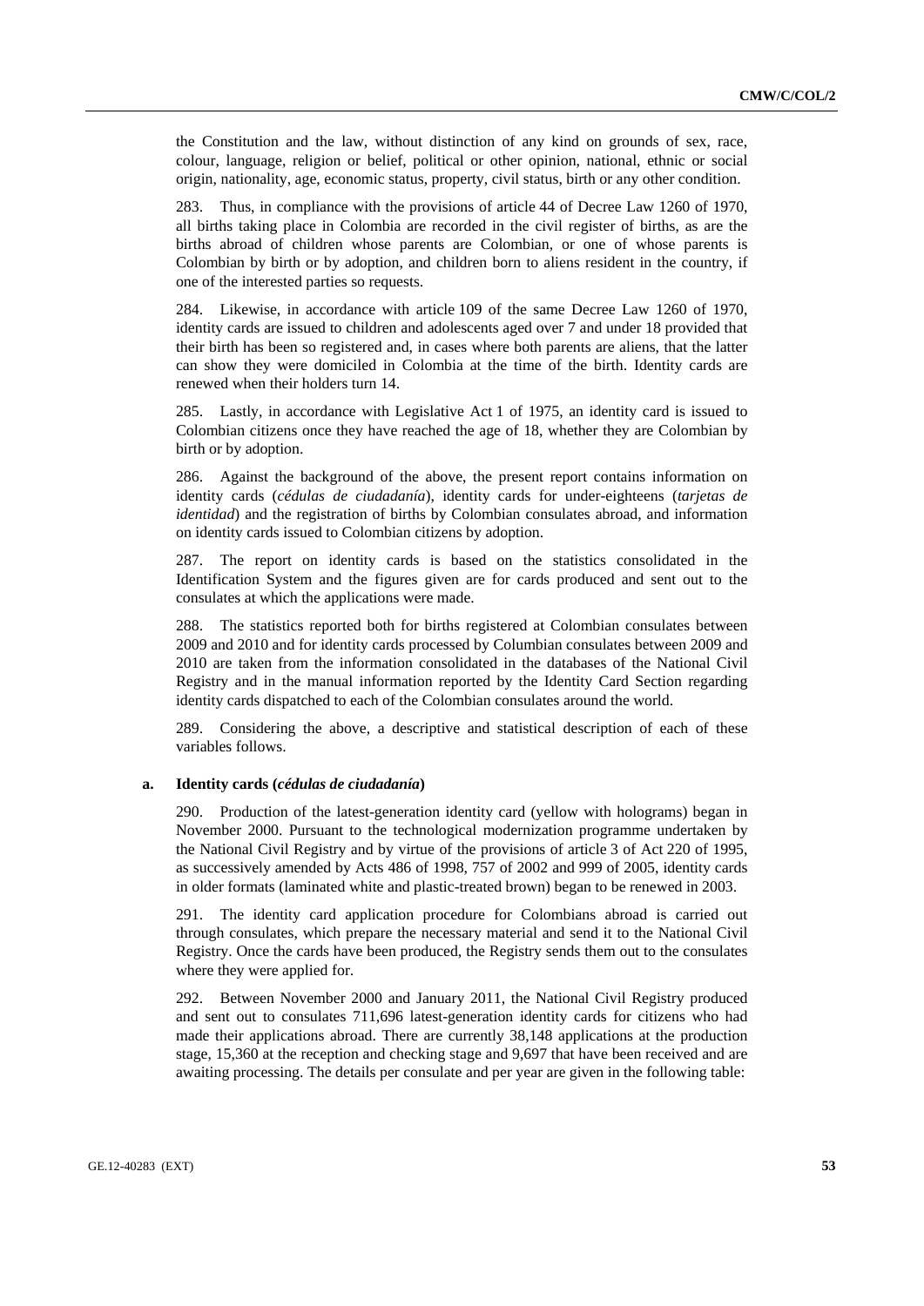the Constitution and the law, without distinction of any kind on grounds of sex, race, colour, language, religion or belief, political or other opinion, national, ethnic or social origin, nationality, age, economic status, property, civil status, birth or any other condition.

283. Thus, in compliance with the provisions of article 44 of Decree Law 1260 of 1970, all births taking place in Colombia are recorded in the civil register of births, as are the births abroad of children whose parents are Colombian, or one of whose parents is Colombian by birth or by adoption, and children born to aliens resident in the country, if one of the interested parties so requests.

284. Likewise, in accordance with article 109 of the same Decree Law 1260 of 1970, identity cards are issued to children and adolescents aged over 7 and under 18 provided that their birth has been so registered and, in cases where both parents are aliens, that the latter can show they were domiciled in Colombia at the time of the birth. Identity cards are renewed when their holders turn 14.

285. Lastly, in accordance with Legislative Act 1 of 1975, an identity card is issued to Colombian citizens once they have reached the age of 18, whether they are Colombian by birth or by adoption.

286. Against the background of the above, the present report contains information on identity cards (*cédulas de ciudadanía*), identity cards for under-eighteens (*tarjetas de identidad*) and the registration of births by Colombian consulates abroad, and information on identity cards issued to Colombian citizens by adoption.

287. The report on identity cards is based on the statistics consolidated in the Identification System and the figures given are for cards produced and sent out to the consulates at which the applications were made.

288. The statistics reported both for births registered at Colombian consulates between 2009 and 2010 and for identity cards processed by Columbian consulates between 2009 and 2010 are taken from the information consolidated in the databases of the National Civil Registry and in the manual information reported by the Identity Card Section regarding identity cards dispatched to each of the Colombian consulates around the world.

289. Considering the above, a descriptive and statistical description of each of these variables follows.

**a. Identity cards (*cédulas de ciudadanía*)**

290. Production of the latest-generation identity card (yellow with holograms) began in November 2000. Pursuant to the technological modernization programme undertaken by the National Civil Registry and by virtue of the provisions of article 3 of Act 220 of 1995, as successively amended by Acts 486 of 1998, 757 of 2002 and 999 of 2005, identity cards in older formats (laminated white and plastic-treated brown) began to be renewed in 2003.

291. The identity card application procedure for Colombians abroad is carried out through consulates, which prepare the necessary material and send it to the National Civil Registry. Once the cards have been produced, the Registry sends them out to the consulates where they were applied for.

292. Between November 2000 and January 2011, the National Civil Registry produced and sent out to consulates 711,696 latest-generation identity cards for citizens who had made their applications abroad. There are currently 38,148 applications at the production stage, 15,360 at the reception and checking stage and 9,697 that have been received and are awaiting processing. The details per consulate and per year are given in the following table: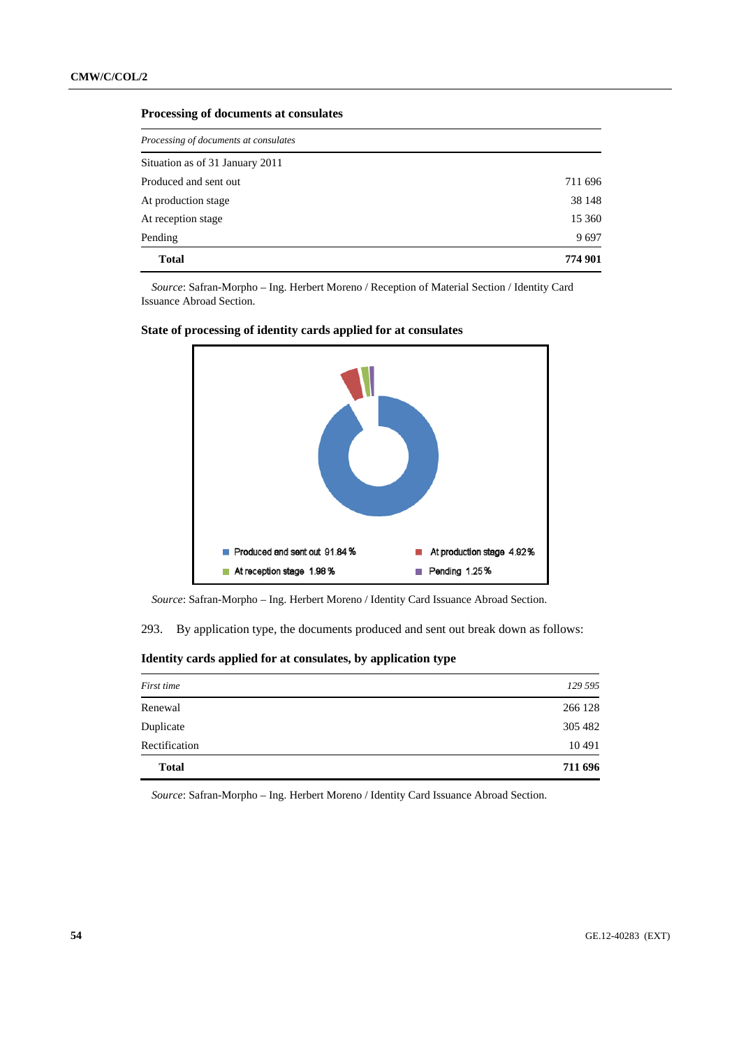**Processing of documents at consulates**

| *Processing of documents at consulates* | |
|---|---|
| Situation as of 31 January 2011 | |
| Produced and sent out | 711 696 |
| At production stage | 38 148 |
| At reception stage | 15 360 |
| Pending | 9 697 |
| **Total** | **774 901** |

*Source*: Safran-Morpho – Ing. Herbert Moreno / Reception of Material Section / Identity Card Issuance Abroad Section.

**State of processing of identity cards applied for at consulates**

Produced and sent out 91.84 %
At production stage 4.92 %
At reception stage 1.98 %
Pending 1.25 %

*Source*: Safran-Morpho – Ing. Herbert Moreno / Identity Card Issuance Abroad Section.

293. By application type, the documents produced and sent out break down as follows:

**Identity cards applied for at consulates, by application type**

| *First time* | *129 595* |
|---|---|
| Renewal | 266 128 |
| Duplicate | 305 482 |
| Rectification | 10 491 |
| **Total** | **711 696** |

*Source*: Safran-Morpho – Ing. Herbert Moreno / Identity Card Issuance Abroad Section.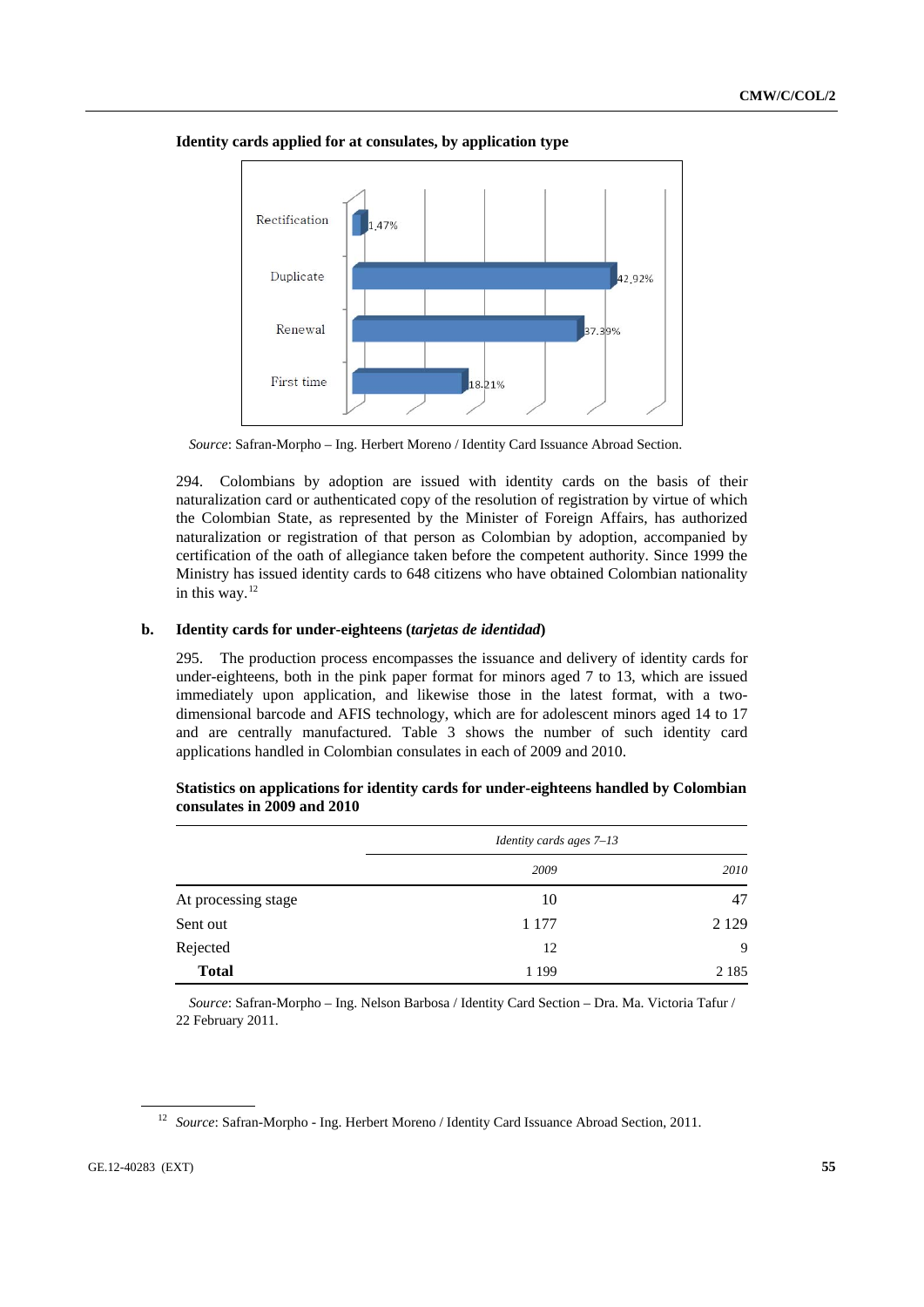**Identity cards applied for at consulates, by application type**

| Application type | Percentage |
|---|---|
| Rectification | 1.47% |
| Duplicate | 42.92% |
| Renewal | 37.39% |
| First time | 18.21% |

*Source*: Safran-Morpho – Ing. Herbert Moreno / Identity Card Issuance Abroad Section.

294. Colombians by adoption are issued with identity cards on the basis of their naturalization card or authenticated copy of the resolution of registration by virtue of which the Colombian State, as represented by the Minister of Foreign Affairs, has authorized naturalization or registration of that person as Colombian by adoption, accompanied by certification of the oath of allegiance taken before the competent authority. Since 1999 the Ministry has issued identity cards to 648 citizens who have obtained Colombian nationality in this way.[12]

## b. Identity cards for under-eighteens (*tarjetas de identidad*)

295. The production process encompasses the issuance and delivery of identity cards for under-eighteens, both in the pink paper format for minors aged 7 to 13, which are issued immediately upon application, and likewise those in the latest format, with a two-dimensional barcode and AFIS technology, which are for adolescent minors aged 14 to 17 and are centrally manufactured. Table 3 shows the number of such identity card applications handled in Colombian consulates in each of 2009 and 2010.

**Statistics on applications for identity cards for under-eighteens handled by Colombian consulates in 2009 and 2010**

| | *Identity cards ages 7–13* | |
|---|---|---|
| | *2009* | *2010* |
| At processing stage | 10 | 47 |
| Sent out | 1 177 | 2 129 |
| Rejected | 12 | 9 |
| **Total** | 1 199 | 2 185 |

*Source*: Safran-Morpho – Ing. Nelson Barbosa / Identity Card Section – Dra. Ma. Victoria Tafur / 22 February 2011.

[12] *Source*: Safran-Morpho - Ing. Herbert Moreno / Identity Card Issuance Abroad Section, 2011.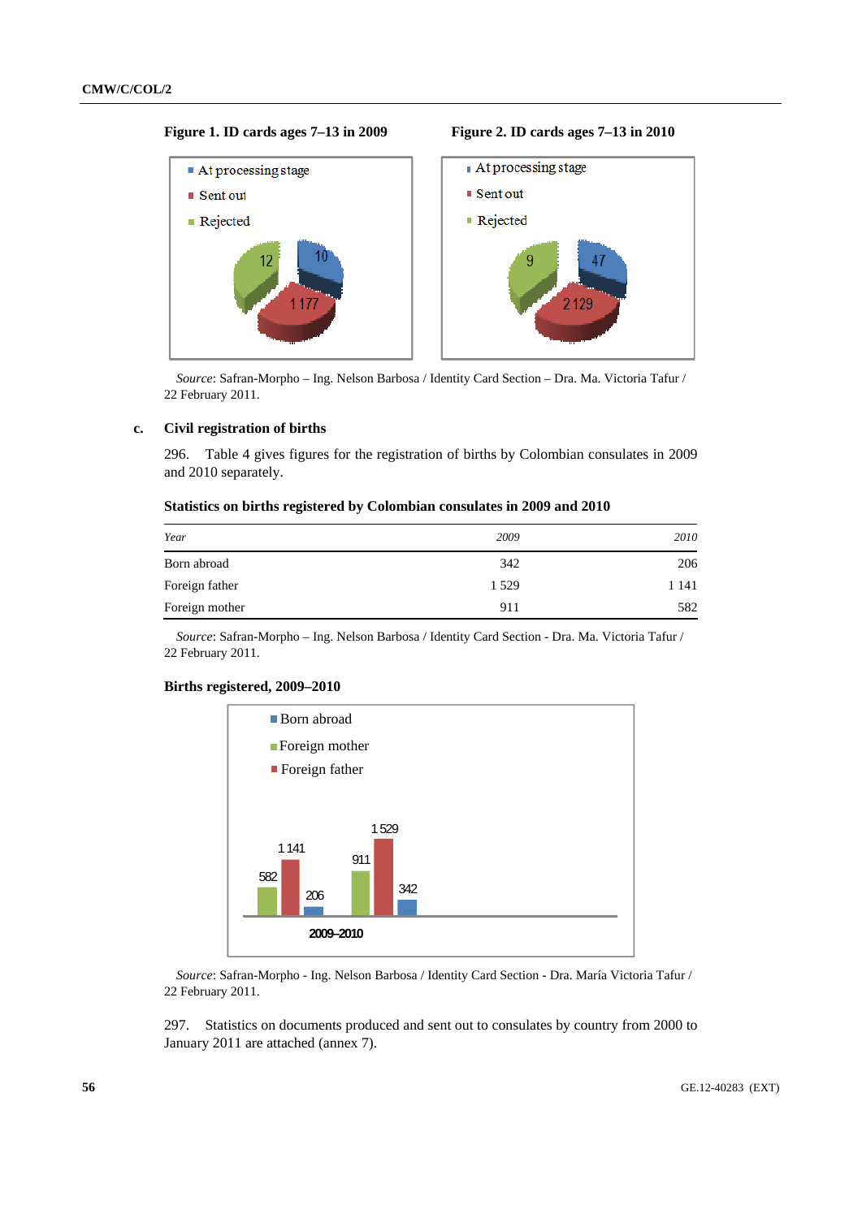**Figure 1. ID cards ages 7–13 in 2009**

**Figure 2. ID cards ages 7–13 in 2010**

| | 2009 | 2010 |
|---|---|---|
| At processing stage | 10 | 47 |
| Sent out | 1 177 | 2 129 |
| Rejected | 12 | 9 |

*Source*: Safran-Morpho – Ing. Nelson Barbosa / Identity Card Section – Dra. Ma. Victoria Tafur / 22 February 2011.

### c. Civil registration of births

296. Table 4 gives figures for the registration of births by Colombian consulates in 2009 and 2010 separately.

**Statistics on births registered by Colombian consulates in 2009 and 2010**

| *Year* | *2009* | *2010* |
|---|---|---|
| Born abroad | 342 | 206 |
| Foreign father | 1 529 | 1 141 |
| Foreign mother | 911 | 582 |

*Source*: Safran-Morpho – Ing. Nelson Barbosa / Identity Card Section - Dra. Ma. Victoria Tafur / 22 February 2011.

**Births registered, 2009–2010**

| | Foreign mother | Foreign father | Born abroad |
|---|---|---|---|
| 2010 | 582 | 1 141 | 206 |
| 2009 | 911 | 1 529 | 342 |

2009–2010

*Source*: Safran-Morpho - Ing. Nelson Barbosa / Identity Card Section - Dra. María Victoria Tafur / 22 February 2011.

297. Statistics on documents produced and sent out to consulates by country from 2000 to January 2011 are attached (annex 7).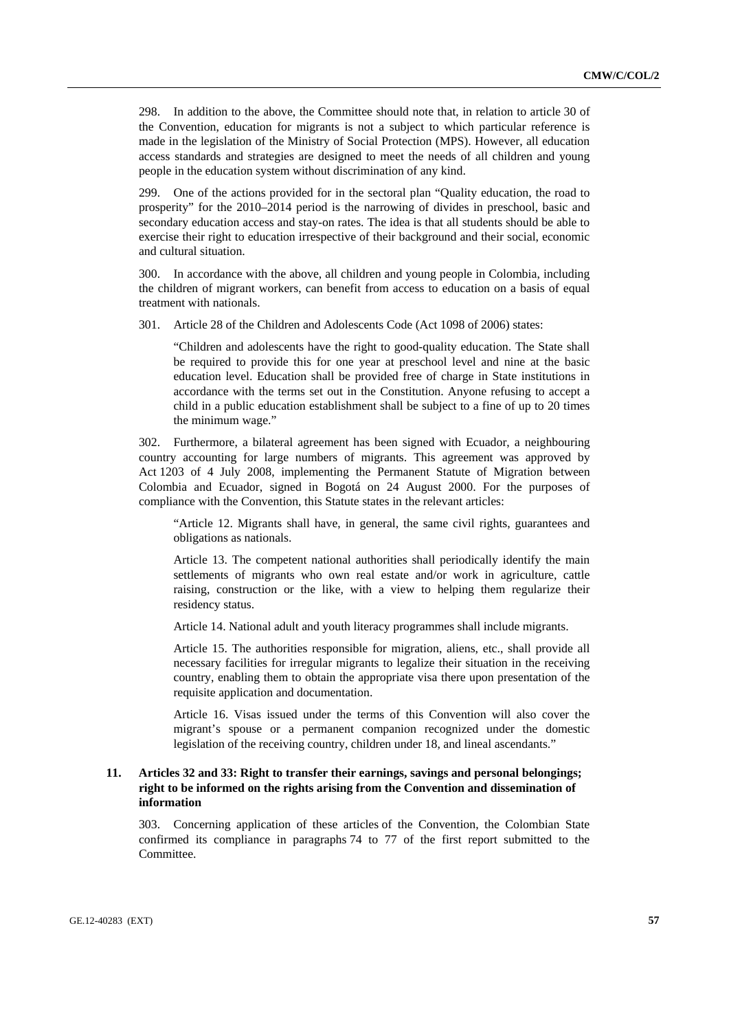298. In addition to the above, the Committee should note that, in relation to article 30 of the Convention, education for migrants is not a subject to which particular reference is made in the legislation of the Ministry of Social Protection (MPS). However, all education access standards and strategies are designed to meet the needs of all children and young people in the education system without discrimination of any kind.

299. One of the actions provided for in the sectoral plan "Quality education, the road to prosperity" for the 2010–2014 period is the narrowing of divides in preschool, basic and secondary education access and stay-on rates. The idea is that all students should be able to exercise their right to education irrespective of their background and their social, economic and cultural situation.

300. In accordance with the above, all children and young people in Colombia, including the children of migrant workers, can benefit from access to education on a basis of equal treatment with nationals.

301. Article 28 of the Children and Adolescents Code (Act 1098 of 2006) states:

> "Children and adolescents have the right to good-quality education. The State shall be required to provide this for one year at preschool level and nine at the basic education level. Education shall be provided free of charge in State institutions in accordance with the terms set out in the Constitution. Anyone refusing to accept a child in a public education establishment shall be subject to a fine of up to 20 times the minimum wage."

302. Furthermore, a bilateral agreement has been signed with Ecuador, a neighbouring country accounting for large numbers of migrants. This agreement was approved by Act 1203 of 4 July 2008, implementing the Permanent Statute of Migration between Colombia and Ecuador, signed in Bogotá on 24 August 2000. For the purposes of compliance with the Convention, this Statute states in the relevant articles:

> "Article 12. Migrants shall have, in general, the same civil rights, guarantees and obligations as nationals.
>
> Article 13. The competent national authorities shall periodically identify the main settlements of migrants who own real estate and/or work in agriculture, cattle raising, construction or the like, with a view to helping them regularize their residency status.
>
> Article 14. National adult and youth literacy programmes shall include migrants.
>
> Article 15. The authorities responsible for migration, aliens, etc., shall provide all necessary facilities for irregular migrants to legalize their situation in the receiving country, enabling them to obtain the appropriate visa there upon presentation of the requisite application and documentation.
>
> Article 16. Visas issued under the terms of this Convention will also cover the migrant's spouse or a permanent companion recognized under the domestic legislation of the receiving country, children under 18, and lineal ascendants."

### 11. Articles 32 and 33: Right to transfer their earnings, savings and personal belongings; right to be informed on the rights arising from the Convention and dissemination of information

303. Concerning application of these articles of the Convention, the Colombian State confirmed its compliance in paragraphs 74 to 77 of the first report submitted to the Committee.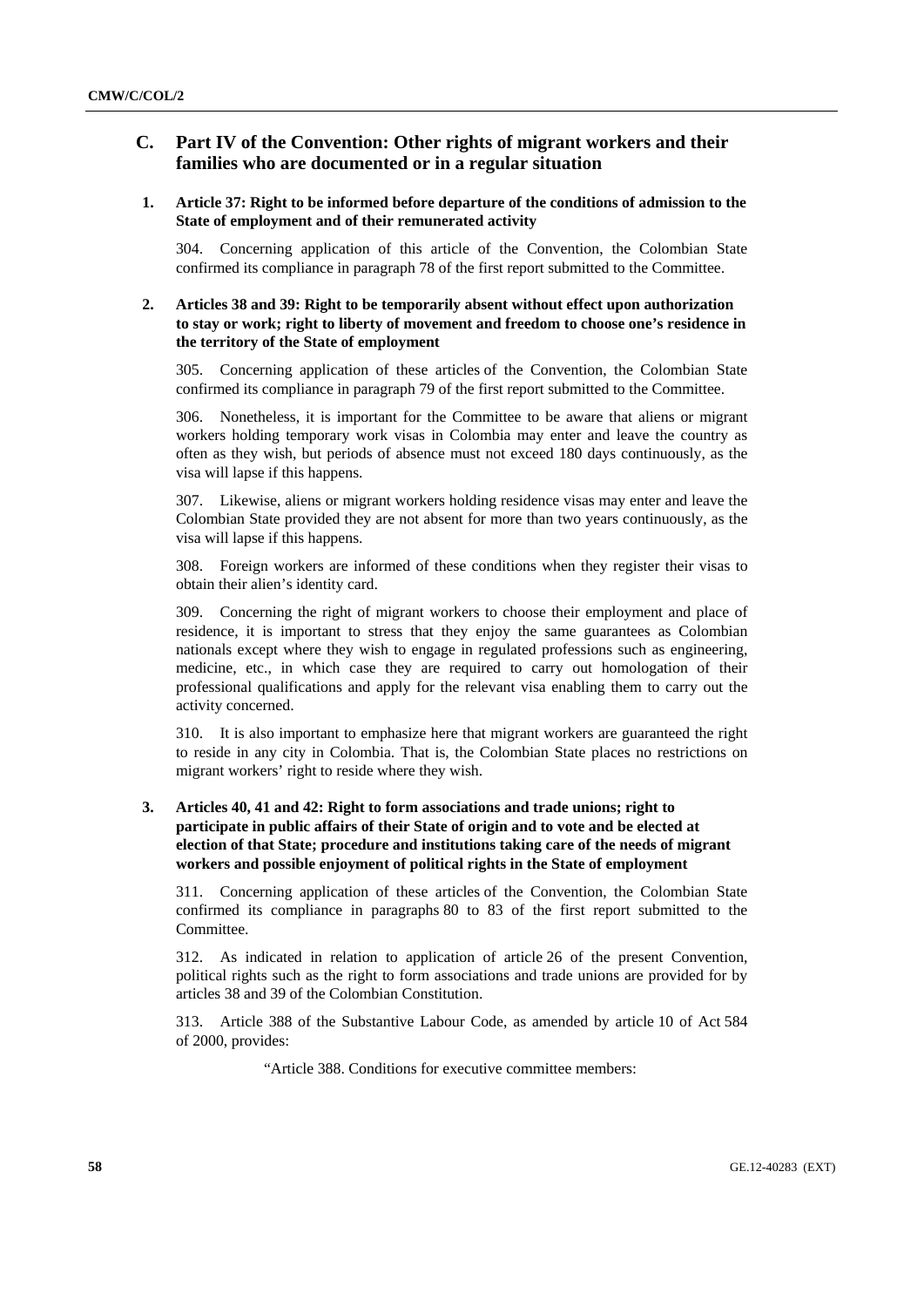## C. Part IV of the Convention: Other rights of migrant workers and their families who are documented or in a regular situation

### 1. Article 37: Right to be informed before departure of the conditions of admission to the State of employment and of their remunerated activity

304. Concerning application of this article of the Convention, the Colombian State confirmed its compliance in paragraph 78 of the first report submitted to the Committee.

### 2. Articles 38 and 39: Right to be temporarily absent without effect upon authorization to stay or work; right to liberty of movement and freedom to choose one's residence in the territory of the State of employment

305. Concerning application of these articles of the Convention, the Colombian State confirmed its compliance in paragraph 79 of the first report submitted to the Committee.

306. Nonetheless, it is important for the Committee to be aware that aliens or migrant workers holding temporary work visas in Colombia may enter and leave the country as often as they wish, but periods of absence must not exceed 180 days continuously, as the visa will lapse if this happens.

307. Likewise, aliens or migrant workers holding residence visas may enter and leave the Colombian State provided they are not absent for more than two years continuously, as the visa will lapse if this happens.

308. Foreign workers are informed of these conditions when they register their visas to obtain their alien's identity card.

309. Concerning the right of migrant workers to choose their employment and place of residence, it is important to stress that they enjoy the same guarantees as Colombian nationals except where they wish to engage in regulated professions such as engineering, medicine, etc., in which case they are required to carry out homologation of their professional qualifications and apply for the relevant visa enabling them to carry out the activity concerned.

310. It is also important to emphasize here that migrant workers are guaranteed the right to reside in any city in Colombia. That is, the Colombian State places no restrictions on migrant workers' right to reside where they wish.

### 3. Articles 40, 41 and 42: Right to form associations and trade unions; right to participate in public affairs of their State of origin and to vote and be elected at election of that State; procedure and institutions taking care of the needs of migrant workers and possible enjoyment of political rights in the State of employment

311. Concerning application of these articles of the Convention, the Colombian State confirmed its compliance in paragraphs 80 to 83 of the first report submitted to the Committee.

312. As indicated in relation to application of article 26 of the present Convention, political rights such as the right to form associations and trade unions are provided for by articles 38 and 39 of the Colombian Constitution.

313. Article 388 of the Substantive Labour Code, as amended by article 10 of Act 584 of 2000, provides:

> "Article 388. Conditions for executive committee members: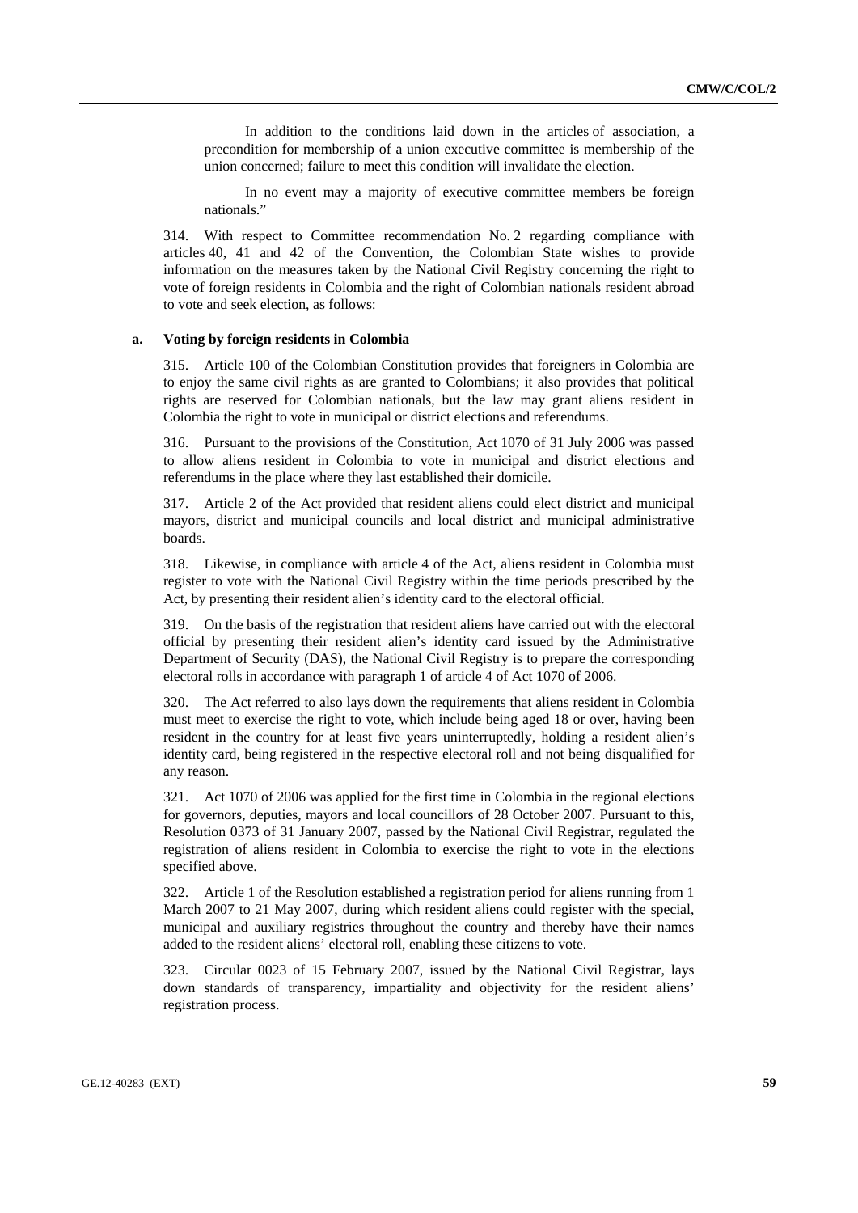In addition to the conditions laid down in the articles of association, a precondition for membership of a union executive committee is membership of the union concerned; failure to meet this condition will invalidate the election.

In no event may a majority of executive committee members be foreign nationals."

314. With respect to Committee recommendation No. 2 regarding compliance with articles 40, 41 and 42 of the Convention, the Colombian State wishes to provide information on the measures taken by the National Civil Registry concerning the right to vote of foreign residents in Colombia and the right of Colombian nationals resident abroad to vote and seek election, as follows:

**a. Voting by foreign residents in Colombia**

315. Article 100 of the Colombian Constitution provides that foreigners in Colombia are to enjoy the same civil rights as are granted to Colombians; it also provides that political rights are reserved for Colombian nationals, but the law may grant aliens resident in Colombia the right to vote in municipal or district elections and referendums.

316. Pursuant to the provisions of the Constitution, Act 1070 of 31 July 2006 was passed to allow aliens resident in Colombia to vote in municipal and district elections and referendums in the place where they last established their domicile.

317. Article 2 of the Act provided that resident aliens could elect district and municipal mayors, district and municipal councils and local district and municipal administrative boards.

318. Likewise, in compliance with article 4 of the Act, aliens resident in Colombia must register to vote with the National Civil Registry within the time periods prescribed by the Act, by presenting their resident alien's identity card to the electoral official.

319. On the basis of the registration that resident aliens have carried out with the electoral official by presenting their resident alien's identity card issued by the Administrative Department of Security (DAS), the National Civil Registry is to prepare the corresponding electoral rolls in accordance with paragraph 1 of article 4 of Act 1070 of 2006.

320. The Act referred to also lays down the requirements that aliens resident in Colombia must meet to exercise the right to vote, which include being aged 18 or over, having been resident in the country for at least five years uninterruptedly, holding a resident alien's identity card, being registered in the respective electoral roll and not being disqualified for any reason.

321. Act 1070 of 2006 was applied for the first time in Colombia in the regional elections for governors, deputies, mayors and local councillors of 28 October 2007. Pursuant to this, Resolution 0373 of 31 January 2007, passed by the National Civil Registrar, regulated the registration of aliens resident in Colombia to exercise the right to vote in the elections specified above.

322. Article 1 of the Resolution established a registration period for aliens running from 1 March 2007 to 21 May 2007, during which resident aliens could register with the special, municipal and auxiliary registries throughout the country and thereby have their names added to the resident aliens' electoral roll, enabling these citizens to vote.

323. Circular 0023 of 15 February 2007, issued by the National Civil Registrar, lays down standards of transparency, impartiality and objectivity for the resident aliens' registration process.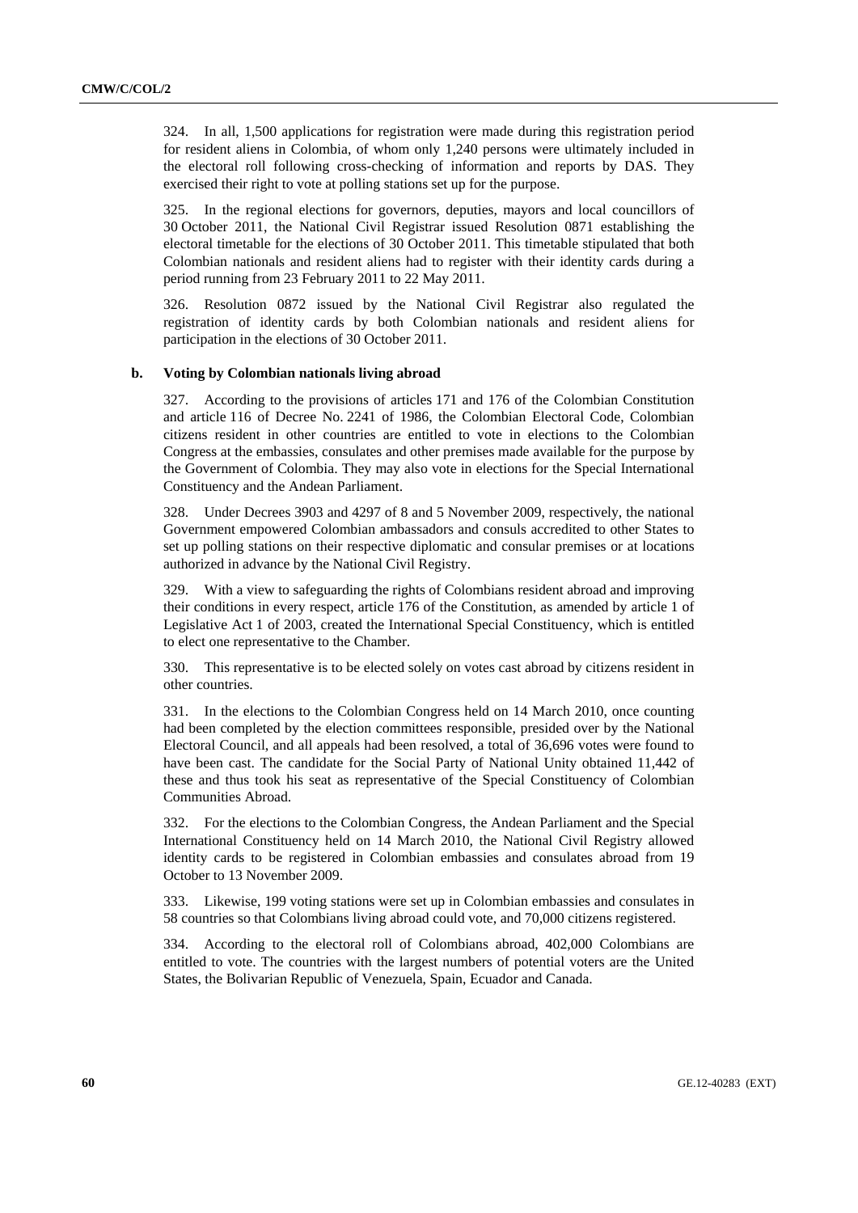324. In all, 1,500 applications for registration were made during this registration period for resident aliens in Colombia, of whom only 1,240 persons were ultimately included in the electoral roll following cross-checking of information and reports by DAS. They exercised their right to vote at polling stations set up for the purpose.

325. In the regional elections for governors, deputies, mayors and local councillors of 30 October 2011, the National Civil Registrar issued Resolution 0871 establishing the electoral timetable for the elections of 30 October 2011. This timetable stipulated that both Colombian nationals and resident aliens had to register with their identity cards during a period running from 23 February 2011 to 22 May 2011.

326. Resolution 0872 issued by the National Civil Registrar also regulated the registration of identity cards by both Colombian nationals and resident aliens for participation in the elections of 30 October 2011.

### b. Voting by Colombian nationals living abroad

327. According to the provisions of articles 171 and 176 of the Colombian Constitution and article 116 of Decree No. 2241 of 1986, the Colombian Electoral Code, Colombian citizens resident in other countries are entitled to vote in elections to the Colombian Congress at the embassies, consulates and other premises made available for the purpose by the Government of Colombia. They may also vote in elections for the Special International Constituency and the Andean Parliament.

328. Under Decrees 3903 and 4297 of 8 and 5 November 2009, respectively, the national Government empowered Colombian ambassadors and consuls accredited to other States to set up polling stations on their respective diplomatic and consular premises or at locations authorized in advance by the National Civil Registry.

329. With a view to safeguarding the rights of Colombians resident abroad and improving their conditions in every respect, article 176 of the Constitution, as amended by article 1 of Legislative Act 1 of 2003, created the International Special Constituency, which is entitled to elect one representative to the Chamber.

330. This representative is to be elected solely on votes cast abroad by citizens resident in other countries.

331. In the elections to the Colombian Congress held on 14 March 2010, once counting had been completed by the election committees responsible, presided over by the National Electoral Council, and all appeals had been resolved, a total of 36,696 votes were found to have been cast. The candidate for the Social Party of National Unity obtained 11,442 of these and thus took his seat as representative of the Special Constituency of Colombian Communities Abroad.

332. For the elections to the Colombian Congress, the Andean Parliament and the Special International Constituency held on 14 March 2010, the National Civil Registry allowed identity cards to be registered in Colombian embassies and consulates abroad from 19 October to 13 November 2009.

333. Likewise, 199 voting stations were set up in Colombian embassies and consulates in 58 countries so that Colombians living abroad could vote, and 70,000 citizens registered.

334. According to the electoral roll of Colombians abroad, 402,000 Colombians are entitled to vote. The countries with the largest numbers of potential voters are the United States, the Bolivarian Republic of Venezuela, Spain, Ecuador and Canada.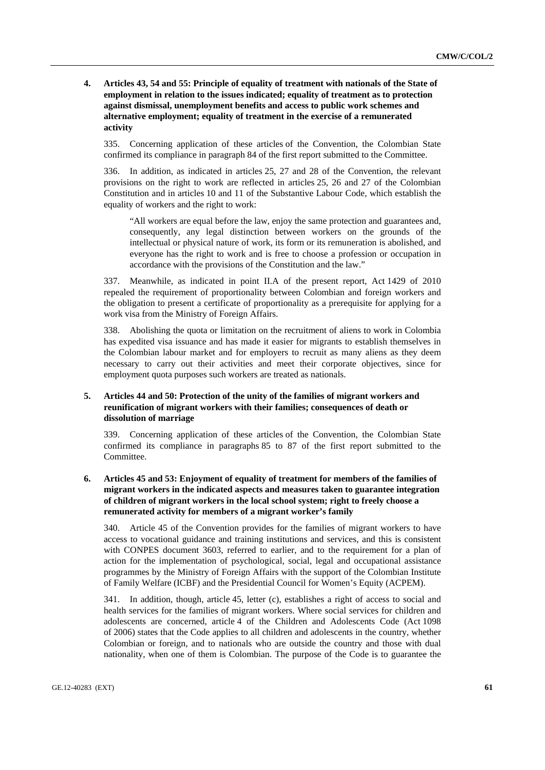### 4. Articles 43, 54 and 55: Principle of equality of treatment with nationals of the State of employment in relation to the issues indicated; equality of treatment as to protection against dismissal, unemployment benefits and access to public work schemes and alternative employment; equality of treatment in the exercise of a remunerated activity

335. Concerning application of these articles of the Convention, the Colombian State confirmed its compliance in paragraph 84 of the first report submitted to the Committee.

336. In addition, as indicated in articles 25, 27 and 28 of the Convention, the relevant provisions on the right to work are reflected in articles 25, 26 and 27 of the Colombian Constitution and in articles 10 and 11 of the Substantive Labour Code, which establish the equality of workers and the right to work:

> "All workers are equal before the law, enjoy the same protection and guarantees and, consequently, any legal distinction between workers on the grounds of the intellectual or physical nature of work, its form or its remuneration is abolished, and everyone has the right to work and is free to choose a profession or occupation in accordance with the provisions of the Constitution and the law."

337. Meanwhile, as indicated in point II.A of the present report, Act 1429 of 2010 repealed the requirement of proportionality between Colombian and foreign workers and the obligation to present a certificate of proportionality as a prerequisite for applying for a work visa from the Ministry of Foreign Affairs.

338. Abolishing the quota or limitation on the recruitment of aliens to work in Colombia has expedited visa issuance and has made it easier for migrants to establish themselves in the Colombian labour market and for employers to recruit as many aliens as they deem necessary to carry out their activities and meet their corporate objectives, since for employment quota purposes such workers are treated as nationals.

### 5. Articles 44 and 50: Protection of the unity of the families of migrant workers and reunification of migrant workers with their families; consequences of death or dissolution of marriage

339. Concerning application of these articles of the Convention, the Colombian State confirmed its compliance in paragraphs 85 to 87 of the first report submitted to the Committee.

### 6. Articles 45 and 53: Enjoyment of equality of treatment for members of the families of migrant workers in the indicated aspects and measures taken to guarantee integration of children of migrant workers in the local school system; right to freely choose a remunerated activity for members of a migrant worker's family

340. Article 45 of the Convention provides for the families of migrant workers to have access to vocational guidance and training institutions and services, and this is consistent with CONPES document 3603, referred to earlier, and to the requirement for a plan of action for the implementation of psychological, social, legal and occupational assistance programmes by the Ministry of Foreign Affairs with the support of the Colombian Institute of Family Welfare (ICBF) and the Presidential Council for Women's Equity (ACPEM).

341. In addition, though, article 45, letter (c), establishes a right of access to social and health services for the families of migrant workers. Where social services for children and adolescents are concerned, article 4 of the Children and Adolescents Code (Act 1098 of 2006) states that the Code applies to all children and adolescents in the country, whether Colombian or foreign, and to nationals who are outside the country and those with dual nationality, when one of them is Colombian. The purpose of the Code is to guarantee the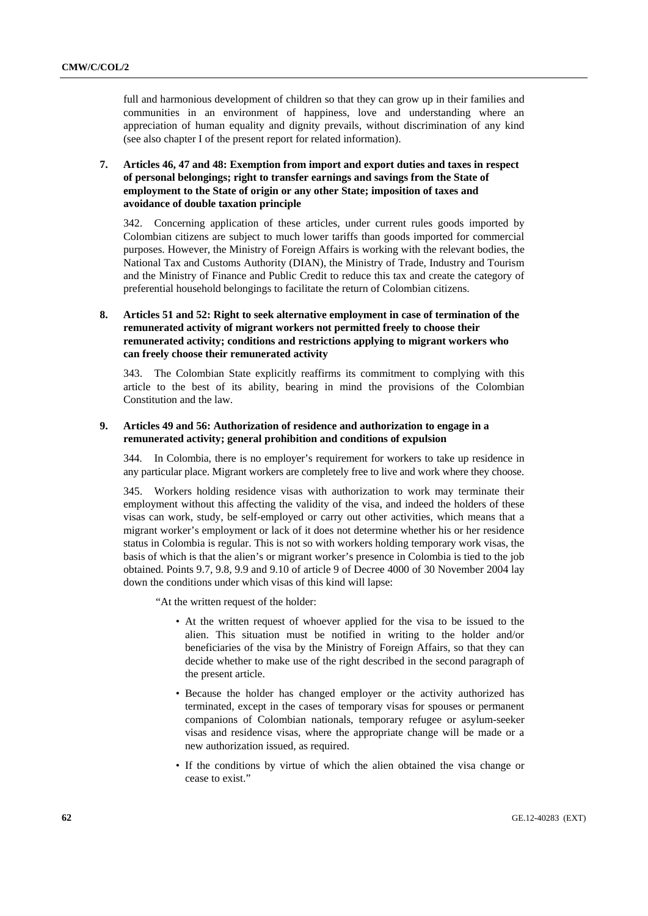full and harmonious development of children so that they can grow up in their families and communities in an environment of happiness, love and understanding where an appreciation of human equality and dignity prevails, without discrimination of any kind (see also chapter I of the present report for related information).

### 7. Articles 46, 47 and 48: Exemption from import and export duties and taxes in respect of personal belongings; right to transfer earnings and savings from the State of employment to the State of origin or any other State; imposition of taxes and avoidance of double taxation principle

342. Concerning application of these articles, under current rules goods imported by Colombian citizens are subject to much lower tariffs than goods imported for commercial purposes. However, the Ministry of Foreign Affairs is working with the relevant bodies, the National Tax and Customs Authority (DIAN), the Ministry of Trade, Industry and Tourism and the Ministry of Finance and Public Credit to reduce this tax and create the category of preferential household belongings to facilitate the return of Colombian citizens.

### 8. Articles 51 and 52: Right to seek alternative employment in case of termination of the remunerated activity of migrant workers not permitted freely to choose their remunerated activity; conditions and restrictions applying to migrant workers who can freely choose their remunerated activity

343. The Colombian State explicitly reaffirms its commitment to complying with this article to the best of its ability, bearing in mind the provisions of the Colombian Constitution and the law.

### 9. Articles 49 and 56: Authorization of residence and authorization to engage in a remunerated activity; general prohibition and conditions of expulsion

344. In Colombia, there is no employer's requirement for workers to take up residence in any particular place. Migrant workers are completely free to live and work where they choose.

345. Workers holding residence visas with authorization to work may terminate their employment without this affecting the validity of the visa, and indeed the holders of these visas can work, study, be self-employed or carry out other activities, which means that a migrant worker's employment or lack of it does not determine whether his or her residence status in Colombia is regular. This is not so with workers holding temporary work visas, the basis of which is that the alien's or migrant worker's presence in Colombia is tied to the job obtained. Points 9.7, 9.8, 9.9 and 9.10 of article 9 of Decree 4000 of 30 November 2004 lay down the conditions under which visas of this kind will lapse:

"At the written request of the holder:

- At the written request of whoever applied for the visa to be issued to the alien. This situation must be notified in writing to the holder and/or beneficiaries of the visa by the Ministry of Foreign Affairs, so that they can decide whether to make use of the right described in the second paragraph of the present article.
- Because the holder has changed employer or the activity authorized has terminated, except in the cases of temporary visas for spouses or permanent companions of Colombian nationals, temporary refugee or asylum-seeker visas and residence visas, where the appropriate change will be made or a new authorization issued, as required.
- If the conditions by virtue of which the alien obtained the visa change or cease to exist."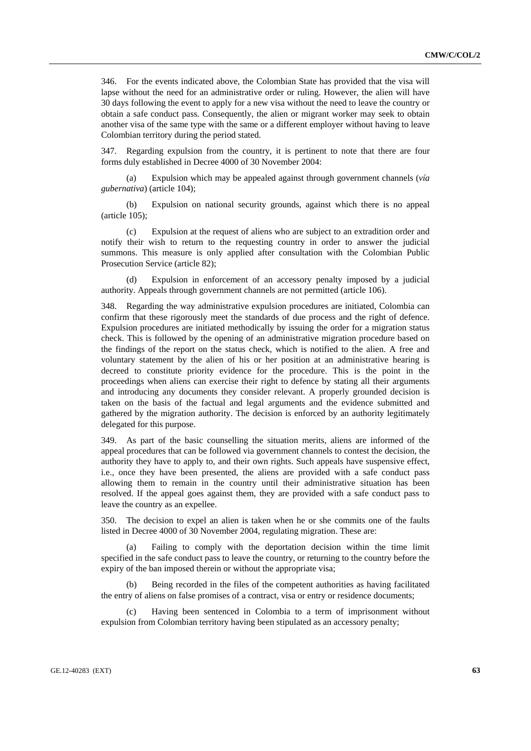346. For the events indicated above, the Colombian State has provided that the visa will lapse without the need for an administrative order or ruling. However, the alien will have 30 days following the event to apply for a new visa without the need to leave the country or obtain a safe conduct pass. Consequently, the alien or migrant worker may seek to obtain another visa of the same type with the same or a different employer without having to leave Colombian territory during the period stated.

347. Regarding expulsion from the country, it is pertinent to note that there are four forms duly established in Decree 4000 of 30 November 2004:

(a) Expulsion which may be appealed against through government channels (*vía gubernativa*) (article 104);

(b) Expulsion on national security grounds, against which there is no appeal (article 105);

(c) Expulsion at the request of aliens who are subject to an extradition order and notify their wish to return to the requesting country in order to answer the judicial summons. This measure is only applied after consultation with the Colombian Public Prosecution Service (article 82);

(d) Expulsion in enforcement of an accessory penalty imposed by a judicial authority. Appeals through government channels are not permitted (article 106).

348. Regarding the way administrative expulsion procedures are initiated, Colombia can confirm that these rigorously meet the standards of due process and the right of defence. Expulsion procedures are initiated methodically by issuing the order for a migration status check. This is followed by the opening of an administrative migration procedure based on the findings of the report on the status check, which is notified to the alien. A free and voluntary statement by the alien of his or her position at an administrative hearing is decreed to constitute priority evidence for the procedure. This is the point in the proceedings when aliens can exercise their right to defence by stating all their arguments and introducing any documents they consider relevant. A properly grounded decision is taken on the basis of the factual and legal arguments and the evidence submitted and gathered by the migration authority. The decision is enforced by an authority legitimately delegated for this purpose.

349. As part of the basic counselling the situation merits, aliens are informed of the appeal procedures that can be followed via government channels to contest the decision, the authority they have to apply to, and their own rights. Such appeals have suspensive effect, i.e., once they have been presented, the aliens are provided with a safe conduct pass allowing them to remain in the country until their administrative situation has been resolved. If the appeal goes against them, they are provided with a safe conduct pass to leave the country as an expellee.

350. The decision to expel an alien is taken when he or she commits one of the faults listed in Decree 4000 of 30 November 2004, regulating migration. These are:

(a) Failing to comply with the deportation decision within the time limit specified in the safe conduct pass to leave the country, or returning to the country before the expiry of the ban imposed therein or without the appropriate visa;

(b) Being recorded in the files of the competent authorities as having facilitated the entry of aliens on false promises of a contract, visa or entry or residence documents;

(c) Having been sentenced in Colombia to a term of imprisonment without expulsion from Colombian territory having been stipulated as an accessory penalty;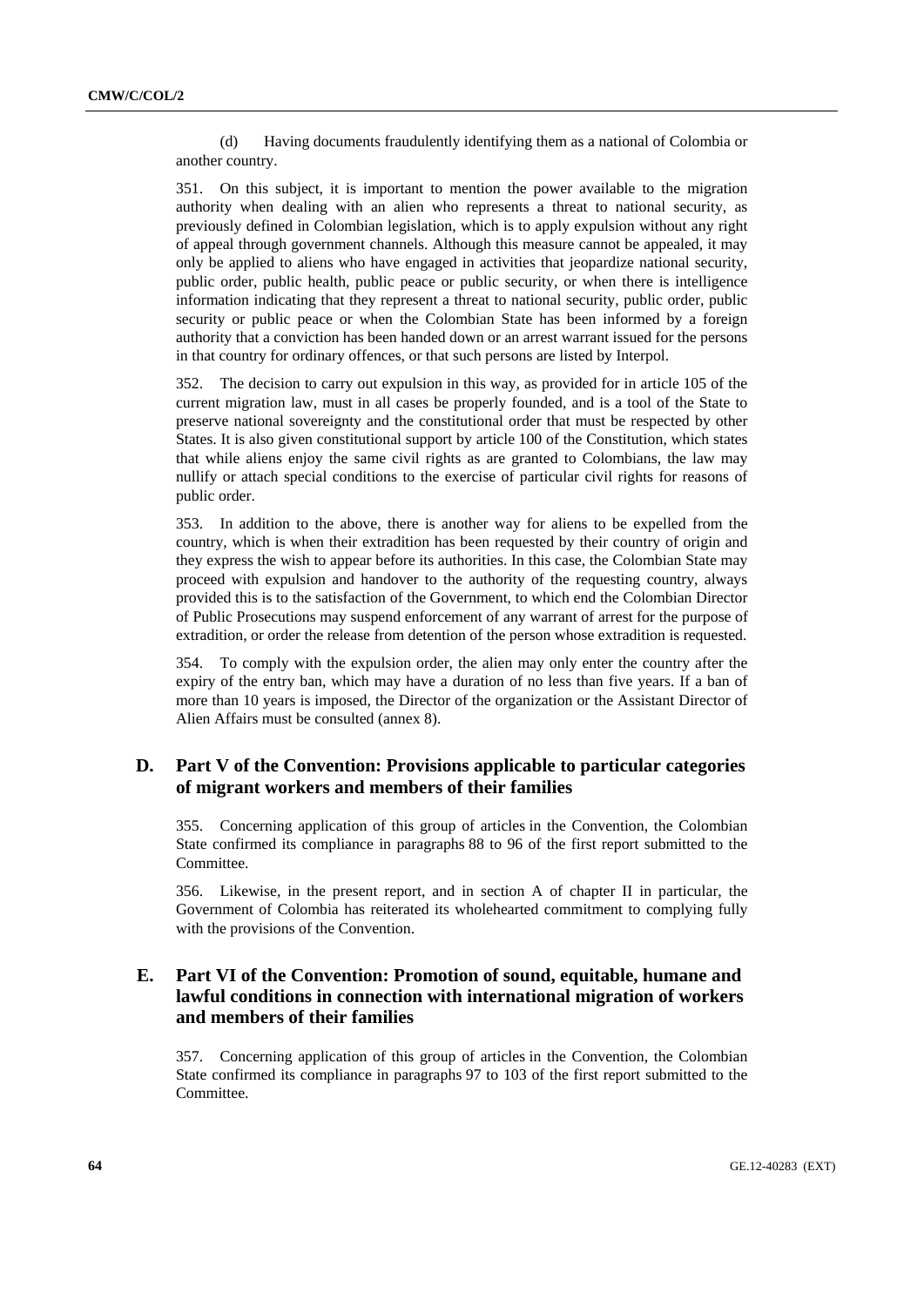(d) Having documents fraudulently identifying them as a national of Colombia or another country.

351. On this subject, it is important to mention the power available to the migration authority when dealing with an alien who represents a threat to national security, as previously defined in Colombian legislation, which is to apply expulsion without any right of appeal through government channels. Although this measure cannot be appealed, it may only be applied to aliens who have engaged in activities that jeopardize national security, public order, public health, public peace or public security, or when there is intelligence information indicating that they represent a threat to national security, public order, public security or public peace or when the Colombian State has been informed by a foreign authority that a conviction has been handed down or an arrest warrant issued for the persons in that country for ordinary offences, or that such persons are listed by Interpol.

352. The decision to carry out expulsion in this way, as provided for in article 105 of the current migration law, must in all cases be properly founded, and is a tool of the State to preserve national sovereignty and the constitutional order that must be respected by other States. It is also given constitutional support by article 100 of the Constitution, which states that while aliens enjoy the same civil rights as are granted to Colombians, the law may nullify or attach special conditions to the exercise of particular civil rights for reasons of public order.

353. In addition to the above, there is another way for aliens to be expelled from the country, which is when their extradition has been requested by their country of origin and they express the wish to appear before its authorities. In this case, the Colombian State may proceed with expulsion and handover to the authority of the requesting country, always provided this is to the satisfaction of the Government, to which end the Colombian Director of Public Prosecutions may suspend enforcement of any warrant of arrest for the purpose of extradition, or order the release from detention of the person whose extradition is requested.

354. To comply with the expulsion order, the alien may only enter the country after the expiry of the entry ban, which may have a duration of no less than five years. If a ban of more than 10 years is imposed, the Director of the organization or the Assistant Director of Alien Affairs must be consulted (annex 8).

## D. Part V of the Convention: Provisions applicable to particular categories of migrant workers and members of their families

355. Concerning application of this group of articles in the Convention, the Colombian State confirmed its compliance in paragraphs 88 to 96 of the first report submitted to the Committee.

356. Likewise, in the present report, and in section A of chapter II in particular, the Government of Colombia has reiterated its wholehearted commitment to complying fully with the provisions of the Convention.

## E. Part VI of the Convention: Promotion of sound, equitable, humane and lawful conditions in connection with international migration of workers and members of their families

357. Concerning application of this group of articles in the Convention, the Colombian State confirmed its compliance in paragraphs 97 to 103 of the first report submitted to the Committee.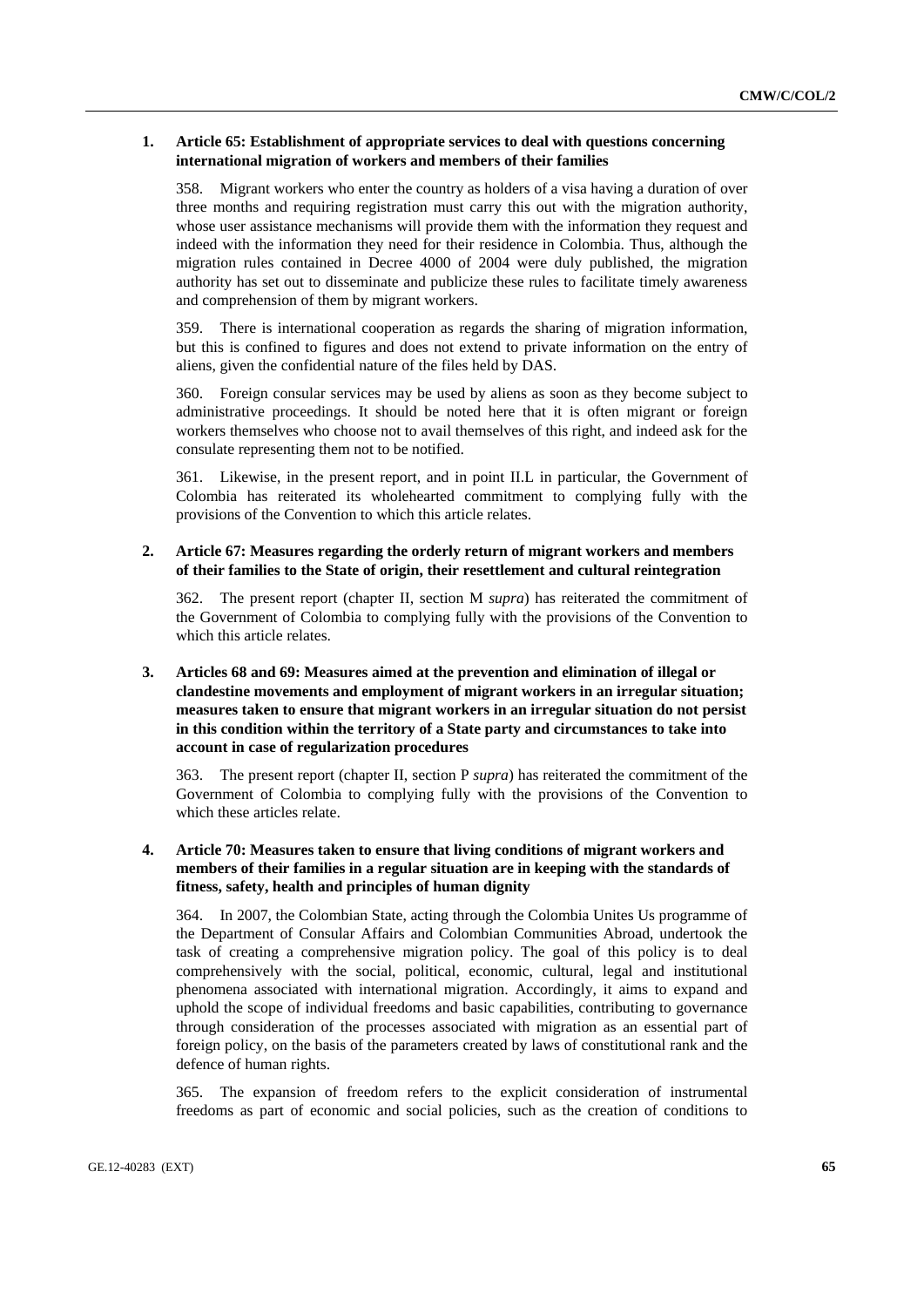### 1. Article 65: Establishment of appropriate services to deal with questions concerning international migration of workers and members of their families

358. Migrant workers who enter the country as holders of a visa having a duration of over three months and requiring registration must carry this out with the migration authority, whose user assistance mechanisms will provide them with the information they request and indeed with the information they need for their residence in Colombia. Thus, although the migration rules contained in Decree 4000 of 2004 were duly published, the migration authority has set out to disseminate and publicize these rules to facilitate timely awareness and comprehension of them by migrant workers.

359. There is international cooperation as regards the sharing of migration information, but this is confined to figures and does not extend to private information on the entry of aliens, given the confidential nature of the files held by DAS.

360. Foreign consular services may be used by aliens as soon as they become subject to administrative proceedings. It should be noted here that it is often migrant or foreign workers themselves who choose not to avail themselves of this right, and indeed ask for the consulate representing them not to be notified.

361. Likewise, in the present report, and in point II.L in particular, the Government of Colombia has reiterated its wholehearted commitment to complying fully with the provisions of the Convention to which this article relates.

### 2. Article 67: Measures regarding the orderly return of migrant workers and members of their families to the State of origin, their resettlement and cultural reintegration

362. The present report (chapter II, section M *supra*) has reiterated the commitment of the Government of Colombia to complying fully with the provisions of the Convention to which this article relates.

### 3. Articles 68 and 69: Measures aimed at the prevention and elimination of illegal or clandestine movements and employment of migrant workers in an irregular situation; measures taken to ensure that migrant workers in an irregular situation do not persist in this condition within the territory of a State party and circumstances to take into account in case of regularization procedures

363. The present report (chapter II, section P *supra*) has reiterated the commitment of the Government of Colombia to complying fully with the provisions of the Convention to which these articles relate.

### 4. Article 70: Measures taken to ensure that living conditions of migrant workers and members of their families in a regular situation are in keeping with the standards of fitness, safety, health and principles of human dignity

364. In 2007, the Colombian State, acting through the Colombia Unites Us programme of the Department of Consular Affairs and Colombian Communities Abroad, undertook the task of creating a comprehensive migration policy. The goal of this policy is to deal comprehensively with the social, political, economic, cultural, legal and institutional phenomena associated with international migration. Accordingly, it aims to expand and uphold the scope of individual freedoms and basic capabilities, contributing to governance through consideration of the processes associated with migration as an essential part of foreign policy, on the basis of the parameters created by laws of constitutional rank and the defence of human rights.

365. The expansion of freedom refers to the explicit consideration of instrumental freedoms as part of economic and social policies, such as the creation of conditions to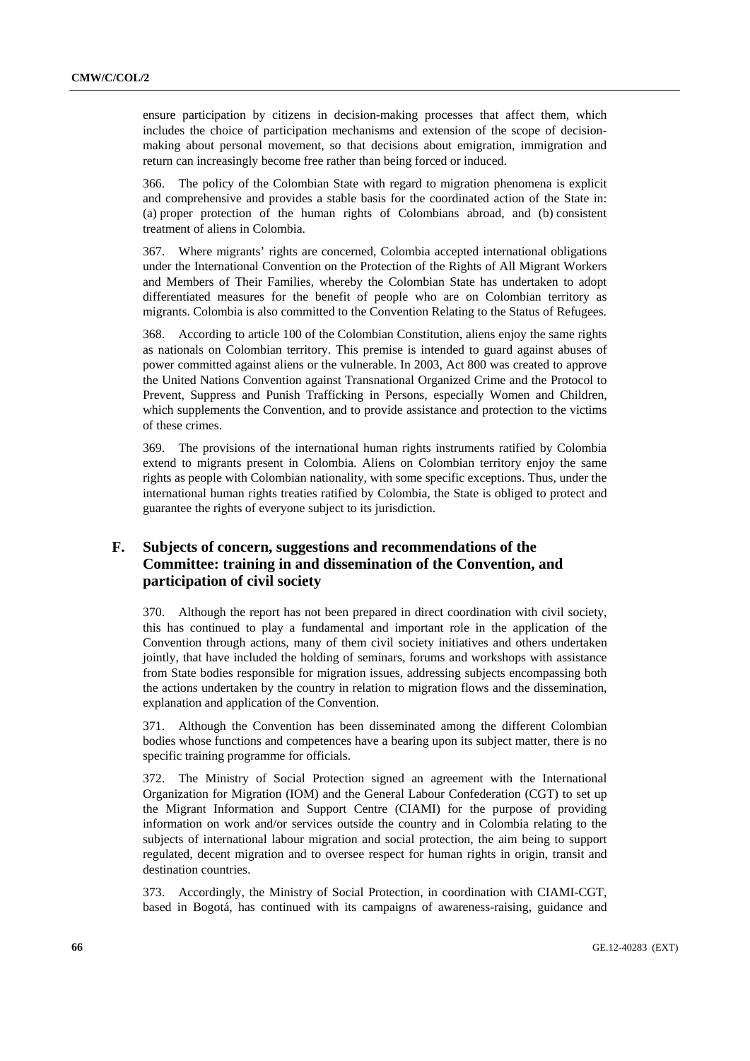ensure participation by citizens in decision-making processes that affect them, which includes the choice of participation mechanisms and extension of the scope of decision-making about personal movement, so that decisions about emigration, immigration and return can increasingly become free rather than being forced or induced.

366. The policy of the Colombian State with regard to migration phenomena is explicit and comprehensive and provides a stable basis for the coordinated action of the State in: (a) proper protection of the human rights of Colombians abroad, and (b) consistent treatment of aliens in Colombia.

367. Where migrants' rights are concerned, Colombia accepted international obligations under the International Convention on the Protection of the Rights of All Migrant Workers and Members of Their Families, whereby the Colombian State has undertaken to adopt differentiated measures for the benefit of people who are on Colombian territory as migrants. Colombia is also committed to the Convention Relating to the Status of Refugees.

368. According to article 100 of the Colombian Constitution, aliens enjoy the same rights as nationals on Colombian territory. This premise is intended to guard against abuses of power committed against aliens or the vulnerable. In 2003, Act 800 was created to approve the United Nations Convention against Transnational Organized Crime and the Protocol to Prevent, Suppress and Punish Trafficking in Persons, especially Women and Children, which supplements the Convention, and to provide assistance and protection to the victims of these crimes.

369. The provisions of the international human rights instruments ratified by Colombia extend to migrants present in Colombia. Aliens on Colombian territory enjoy the same rights as people with Colombian nationality, with some specific exceptions. Thus, under the international human rights treaties ratified by Colombia, the State is obliged to protect and guarantee the rights of everyone subject to its jurisdiction.

## F. Subjects of concern, suggestions and recommendations of the Committee: training in and dissemination of the Convention, and participation of civil society

370. Although the report has not been prepared in direct coordination with civil society, this has continued to play a fundamental and important role in the application of the Convention through actions, many of them civil society initiatives and others undertaken jointly, that have included the holding of seminars, forums and workshops with assistance from State bodies responsible for migration issues, addressing subjects encompassing both the actions undertaken by the country in relation to migration flows and the dissemination, explanation and application of the Convention.

371. Although the Convention has been disseminated among the different Colombian bodies whose functions and competences have a bearing upon its subject matter, there is no specific training programme for officials.

372. The Ministry of Social Protection signed an agreement with the International Organization for Migration (IOM) and the General Labour Confederation (CGT) to set up the Migrant Information and Support Centre (CIAMI) for the purpose of providing information on work and/or services outside the country and in Colombia relating to the subjects of international labour migration and social protection, the aim being to support regulated, decent migration and to oversee respect for human rights in origin, transit and destination countries.

373. Accordingly, the Ministry of Social Protection, in coordination with CIAMI-CGT, based in Bogotá, has continued with its campaigns of awareness-raising, guidance and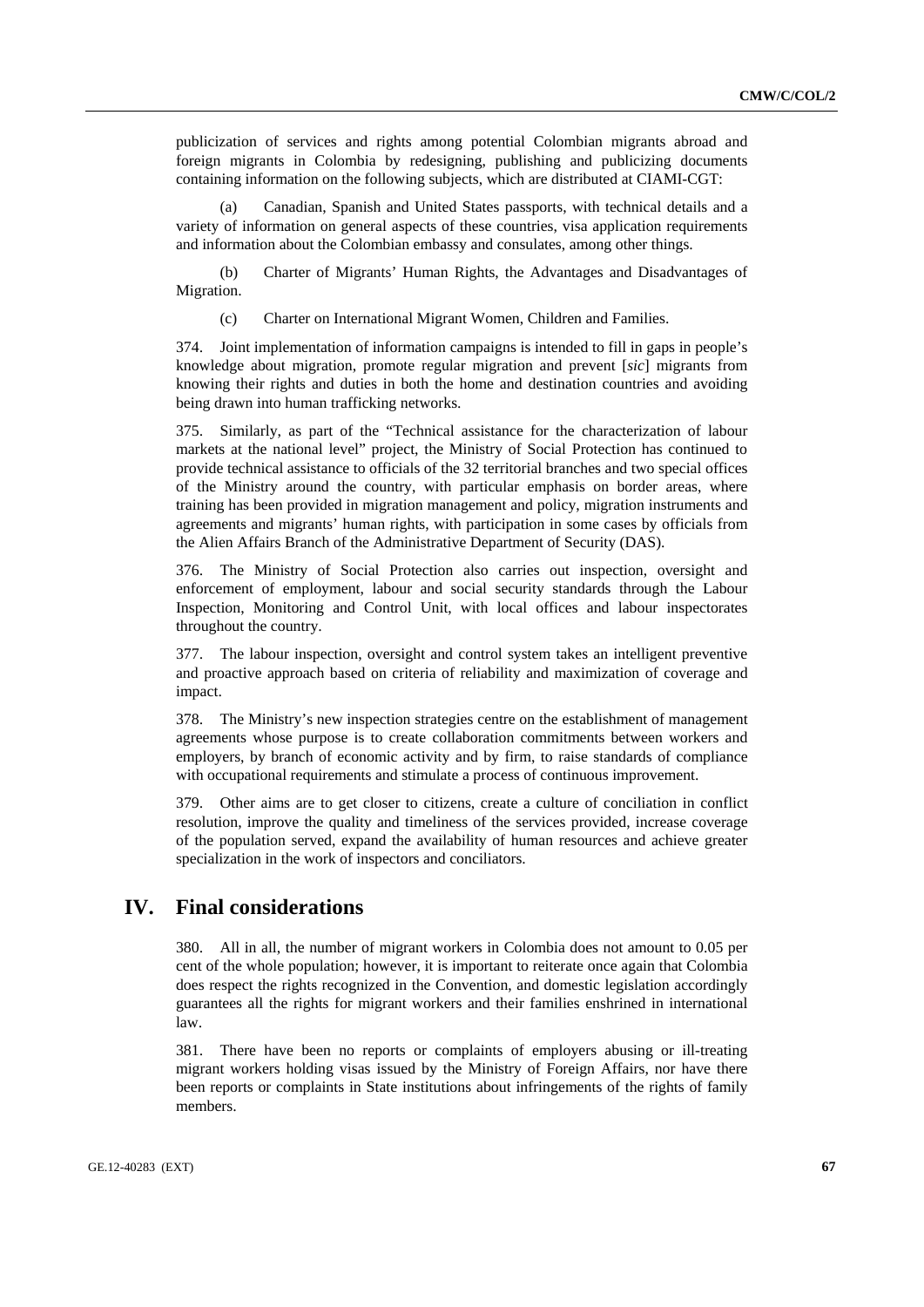publicization of services and rights among potential Colombian migrants abroad and foreign migrants in Colombia by redesigning, publishing and publicizing documents containing information on the following subjects, which are distributed at CIAMI-CGT:

(a) Canadian, Spanish and United States passports, with technical details and a variety of information on general aspects of these countries, visa application requirements and information about the Colombian embassy and consulates, among other things.

(b) Charter of Migrants' Human Rights, the Advantages and Disadvantages of Migration.

(c) Charter on International Migrant Women, Children and Families.

374. Joint implementation of information campaigns is intended to fill in gaps in people's knowledge about migration, promote regular migration and prevent [*sic*] migrants from knowing their rights and duties in both the home and destination countries and avoiding being drawn into human trafficking networks.

375. Similarly, as part of the "Technical assistance for the characterization of labour markets at the national level" project, the Ministry of Social Protection has continued to provide technical assistance to officials of the 32 territorial branches and two special offices of the Ministry around the country, with particular emphasis on border areas, where training has been provided in migration management and policy, migration instruments and agreements and migrants' human rights, with participation in some cases by officials from the Alien Affairs Branch of the Administrative Department of Security (DAS).

376. The Ministry of Social Protection also carries out inspection, oversight and enforcement of employment, labour and social security standards through the Labour Inspection, Monitoring and Control Unit, with local offices and labour inspectorates throughout the country.

377. The labour inspection, oversight and control system takes an intelligent preventive and proactive approach based on criteria of reliability and maximization of coverage and impact.

378. The Ministry's new inspection strategies centre on the establishment of management agreements whose purpose is to create collaboration commitments between workers and employers, by branch of economic activity and by firm, to raise standards of compliance with occupational requirements and stimulate a process of continuous improvement.

379. Other aims are to get closer to citizens, create a culture of conciliation in conflict resolution, improve the quality and timeliness of the services provided, increase coverage of the population served, expand the availability of human resources and achieve greater specialization in the work of inspectors and conciliators.

# IV. Final considerations

380. All in all, the number of migrant workers in Colombia does not amount to 0.05 per cent of the whole population; however, it is important to reiterate once again that Colombia does respect the rights recognized in the Convention, and domestic legislation accordingly guarantees all the rights for migrant workers and their families enshrined in international law.

381. There have been no reports or complaints of employers abusing or ill-treating migrant workers holding visas issued by the Ministry of Foreign Affairs, nor have there been reports or complaints in State institutions about infringements of the rights of family members.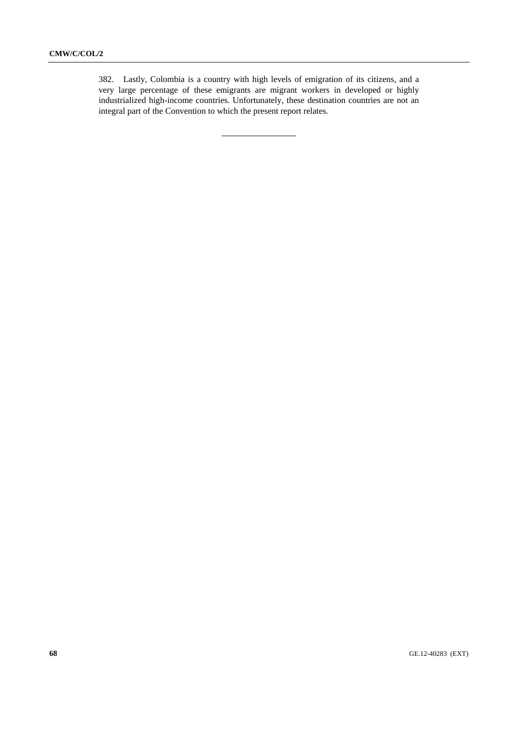382. Lastly, Colombia is a country with high levels of emigration of its citizens, and a very large percentage of these emigrants are migrant workers in developed or highly industrialized high-income countries. Unfortunately, these destination countries are not an integral part of the Convention to which the present report relates.